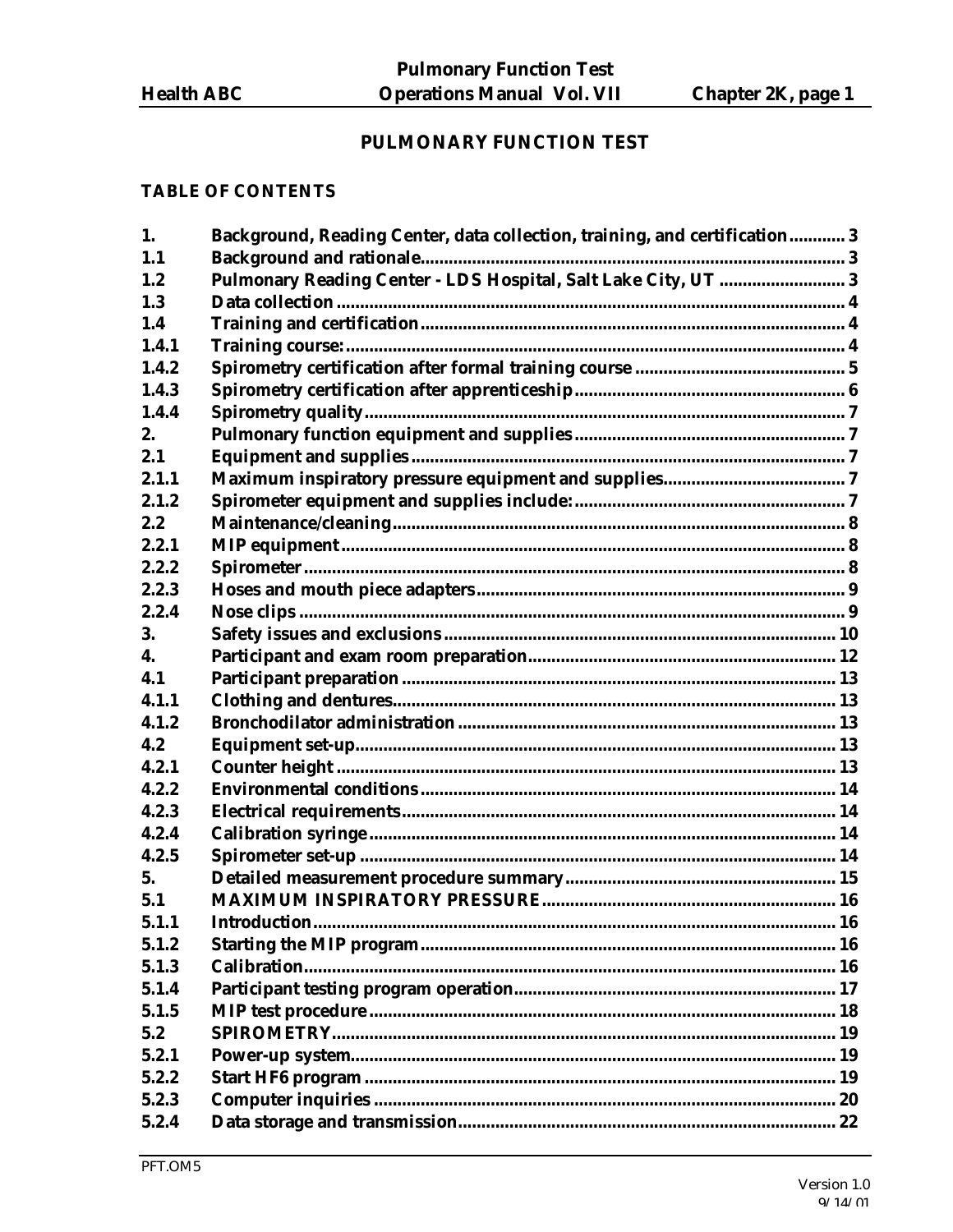# PULMONARY FUNCTION TEST

## TABLE OF CONTENTS

| | | |
|---|---|---|
| 1. | Background, Reading Center, data collection, training, and certification | 3 |
| 1.1 | Background and rationale | 3 |
| 1.2 | Pulmonary Reading Center - LDS Hospital, Salt Lake City, UT | 3 |
| 1.3 | Data collection | 4 |
| 1.4 | Training and certification | 4 |
| 1.4.1 | Training course: | 4 |
| 1.4.2 | Spirometry certification after formal training course | 5 |
| 1.4.3 | Spirometry certification after apprenticeship | 6 |
| 1.4.4 | Spirometry quality | 7 |
| 2. | Pulmonary function equipment and supplies | 7 |
| 2.1 | Equipment and supplies | 7 |
| 2.1.1 | Maximum inspiratory pressure equipment and supplies | 7 |
| 2.1.2 | Spirometer equipment and supplies include: | 7 |
| 2.2 | Maintenance/cleaning | 8 |
| 2.2.1 | MIP equipment | 8 |
| 2.2.2 | Spirometer | 8 |
| 2.2.3 | Hoses and mouth piece adapters | 9 |
| 2.2.4 | Nose clips | 9 |
| 3. | Safety issues and exclusions | 10 |
| 4. | Participant and exam room preparation | 12 |
| 4.1 | Participant preparation | 13 |
| 4.1.1 | Clothing and dentures | 13 |
| 4.1.2 | Bronchodilator administration | 13 |
| 4.2 | Equipment set-up | 13 |
| 4.2.1 | Counter height | 13 |
| 4.2.2 | Environmental conditions | 14 |
| 4.2.3 | Electrical requirements | 14 |
| 4.2.4 | Calibration syringe | 14 |
| 4.2.5 | Spirometer set-up | 14 |
| 5. | Detailed measurement procedure summary | 15 |
| 5.1 | MAXIMUM INSPIRATORY PRESSURE | 16 |
| 5.1.1 | Introduction | 16 |
| 5.1.2 | Starting the MIP program | 16 |
| 5.1.3 | Calibration | 16 |
| 5.1.4 | Participant testing program operation | 17 |
| 5.1.5 | MIP test procedure | 18 |
| 5.2 | SPIROMETRY | 19 |
| 5.2.1 | Power-up system | 19 |
| 5.2.2 | Start HF6 program | 19 |
| 5.2.3 | Computer inquiries | 20 |
| 5.2.4 | Data storage and transmission | 22 |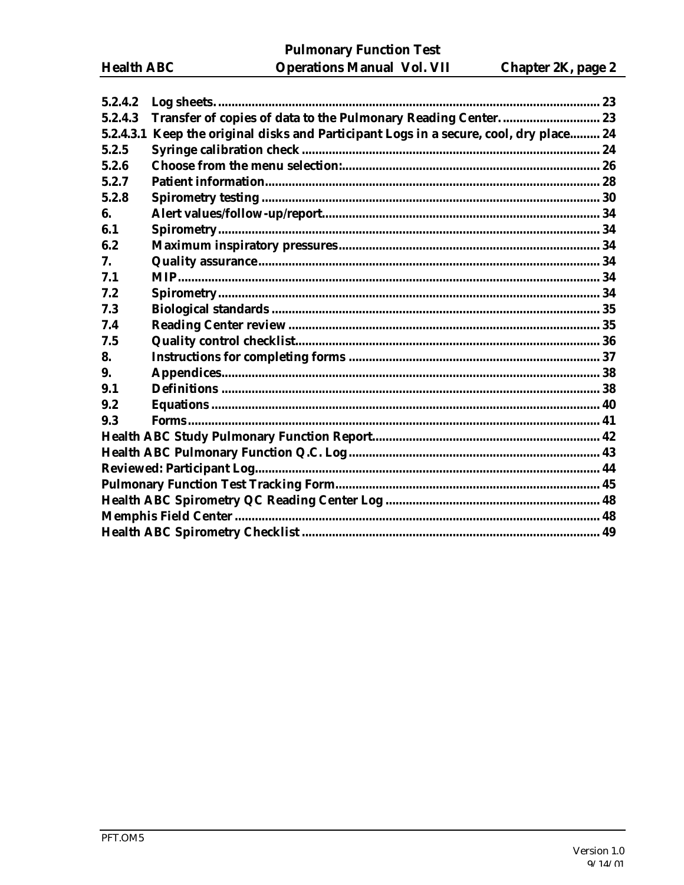| | | |
|---|---|---|
| 5.2.4.2 | Log sheets. | 23 |
| 5.2.4.3 | Transfer of copies of data to the Pulmonary Reading Center. | 23 |
| 5.2.4.3.1 | Keep the original disks and Participant Logs in a secure, cool, dry place | 24 |
| 5.2.5 | Syringe calibration check | 24 |
| 5.2.6 | Choose from the menu selection: | 26 |
| 5.2.7 | Patient information | 28 |
| 5.2.8 | Spirometry testing | 30 |
| 6. | Alert values/follow-up/report | 34 |
| 6.1 | Spirometry | 34 |
| 6.2 | Maximum inspiratory pressures | 34 |
| 7. | Quality assurance | 34 |
| 7.1 | MIP | 34 |
| 7.2 | Spirometry | 34 |
| 7.3 | Biological standards | 35 |
| 7.4 | Reading Center review | 35 |
| 7.5 | Quality control checklist | 36 |
| 8. | Instructions for completing forms | 37 |
| 9. | Appendices | 38 |
| 9.1 | Definitions | 38 |
| 9.2 | Equations | 40 |
| 9.3 | Forms | 41 |
| | Health ABC Study Pulmonary Function Report | 42 |
| | Health ABC Pulmonary Function Q.C. Log | 43 |
| | Reviewed: Participant Log | 44 |
| | Pulmonary Function Test Tracking Form | 45 |
| | Health ABC Spirometry QC Reading Center Log | 48 |
| | Memphis Field Center | 48 |
| | Health ABC Spirometry Checklist | 49 |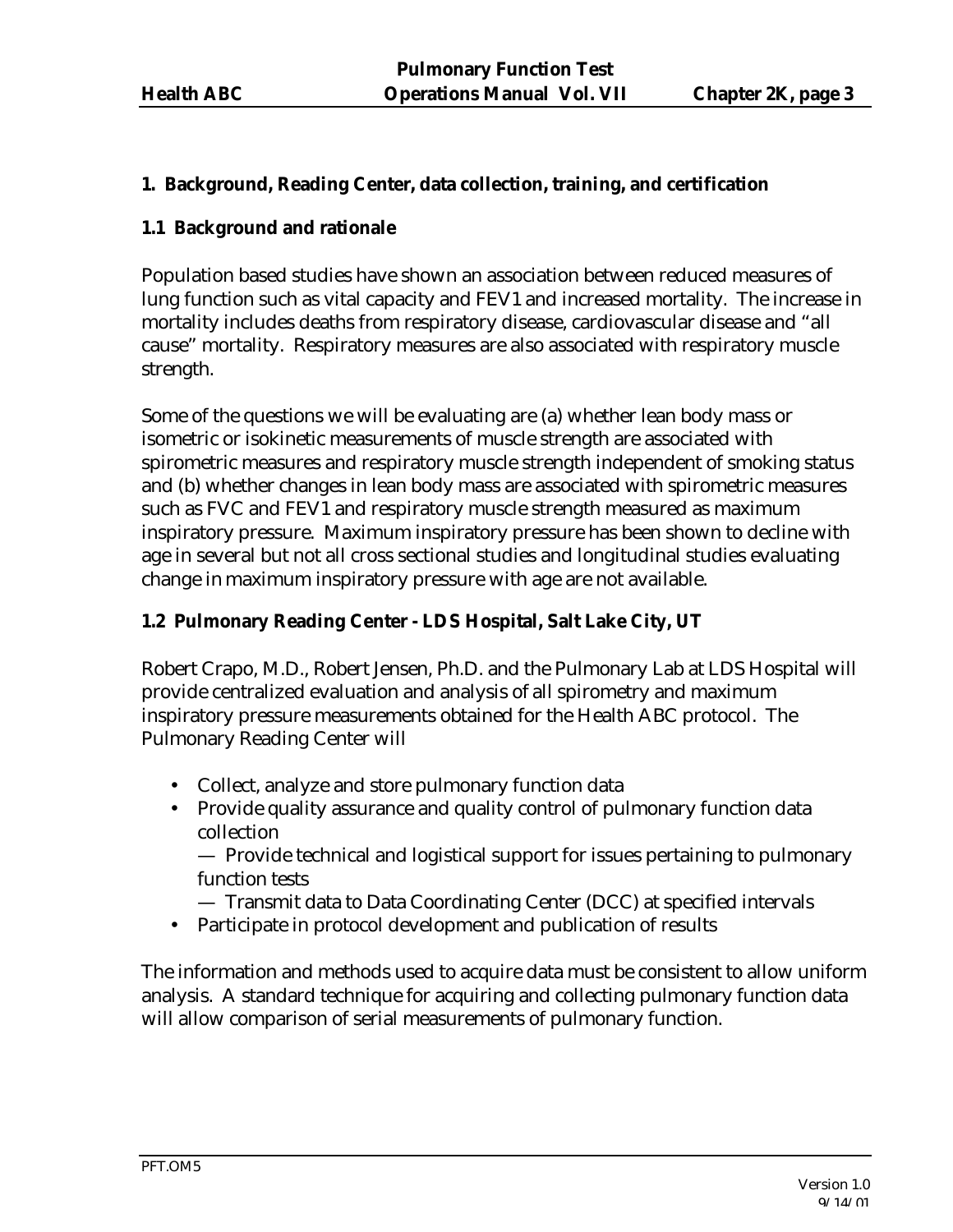## 1. Background, Reading Center, data collection, training, and certification

### 1.1 Background and rationale

Population based studies have shown an association between reduced measures of lung function such as vital capacity and FEV1 and increased mortality. The increase in mortality includes deaths from respiratory disease, cardiovascular disease and "all cause" mortality. Respiratory measures are also associated with respiratory muscle strength.

Some of the questions we will be evaluating are (a) whether lean body mass or isometric or isokinetic measurements of muscle strength are associated with spirometric measures and respiratory muscle strength independent of smoking status and (b) whether changes in lean body mass are associated with spirometric measures such as FVC and FEV1 and respiratory muscle strength measured as maximum inspiratory pressure. Maximum inspiratory pressure has been shown to decline with age in several but not all cross sectional studies and longitudinal studies evaluating change in maximum inspiratory pressure with age are not available.

### 1.2 Pulmonary Reading Center - LDS Hospital, Salt Lake City, UT

Robert Crapo, M.D., Robert Jensen, Ph.D. and the Pulmonary Lab at LDS Hospital will provide centralized evaluation and analysis of all spirometry and maximum inspiratory pressure measurements obtained for the Health ABC protocol. The Pulmonary Reading Center will

- Collect, analyze and store pulmonary function data
- Provide quality assurance and quality control of pulmonary function data collection
  - — Provide technical and logistical support for issues pertaining to pulmonary function tests
  - — Transmit data to Data Coordinating Center (DCC) at specified intervals
- Participate in protocol development and publication of results

The information and methods used to acquire data must be consistent to allow uniform analysis. A standard technique for acquiring and collecting pulmonary function data will allow comparison of serial measurements of pulmonary function.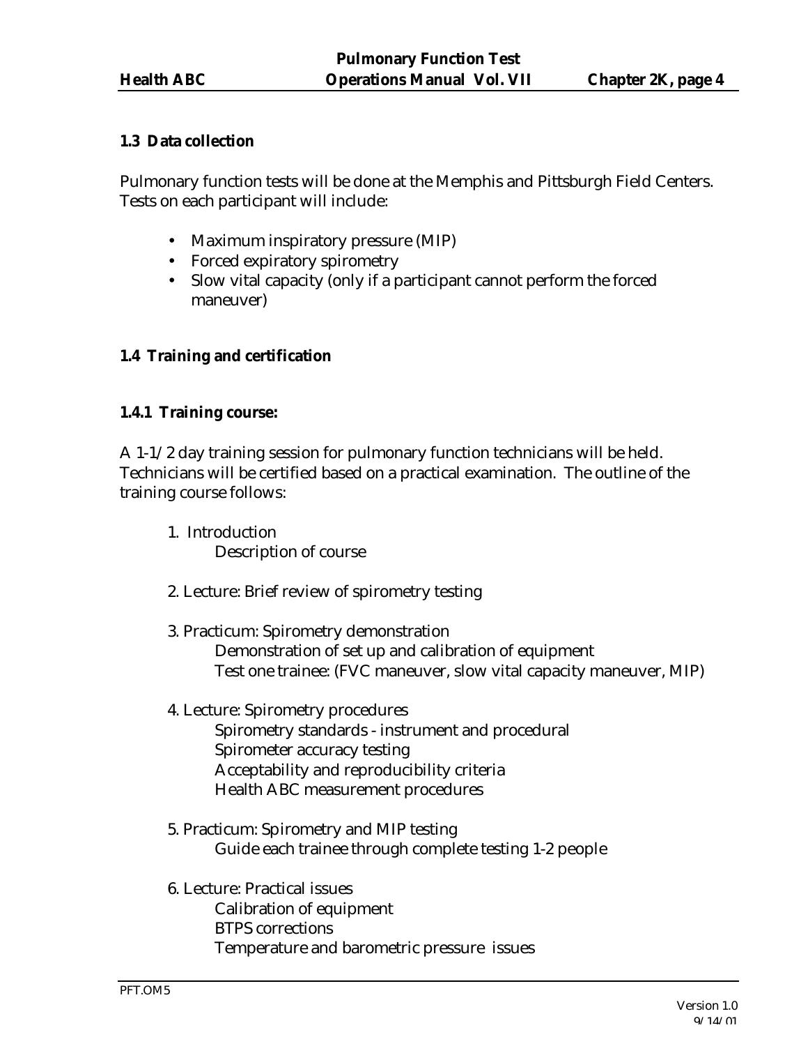### 1.3 Data collection

Pulmonary function tests will be done at the Memphis and Pittsburgh Field Centers. Tests on each participant will include:

- Maximum inspiratory pressure (MIP)
- Forced expiratory spirometry
- Slow vital capacity (only if a participant cannot perform the forced maneuver)

### 1.4 Training and certification

#### 1.4.1 Training course:

A 1-1/2 day training session for pulmonary function technicians will be held. Technicians will be certified based on a practical examination. The outline of the training course follows:

1. Introduction
   Description of course

2. Lecture: Brief review of spirometry testing

3. Practicum: Spirometry demonstration
   Demonstration of set up and calibration of equipment
   Test one trainee: (FVC maneuver, slow vital capacity maneuver, MIP)

4. Lecture: Spirometry procedures
   Spirometry standards - instrument and procedural
   Spirometer accuracy testing
   Acceptability and reproducibility criteria
   Health ABC measurement procedures

5. Practicum: Spirometry and MIP testing
   Guide each trainee through complete testing 1-2 people

6. Lecture: Practical issues
   Calibration of equipment
   BTPS corrections
   Temperature and barometric pressure issues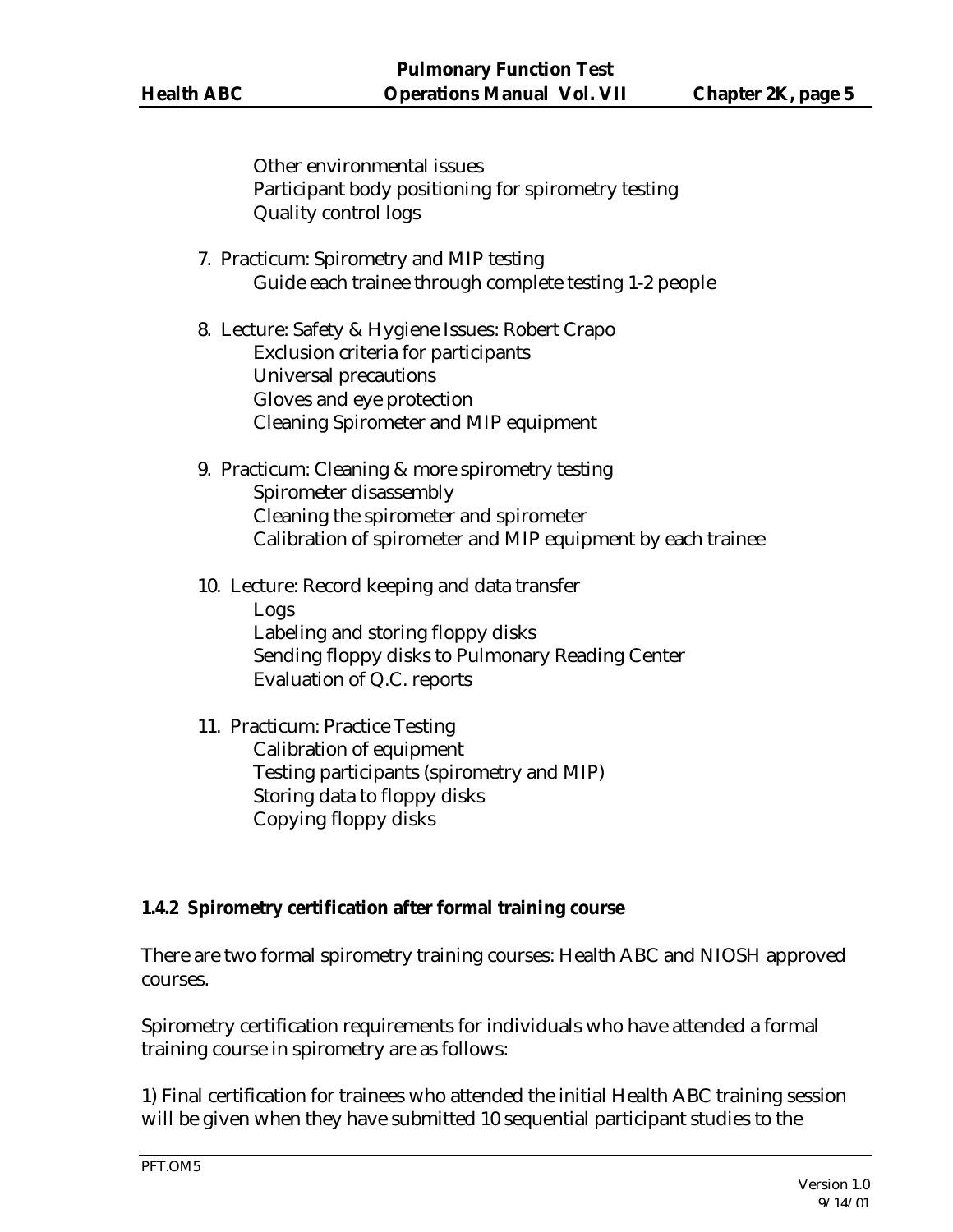Other environmental issues
Participant body positioning for spirometry testing
Quality control logs

7. Practicum: Spirometry and MIP testing
   - Guide each trainee through complete testing 1-2 people

8. Lecture: Safety & Hygiene Issues: Robert Crapo
   - Exclusion criteria for participants
   - Universal precautions
   - Gloves and eye protection
   - Cleaning Spirometer and MIP equipment

9. Practicum: Cleaning & more spirometry testing
   - Spirometer disassembly
   - Cleaning the spirometer and spirometer
   - Calibration of spirometer and MIP equipment by each trainee

10. Lecture: Record keeping and data transfer
    - Logs
    - Labeling and storing floppy disks
    - Sending floppy disks to Pulmonary Reading Center
    - Evaluation of Q.C. reports

11. Practicum: Practice Testing
    - Calibration of equipment
    - Testing participants (spirometry and MIP)
    - Storing data to floppy disks
    - Copying floppy disks

### 1.4.2 Spirometry certification after formal training course

There are two formal spirometry training courses: Health ABC and NIOSH approved courses.

Spirometry certification requirements for individuals who have attended a formal training course in spirometry are as follows:

1) Final certification for trainees who attended the initial Health ABC training session will be given when they have submitted 10 sequential participant studies to the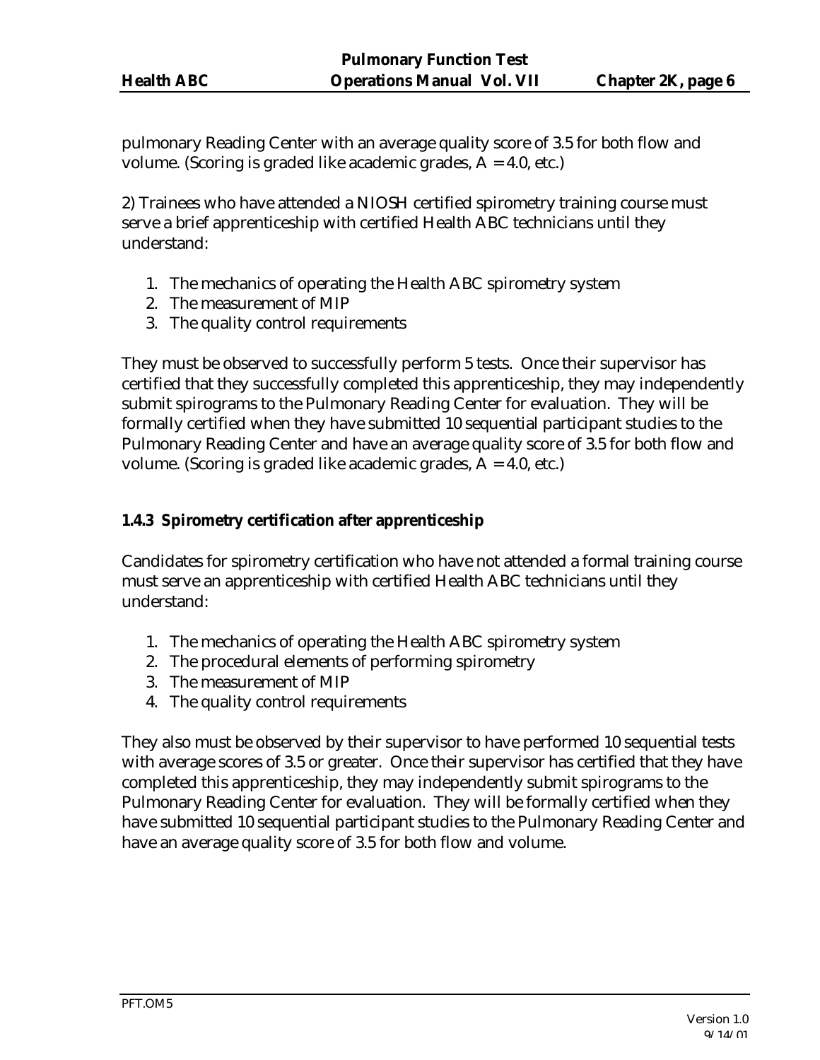pulmonary Reading Center with an average quality score of 3.5 for both flow and volume. (Scoring is graded like academic grades, A = 4.0, etc.)

2) Trainees who have attended a NIOSH certified spirometry training course must serve a brief apprenticeship with certified Health ABC technicians until they understand:

1. The mechanics of operating the Health ABC spirometry system
2. The measurement of MIP
3. The quality control requirements

They must be observed to successfully perform 5 tests. Once their supervisor has certified that they successfully completed this apprenticeship, they may independently submit spirograms to the Pulmonary Reading Center for evaluation. They will be formally certified when they have submitted 10 sequential participant studies to the Pulmonary Reading Center and have an average quality score of 3.5 for both flow and volume. (Scoring is graded like academic grades, A = 4.0, etc.)

### 1.4.3 Spirometry certification after apprenticeship

Candidates for spirometry certification who have not attended a formal training course must serve an apprenticeship with certified Health ABC technicians until they understand:

1. The mechanics of operating the Health ABC spirometry system
2. The procedural elements of performing spirometry
3. The measurement of MIP
4. The quality control requirements

They also must be observed by their supervisor to have performed 10 sequential tests with average scores of 3.5 or greater. Once their supervisor has certified that they have completed this apprenticeship, they may independently submit spirograms to the Pulmonary Reading Center for evaluation. They will be formally certified when they have submitted 10 sequential participant studies to the Pulmonary Reading Center and have an average quality score of 3.5 for both flow and volume.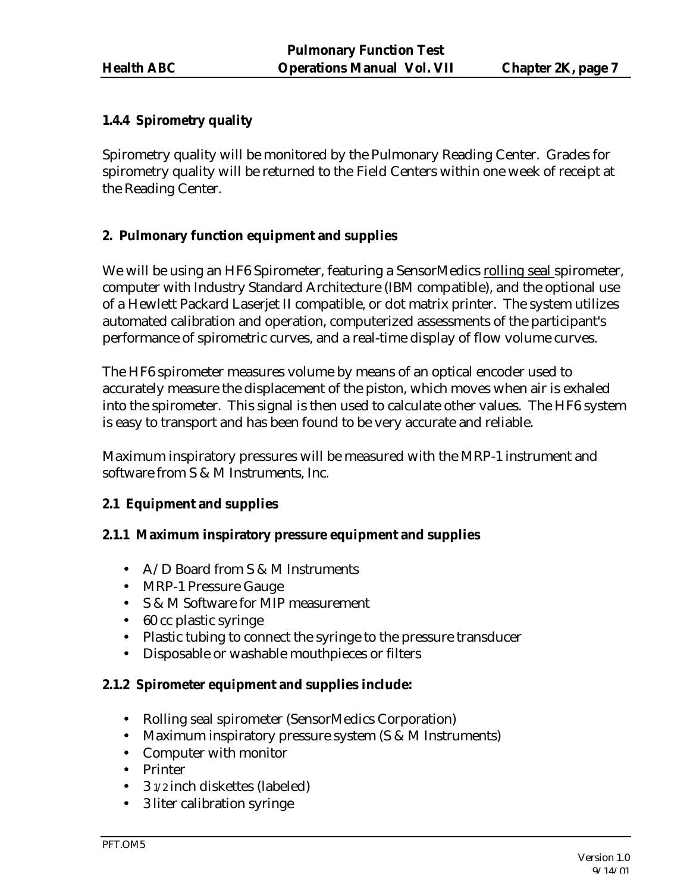### 1.4.4 Spirometry quality

Spirometry quality will be monitored by the Pulmonary Reading Center. Grades for spirometry quality will be returned to the Field Centers within one week of receipt at the Reading Center.

## 2. Pulmonary function equipment and supplies

We will be using an HF6 Spirometer, featuring a SensorMedics rolling seal spirometer, computer with Industry Standard Architecture (IBM compatible), and the optional use of a Hewlett Packard Laserjet II compatible, or dot matrix printer. The system utilizes automated calibration and operation, computerized assessments of the participant's performance of spirometric curves, and a real-time display of flow volume curves.

The HF6 spirometer measures volume by means of an optical encoder used to accurately measure the displacement of the piston, which moves when air is exhaled into the spirometer. This signal is then used to calculate other values. The HF6 system is easy to transport and has been found to be very accurate and reliable.

Maximum inspiratory pressures will be measured with the MRP-1 instrument and software from S & M Instruments, Inc.

### 2.1 Equipment and supplies

#### 2.1.1 Maximum inspiratory pressure equipment and supplies

- A/D Board from S & M Instruments
- MRP-1 Pressure Gauge
- S & M Software for MIP measurement
- 60 cc plastic syringe
- Plastic tubing to connect the syringe to the pressure transducer
- Disposable or washable mouthpieces or filters

#### 2.1.2 Spirometer equipment and supplies include:

- Rolling seal spirometer (SensorMedics Corporation)
- Maximum inspiratory pressure system (S & M Instruments)
- Computer with monitor
- Printer
- 3 1/2 inch diskettes (labeled)
- 3 liter calibration syringe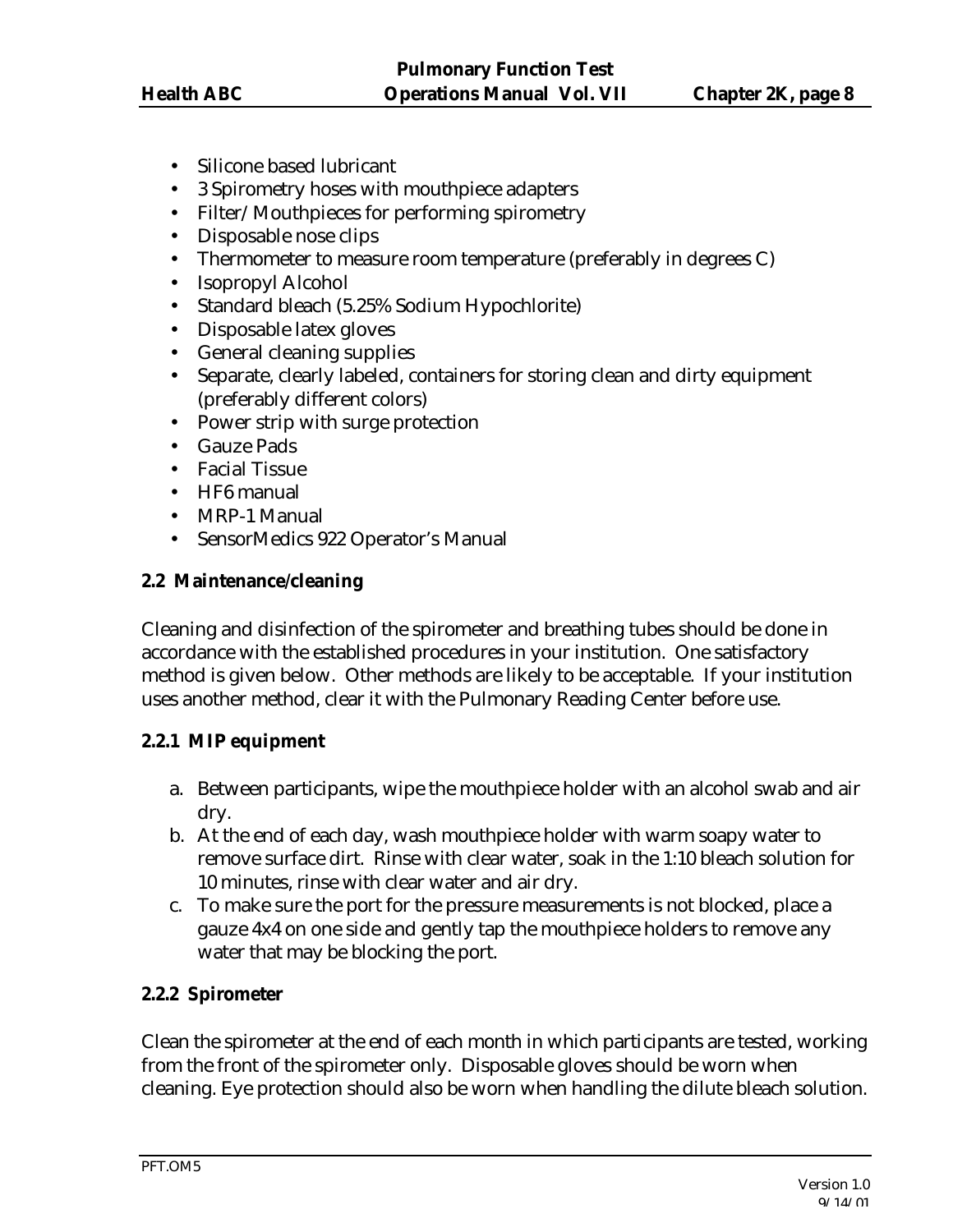- Silicone based lubricant
- 3 Spirometry hoses with mouthpiece adapters
- Filter/ Mouthpieces for performing spirometry
- Disposable nose clips
- Thermometer to measure room temperature (preferably in degrees C)
- Isopropyl Alcohol
- Standard bleach (5.25% Sodium Hypochlorite)
- Disposable latex gloves
- General cleaning supplies
- Separate, clearly labeled, containers for storing clean and dirty equipment (preferably different colors)
- Power strip with surge protection
- Gauze Pads
- Facial Tissue
- HF6 manual
- MRP-1 Manual
- SensorMedics 922 Operator's Manual

### 2.2 Maintenance/cleaning

Cleaning and disinfection of the spirometer and breathing tubes should be done in accordance with the established procedures in your institution. One satisfactory method is given below. Other methods are likely to be acceptable. If your institution uses another method, clear it with the Pulmonary Reading Center before use.

#### 2.2.1 MIP equipment

a. Between participants, wipe the mouthpiece holder with an alcohol swab and air dry.
b. At the end of each day, wash mouthpiece holder with warm soapy water to remove surface dirt. Rinse with clear water, soak in the 1:10 bleach solution for 10 minutes, rinse with clear water and air dry.
c. To make sure the port for the pressure measurements is not blocked, place a gauze 4x4 on one side and gently tap the mouthpiece holders to remove any water that may be blocking the port.

#### 2.2.2 Spirometer

Clean the spirometer at the end of each month in which participants are tested, working from the front of the spirometer only. Disposable gloves should be worn when cleaning. Eye protection should also be worn when handling the dilute bleach solution.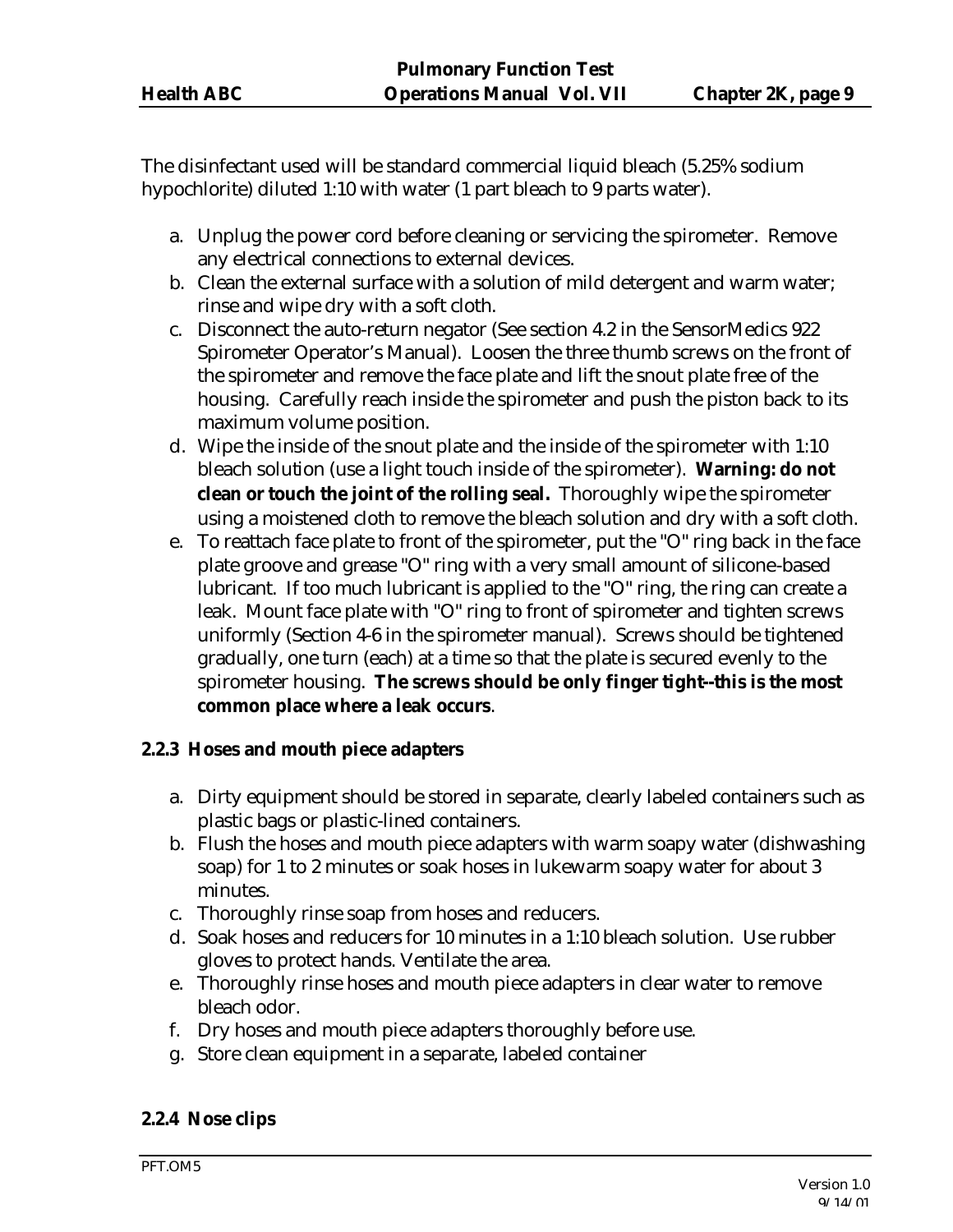The disinfectant used will be standard commercial liquid bleach (5.25% sodium hypochlorite) diluted 1:10 with water (1 part bleach to 9 parts water).

a. Unplug the power cord before cleaning or servicing the spirometer. Remove any electrical connections to external devices.
b. Clean the external surface with a solution of mild detergent and warm water; rinse and wipe dry with a soft cloth.
c. Disconnect the auto-return negator (See section 4.2 in the SensorMedics 922 Spirometer Operator's Manual). Loosen the three thumb screws on the front of the spirometer and remove the face plate and lift the snout plate free of the housing. Carefully reach inside the spirometer and push the piston back to its maximum volume position.
d. Wipe the inside of the snout plate and the inside of the spirometer with 1:10 bleach solution (use a light touch inside of the spirometer). **Warning: do not clean or touch the joint of the rolling seal.** Thoroughly wipe the spirometer using a moistened cloth to remove the bleach solution and dry with a soft cloth.
e. To reattach face plate to front of the spirometer, put the "O" ring back in the face plate groove and grease "O" ring with a very small amount of silicone-based lubricant. If too much lubricant is applied to the "O" ring, the ring can create a leak. Mount face plate with "O" ring to front of spirometer and tighten screws uniformly (Section 4-6 in the spirometer manual). Screws should be tightened gradually, one turn (each) at a time so that the plate is secured evenly to the spirometer housing. **The screws should be only finger tight--this is the most common place where a leak occurs**.

### 2.2.3 Hoses and mouth piece adapters

a. Dirty equipment should be stored in separate, clearly labeled containers such as plastic bags or plastic-lined containers.
b. Flush the hoses and mouth piece adapters with warm soapy water (dishwashing soap) for 1 to 2 minutes or soak hoses in lukewarm soapy water for about 3 minutes.
c. Thoroughly rinse soap from hoses and reducers.
d. Soak hoses and reducers for 10 minutes in a 1:10 bleach solution. Use rubber gloves to protect hands. Ventilate the area.
e. Thoroughly rinse hoses and mouth piece adapters in clear water to remove bleach odor.
f. Dry hoses and mouth piece adapters thoroughly before use.
g. Store clean equipment in a separate, labeled container

### 2.2.4 Nose clips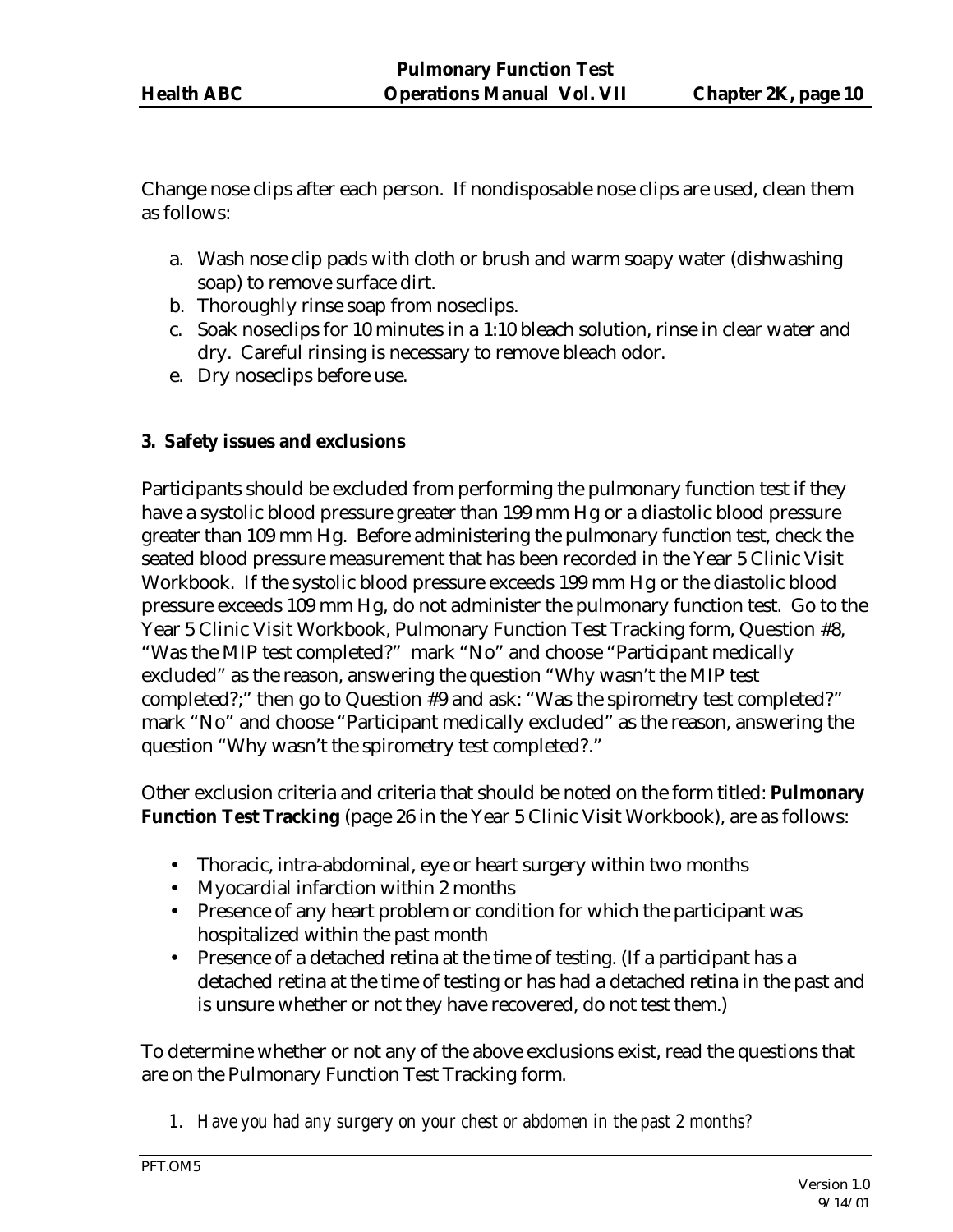Change nose clips after each person. If nondisposable nose clips are used, clean them as follows:

a. Wash nose clip pads with cloth or brush and warm soapy water (dishwashing soap) to remove surface dirt.
b. Thoroughly rinse soap from noseclips.
c. Soak noseclips for 10 minutes in a 1:10 bleach solution, rinse in clear water and dry. Careful rinsing is necessary to remove bleach odor.
e. Dry noseclips before use.

### 3. Safety issues and exclusions

Participants should be excluded from performing the pulmonary function test if they have a systolic blood pressure greater than 199 mm Hg or a diastolic blood pressure greater than 109 mm Hg. Before administering the pulmonary function test, check the seated blood pressure measurement that has been recorded in the Year 5 Clinic Visit Workbook. If the systolic blood pressure exceeds 199 mm Hg or the diastolic blood pressure exceeds 109 mm Hg, do not administer the pulmonary function test. Go to the Year 5 Clinic Visit Workbook, Pulmonary Function Test Tracking form, Question #8, "Was the MIP test completed?" mark "No" and choose "Participant medically excluded" as the reason, answering the question "Why wasn't the MIP test completed?;" then go to Question #9 and ask: "Was the spirometry test completed?" mark "No" and choose "Participant medically excluded" as the reason, answering the question "Why wasn't the spirometry test completed?."

Other exclusion criteria and criteria that should be noted on the form titled: **Pulmonary Function Test Tracking** (page 26 in the Year 5 Clinic Visit Workbook), are as follows:

- Thoracic, intra-abdominal, eye or heart surgery within two months
- Myocardial infarction within 2 months
- Presence of any heart problem or condition for which the participant was hospitalized within the past month
- Presence of a detached retina at the time of testing. (If a participant has a detached retina at the time of testing or has had a detached retina in the past and is unsure whether or not they have recovered, do not test them.)

To determine whether or not any of the above exclusions exist, read the questions that are on the Pulmonary Function Test Tracking form.

1. *Have you had any surgery on your chest or abdomen in the past 2 months?*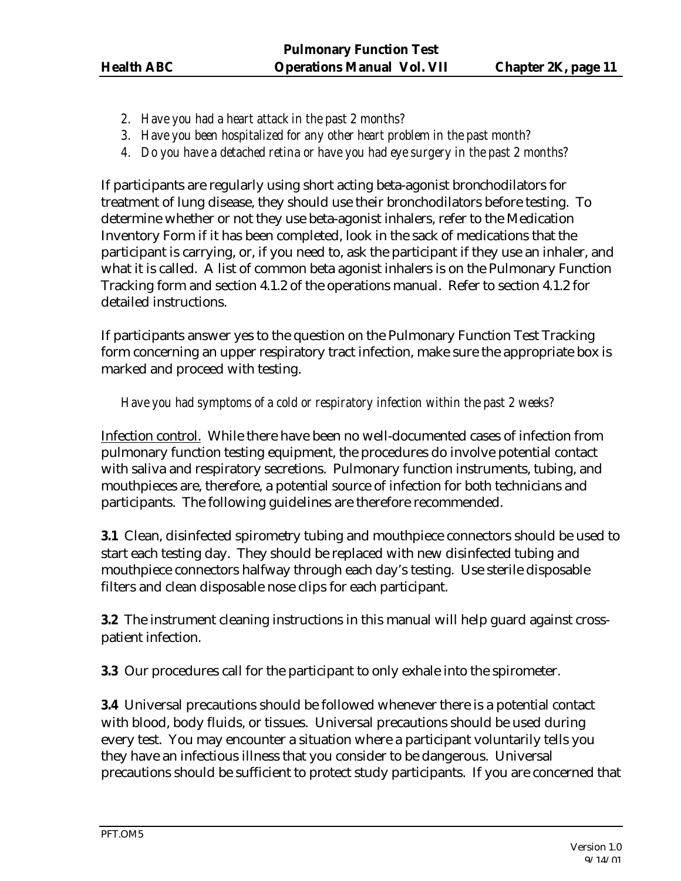2. *Have you had a heart attack in the past 2 months?*
3. *Have you been hospitalized for any other heart problem in the past month?*
4. *Do you have a detached retina or have you had eye surgery in the past 2 months?*

If participants are regularly using short acting beta-agonist bronchodilators for treatment of lung disease, they should use their bronchodilators before testing. To determine whether or not they use beta-agonist inhalers, refer to the Medication Inventory Form if it has been completed, look in the sack of medications that the participant is carrying, or, if you need to, ask the participant if they use an inhaler, and what it is called. A list of common beta agonist inhalers is on the Pulmonary Function Tracking form and section 4.1.2 of the operations manual. Refer to section 4.1.2 for detailed instructions.

If participants answer yes to the question on the Pulmonary Function Test Tracking form concerning an upper respiratory tract infection, make sure the appropriate box is marked and proceed with testing.

*Have you had symptoms of a cold or respiratory infection within the past 2 weeks?*

Infection control. While there have been no well-documented cases of infection from pulmonary function testing equipment, the procedures do involve potential contact with saliva and respiratory secretions. Pulmonary function instruments, tubing, and mouthpieces are, therefore, a potential source of infection for both technicians and participants. The following guidelines are therefore recommended.

**3.1** Clean, disinfected spirometry tubing and mouthpiece connectors should be used to start each testing day. They should be replaced with new disinfected tubing and mouthpiece connectors halfway through each day's testing. Use sterile disposable filters and clean disposable nose clips for each participant.

**3.2** The instrument cleaning instructions in this manual will help guard against cross-patient infection.

**3.3** Our procedures call for the participant to only exhale into the spirometer.

**3.4** Universal precautions should be followed whenever there is a potential contact with blood, body fluids, or tissues. Universal precautions should be used during every test. You may encounter a situation where a participant voluntarily tells you they have an infectious illness that you consider to be dangerous. Universal precautions should be sufficient to protect study participants. If you are concerned that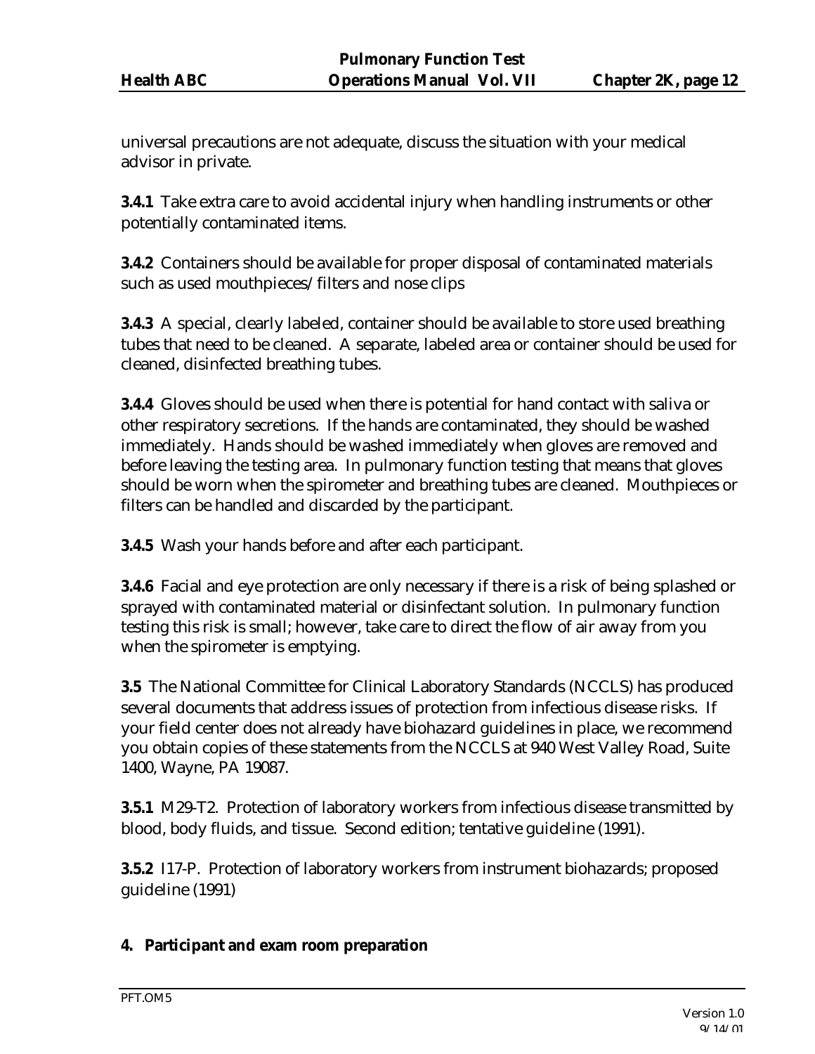universal precautions are not adequate, discuss the situation with your medical advisor in private.

**3.4.1** Take extra care to avoid accidental injury when handling instruments or other potentially contaminated items.

**3.4.2** Containers should be available for proper disposal of contaminated materials such as used mouthpieces/filters and nose clips

**3.4.3** A special, clearly labeled, container should be available to store used breathing tubes that need to be cleaned. A separate, labeled area or container should be used for cleaned, disinfected breathing tubes.

**3.4.4** Gloves should be used when there is potential for hand contact with saliva or other respiratory secretions. If the hands are contaminated, they should be washed immediately. Hands should be washed immediately when gloves are removed and before leaving the testing area. In pulmonary function testing that means that gloves should be worn when the spirometer and breathing tubes are cleaned. Mouthpieces or filters can be handled and discarded by the participant.

**3.4.5** Wash your hands before and after each participant.

**3.4.6** Facial and eye protection are only necessary if there is a risk of being splashed or sprayed with contaminated material or disinfectant solution. In pulmonary function testing this risk is small; however, take care to direct the flow of air away from you when the spirometer is emptying.

**3.5** The National Committee for Clinical Laboratory Standards (NCCLS) has produced several documents that address issues of protection from infectious disease risks. If your field center does not already have biohazard guidelines in place, we recommend you obtain copies of these statements from the NCCLS at 940 West Valley Road, Suite 1400, Wayne, PA 19087.

**3.5.1** M29-T2. Protection of laboratory workers from infectious disease transmitted by blood, body fluids, and tissue. Second edition; tentative guideline (1991).

**3.5.2** I17-P. Protection of laboratory workers from instrument biohazards; proposed guideline (1991)

## 4. Participant and exam room preparation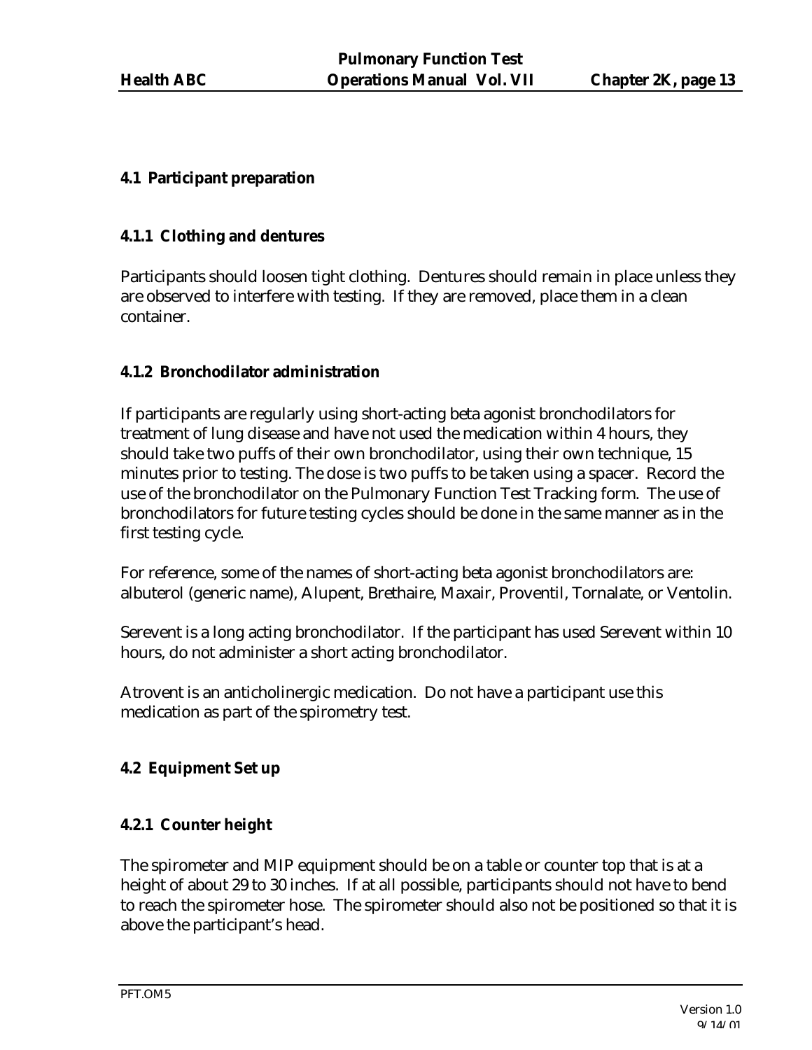## 4.1 Participant preparation

### 4.1.1 Clothing and dentures

Participants should loosen tight clothing. Dentures should remain in place unless they are observed to interfere with testing. If they are removed, place them in a clean container.

### 4.1.2 Bronchodilator administration

If participants are regularly using short-acting beta agonist bronchodilators for treatment of lung disease and have not used the medication within 4 hours, they should take two puffs of their own bronchodilator, using their own technique, 15 minutes prior to testing. The dose is two puffs to be taken using a spacer. Record the use of the bronchodilator on the Pulmonary Function Test Tracking form. The use of bronchodilators for future testing cycles should be done in the same manner as in the first testing cycle.

For reference, some of the names of short-acting beta agonist bronchodilators are: albuterol (generic name), Alupent, Brethaire, Maxair, Proventil, Tornalate, or Ventolin.

Serevent is a long acting bronchodilator. If the participant has used Serevent within 10 hours, do not administer a short acting bronchodilator.

Atrovent is an anticholinergic medication. Do not have a participant use this medication as part of the spirometry test.

## 4.2 Equipment Set up

### 4.2.1 Counter height

The spirometer and MIP equipment should be on a table or counter top that is at a height of about 29 to 30 inches. If at all possible, participants should not have to bend to reach the spirometer hose. The spirometer should also not be positioned so that it is above the participant's head.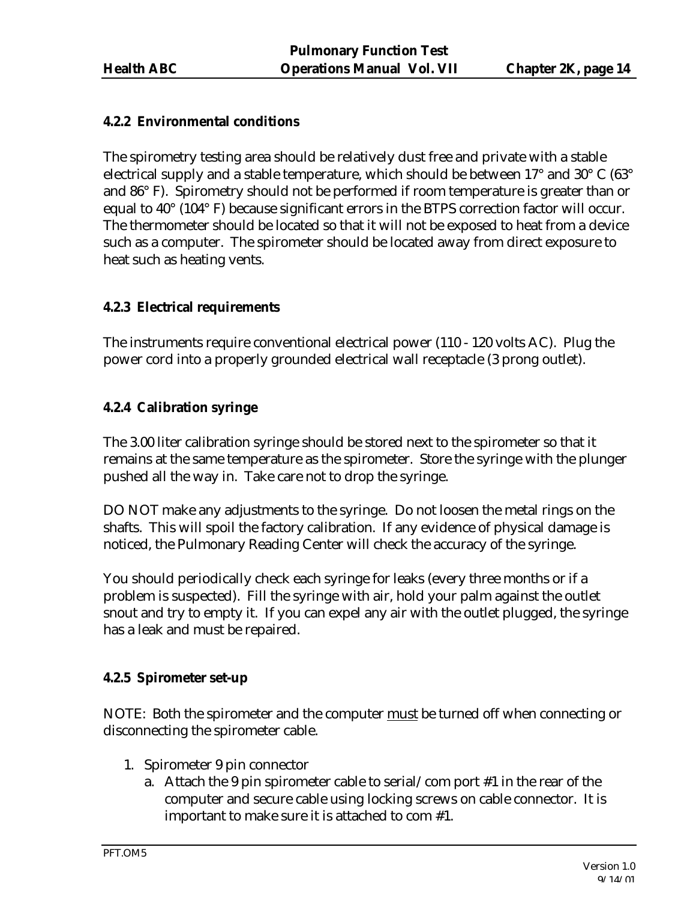### 4.2.2 Environmental conditions

The spirometry testing area should be relatively dust free and private with a stable electrical supply and a stable temperature, which should be between 17° and 30° C (63° and 86° F). Spirometry should not be performed if room temperature is greater than or equal to 40° (104° F) because significant errors in the BTPS correction factor will occur. The thermometer should be located so that it will not be exposed to heat from a device such as a computer. The spirometer should be located away from direct exposure to heat such as heating vents.

### 4.2.3 Electrical requirements

The instruments require conventional electrical power (110 - 120 volts AC). Plug the power cord into a properly grounded electrical wall receptacle (3 prong outlet).

### 4.2.4 Calibration syringe

The 3.00 liter calibration syringe should be stored next to the spirometer so that it remains at the same temperature as the spirometer. Store the syringe with the plunger pushed all the way in. Take care not to drop the syringe.

DO NOT make any adjustments to the syringe. Do not loosen the metal rings on the shafts. This will spoil the factory calibration. If any evidence of physical damage is noticed, the Pulmonary Reading Center will check the accuracy of the syringe.

You should periodically check each syringe for leaks (every three months or if a problem is suspected). Fill the syringe with air, hold your palm against the outlet snout and try to empty it. If you can expel any air with the outlet plugged, the syringe has a leak and must be repaired.

### 4.2.5 Spirometer set-up

NOTE: Both the spirometer and the computer <u>must</u> be turned off when connecting or disconnecting the spirometer cable.

1. Spirometer 9 pin connector
   a. Attach the 9 pin spirometer cable to serial/com port #1 in the rear of the computer and secure cable using locking screws on cable connector. It is important to make sure it is attached to com #1.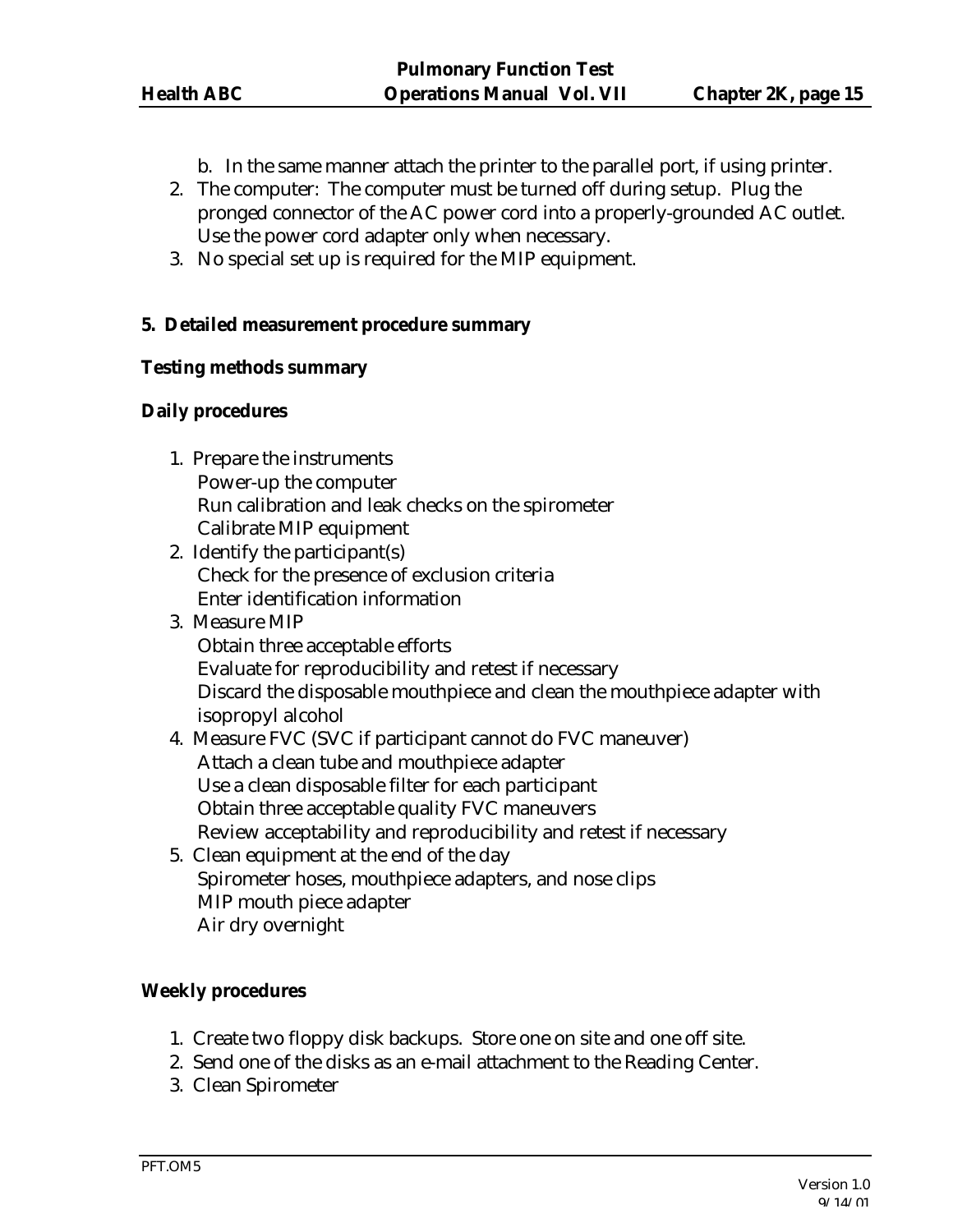b. In the same manner attach the printer to the parallel port, if using printer.

2. The computer: The computer must be turned off during setup. Plug the pronged connector of the AC power cord into a properly-grounded AC outlet. Use the power cord adapter only when necessary.
3. No special set up is required for the MIP equipment.

**5. Detailed measurement procedure summary**

**Testing methods summary**

**Daily procedures**

1. Prepare the instruments
   - Power-up the computer
   - Run calibration and leak checks on the spirometer
   - Calibrate MIP equipment
2. Identify the participant(s)
   - Check for the presence of exclusion criteria
   - Enter identification information
3. Measure MIP
   - Obtain three acceptable efforts
   - Evaluate for reproducibility and retest if necessary
   - Discard the disposable mouthpiece and clean the mouthpiece adapter with isopropyl alcohol
4. Measure FVC (SVC if participant cannot do FVC maneuver)
   - Attach a clean tube and mouthpiece adapter
   - Use a clean disposable filter for each participant
   - Obtain three acceptable quality FVC maneuvers
   - Review acceptability and reproducibility and retest if necessary
5. Clean equipment at the end of the day
   - Spirometer hoses, mouthpiece adapters, and nose clips
   - MIP mouth piece adapter
   - Air dry overnight

**Weekly procedures**

1. Create two floppy disk backups. Store one on site and one off site.
2. Send one of the disks as an e-mail attachment to the Reading Center.
3. Clean Spirometer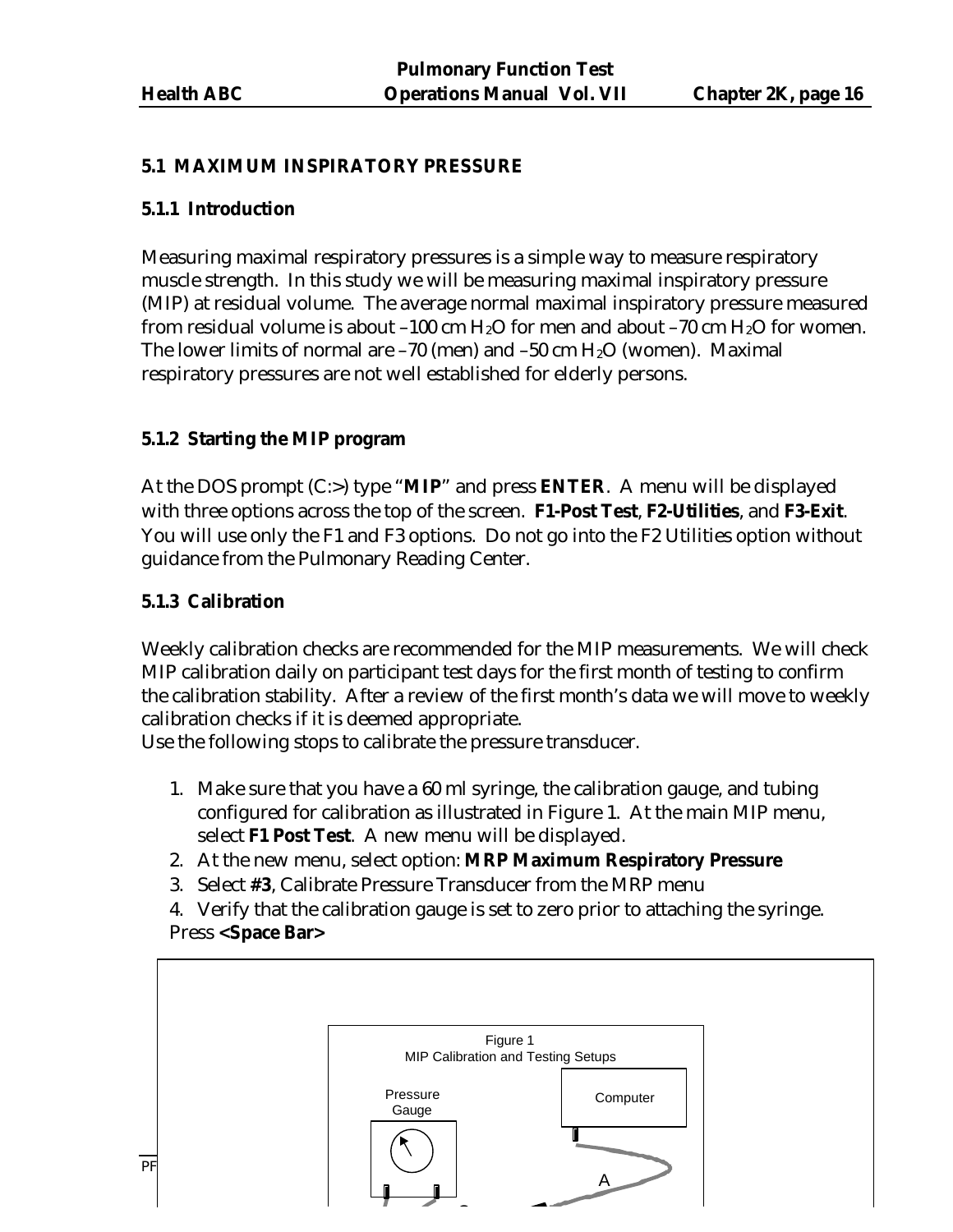## 5.1 MAXIMUM INSPIRATORY PRESSURE

### 5.1.1 Introduction

Measuring maximal respiratory pressures is a simple way to measure respiratory muscle strength. In this study we will be measuring maximal inspiratory pressure (MIP) at residual volume. The average normal maximal inspiratory pressure measured from residual volume is about –100 cm $H_2O$ for men and about –70 cm $H_2O$ for women. The lower limits of normal are –70 (men) and –50 cm $H_2O$ (women). Maximal respiratory pressures are not well established for elderly persons.

### 5.1.2 Starting the MIP program

At the DOS prompt (C:>) type "**MIP**" and press **ENTER**. A menu will be displayed with three options across the top of the screen. **F1-Post Test**, **F2-Utilities**, and **F3-Exit**. You will use only the F1 and F3 options. Do not go into the F2 Utilities option without guidance from the Pulmonary Reading Center.

### 5.1.3 Calibration

Weekly calibration checks are recommended for the MIP measurements. We will check MIP calibration daily on participant test days for the first month of testing to confirm the calibration stability. After a review of the first month's data we will move to weekly calibration checks if it is deemed appropriate.
Use the following stops to calibrate the pressure transducer.

1. Make sure that you have a 60 ml syringe, the calibration gauge, and tubing configured for calibration as illustrated in Figure 1. At the main MIP menu, select **F1 Post Test**. A new menu will be displayed.
2. At the new menu, select option: **MRP Maximum Respiratory Pressure**
3. Select **#3**, Calibrate Pressure Transducer from the MRP menu
4. Verify that the calibration gauge is set to zero prior to attaching the syringe. Press **<Space Bar>**

Figure 1
MIP Calibration and Testing Setups

Pressure Gauge

Computer

A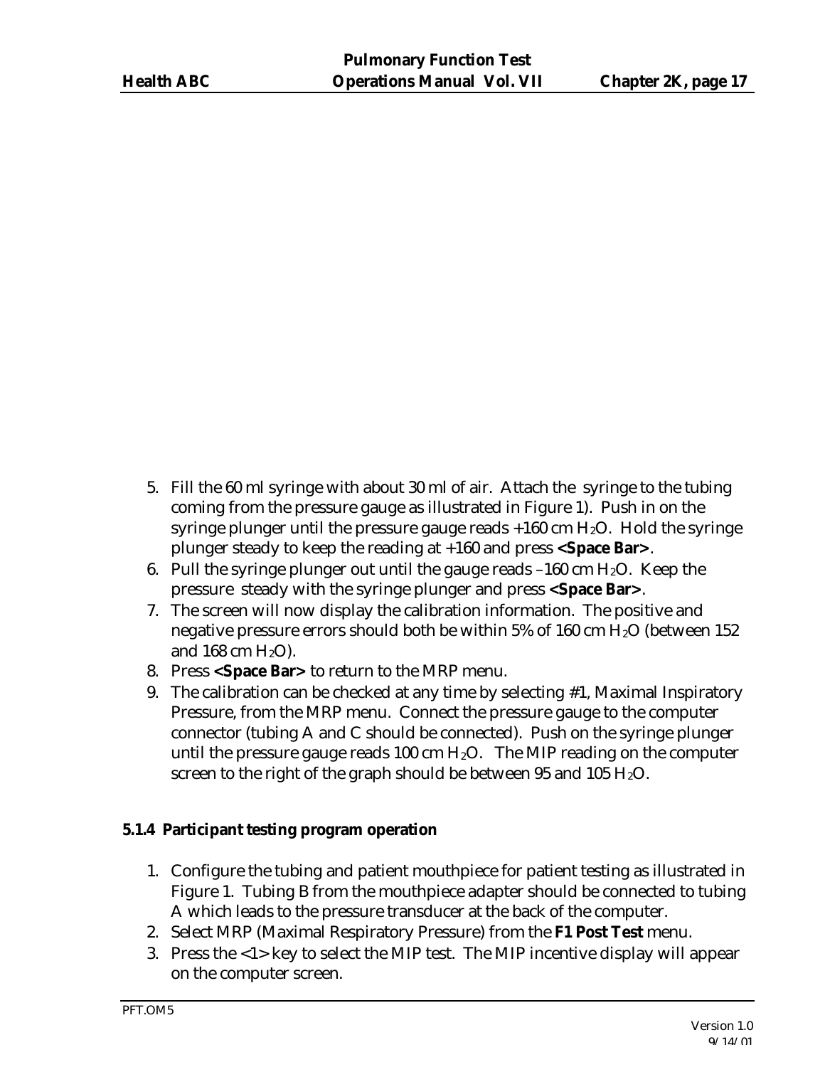5. Fill the 60 ml syringe with about 30 ml of air. Attach the syringe to the tubing coming from the pressure gauge as illustrated in Figure 1). Push in on the syringe plunger until the pressure gauge reads +160 cm $H_2O$. Hold the syringe plunger steady to keep the reading at +160 and press **<Space Bar>**.
6. Pull the syringe plunger out until the gauge reads –160 cm $H_2O$. Keep the pressure steady with the syringe plunger and press **<Space Bar>**.
7. The screen will now display the calibration information. The positive and negative pressure errors should both be within 5% of 160 cm $H_2O$ (between 152 and 168 cm $H_2O$).
8. Press **<Space Bar>** to return to the MRP menu.
9. The calibration can be checked at any time by selecting #1, Maximal Inspiratory Pressure, from the MRP menu. Connect the pressure gauge to the computer connector (tubing A and C should be connected). Push on the syringe plunger until the pressure gauge reads 100 cm $H_2O$. The MIP reading on the computer screen to the right of the graph should be between 95 and 105 $H_2O$.

### 5.1.4 Participant testing program operation

1. Configure the tubing and patient mouthpiece for patient testing as illustrated in Figure 1. Tubing B from the mouthpiece adapter should be connected to tubing A which leads to the pressure transducer at the back of the computer.
2. Select MRP (Maximal Respiratory Pressure) from the **F1 Post Test** menu.
3. Press the <1> key to select the MIP test. The MIP incentive display will appear on the computer screen.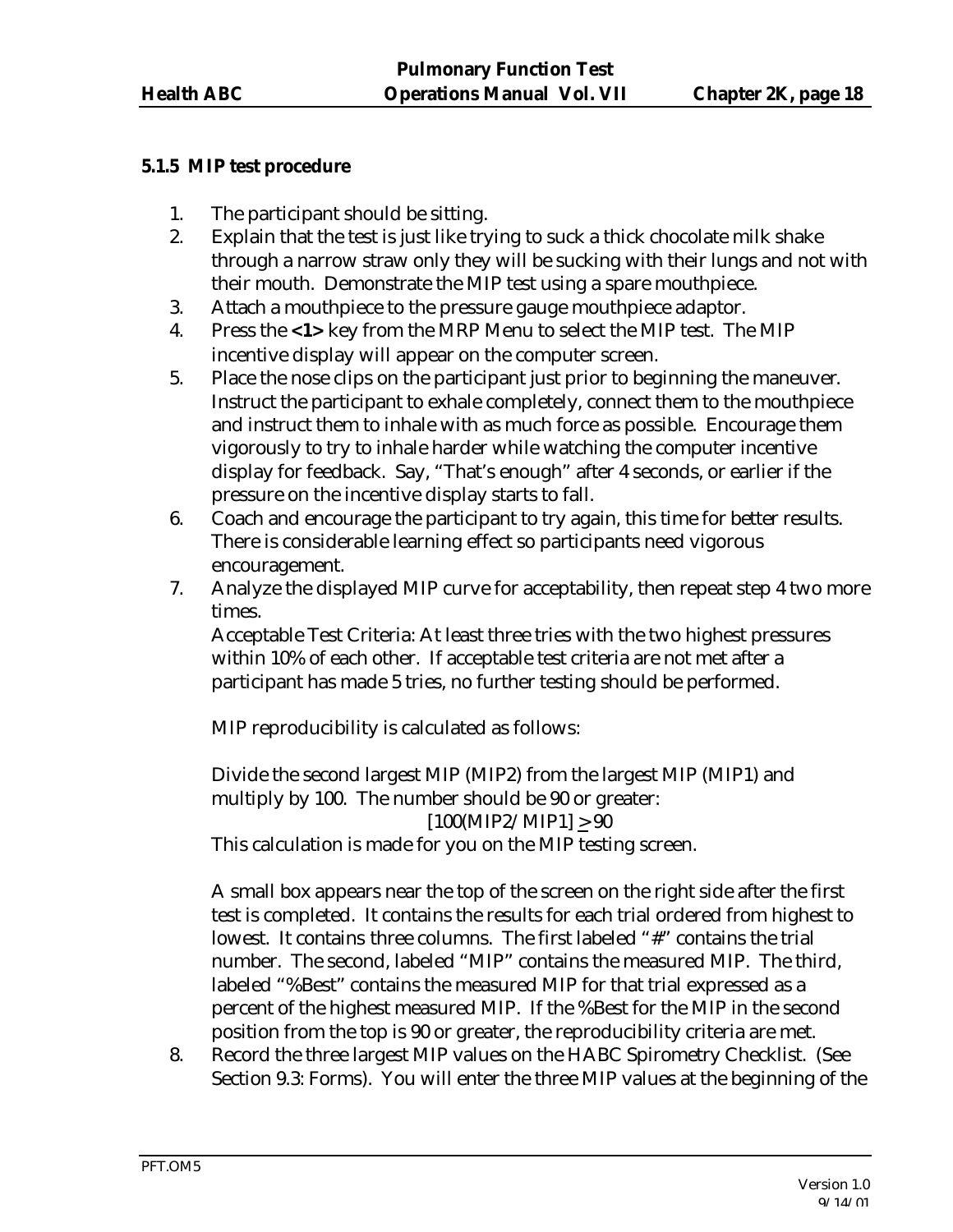### 5.1.5 MIP test procedure

1. The participant should be sitting.
2. Explain that the test is just like trying to suck a thick chocolate milk shake through a narrow straw only they will be sucking with their lungs and not with their mouth. Demonstrate the MIP test using a spare mouthpiece.
3. Attach a mouthpiece to the pressure gauge mouthpiece adaptor.
4. Press the **<1>** key from the MRP Menu to select the MIP test. The MIP incentive display will appear on the computer screen.
5. Place the nose clips on the participant just prior to beginning the maneuver. Instruct the participant to exhale completely, connect them to the mouthpiece and instruct them to inhale with as much force as possible. Encourage them vigorously to try to inhale harder while watching the computer incentive display for feedback. Say, "That's enough" after 4 seconds, or earlier if the pressure on the incentive display starts to fall.
6. Coach and encourage the participant to try again, this time for better results. There is considerable learning effect so participants need vigorous encouragement.
7. Analyze the displayed MIP curve for acceptability, then repeat step 4 two more times.

   Acceptable Test Criteria: At least three tries with the two highest pressures within 10% of each other. If acceptable test criteria are not met after a participant has made 5 tries, no further testing should be performed.

   MIP reproducibility is calculated as follows:

   Divide the second largest MIP (MIP2) from the largest MIP (MIP1) and multiply by 100. The number should be 90 or greater:

   $$[100(MIP2/MIP1] \geq 90$$

   This calculation is made for you on the MIP testing screen.

   A small box appears near the top of the screen on the right side after the first test is completed. It contains the results for each trial ordered from highest to lowest. It contains three columns. The first labeled "#" contains the trial number. The second, labeled "MIP" contains the measured MIP. The third, labeled "%Best" contains the measured MIP for that trial expressed as a percent of the highest measured MIP. If the %Best for the MIP in the second position from the top is 90 or greater, the reproducibility criteria are met.
8. Record the three largest MIP values on the HABC Spirometry Checklist. (See Section 9.3: Forms). You will enter the three MIP values at the beginning of the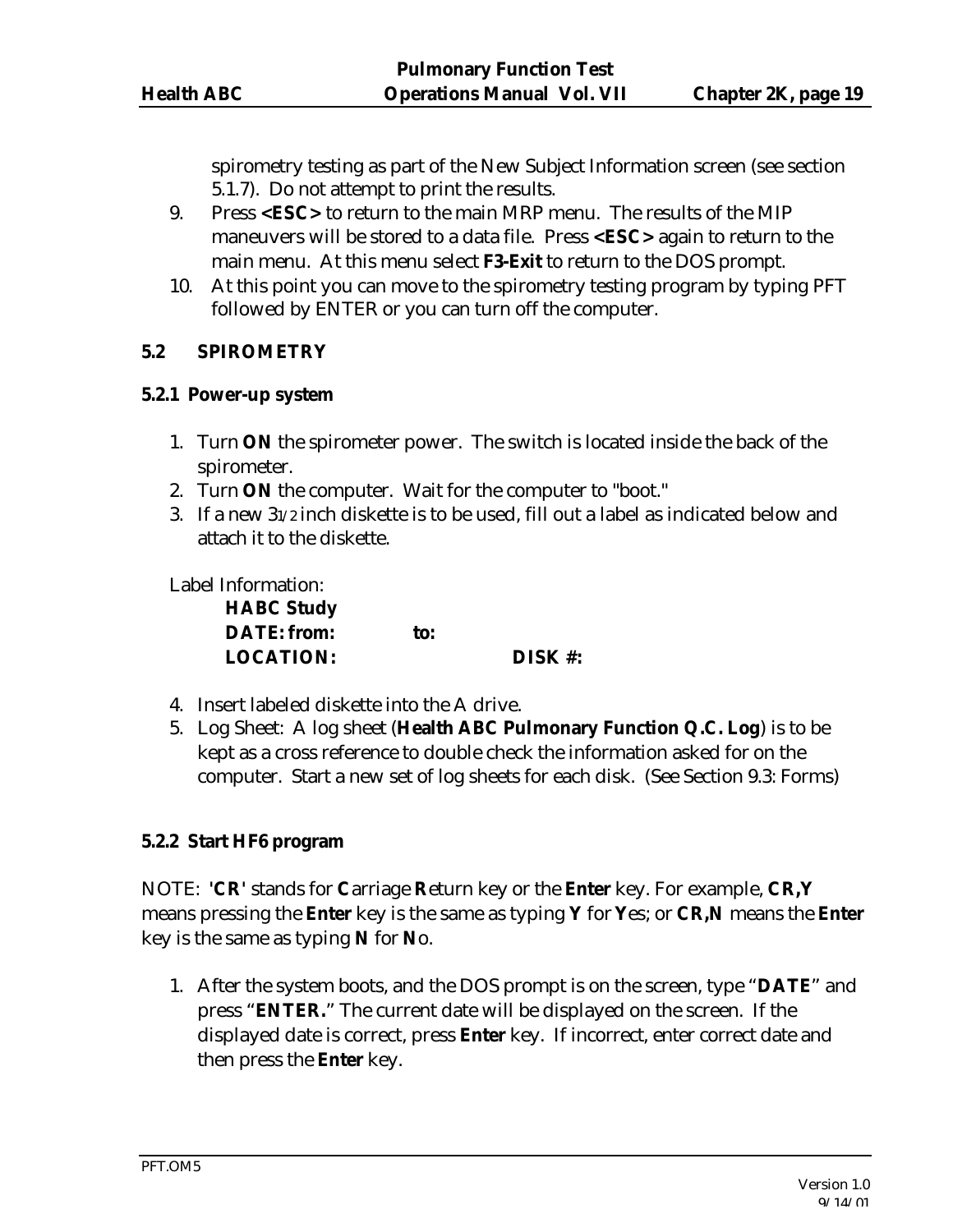spirometry testing as part of the New Subject Information screen (see section 5.1.7). Do not attempt to print the results.

9. Press **<ESC>** to return to the main MRP menu. The results of the MIP maneuvers will be stored to a data file. Press **<ESC>** again to return to the main menu. At this menu select **F3-Exit** to return to the DOS prompt.
10. At this point you can move to the spirometry testing program by typing PFT followed by ENTER or you can turn off the computer.

## 5.2 SPIROMETRY

### 5.2.1 Power-up system

1. Turn **ON** the spirometer power. The switch is located inside the back of the spirometer.
2. Turn **ON** the computer. Wait for the computer to "boot."
3. If a new 3 1/2 inch diskette is to be used, fill out a label as indicated below and attach it to the diskette.

Label Information:

**HABC Study**
**DATE: from:** **to:**
**LOCATION:** **DISK #:**

4. Insert labeled diskette into the A drive.
5. Log Sheet: A log sheet (**Health ABC Pulmonary Function Q.C. Log**) is to be kept as a cross reference to double check the information asked for on the computer. Start a new set of log sheets for each disk. (See Section 9.3: Forms)

### 5.2.2 Start HF6 program

NOTE: **'CR'** stands for **C**arriage **R**eturn key or the **Enter** key. For example, **CR,Y** means pressing the **Enter** key is the same as typing **Y** for **Y**es; or **CR,N** means the **Enter** key is the same as typing **N** for **N**o.

1. After the system boots, and the DOS prompt is on the screen, type "**DATE**" and press "**ENTER.**" The current date will be displayed on the screen. If the displayed date is correct, press **Enter** key. If incorrect, enter correct date and then press the **Enter** key.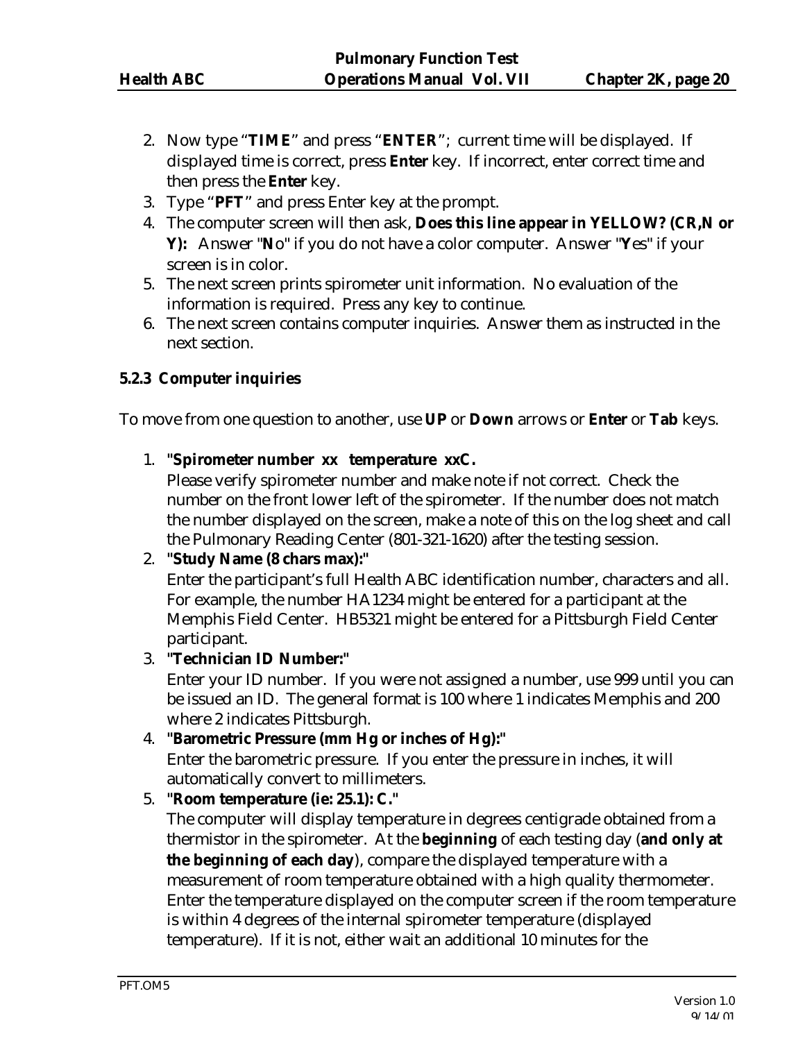2. Now type "**TIME**" and press "**ENTER**"; current time will be displayed. If displayed time is correct, press **Enter** key. If incorrect, enter correct time and then press the **Enter** key.
3. Type "**PFT**" and press Enter key at the prompt.
4. The computer screen will then ask, **Does this line appear in YELLOW? (CR,N or Y):** Answer "**N**o" if you do not have a color computer. Answer "**Y**es" if your screen is in color.
5. The next screen prints spirometer unit information. No evaluation of the information is required. Press any key to continue.
6. The next screen contains computer inquiries. Answer them as instructed in the next section.

### 5.2.3 Computer inquiries

To move from one question to another, use **UP** or **Down** arrows or **Enter** or **Tab** keys.

1. **"Spirometer number xx temperature xxC.**
   Please verify spirometer number and make note if not correct. Check the number on the front lower left of the spirometer. If the number does not match the number displayed on the screen, make a note of this on the log sheet and call the Pulmonary Reading Center (801-321-1620) after the testing session.
2. **"Study Name (8 chars max):"**
   Enter the participant's full Health ABC identification number, characters and all. For example, the number HA1234 might be entered for a participant at the Memphis Field Center. HB5321 might be entered for a Pittsburgh Field Center participant.
3. **"Technician ID Number:"**
   Enter your ID number. If you were not assigned a number, use 999 until you can be issued an ID. The general format is 100 where 1 indicates Memphis and 200 where 2 indicates Pittsburgh.
4. **"Barometric Pressure (mm Hg or inches of Hg):"**
   Enter the barometric pressure. If you enter the pressure in inches, it will automatically convert to millimeters.
5. **"Room temperature (ie: 25.1): C."**
   The computer will display temperature in degrees centigrade obtained from a thermistor in the spirometer. At the **beginning** of each testing day (**and only at the beginning of each day**), compare the displayed temperature with a measurement of room temperature obtained with a high quality thermometer. Enter the temperature displayed on the computer screen if the room temperature is within 4 degrees of the internal spirometer temperature (displayed temperature). If it is not, either wait an additional 10 minutes for the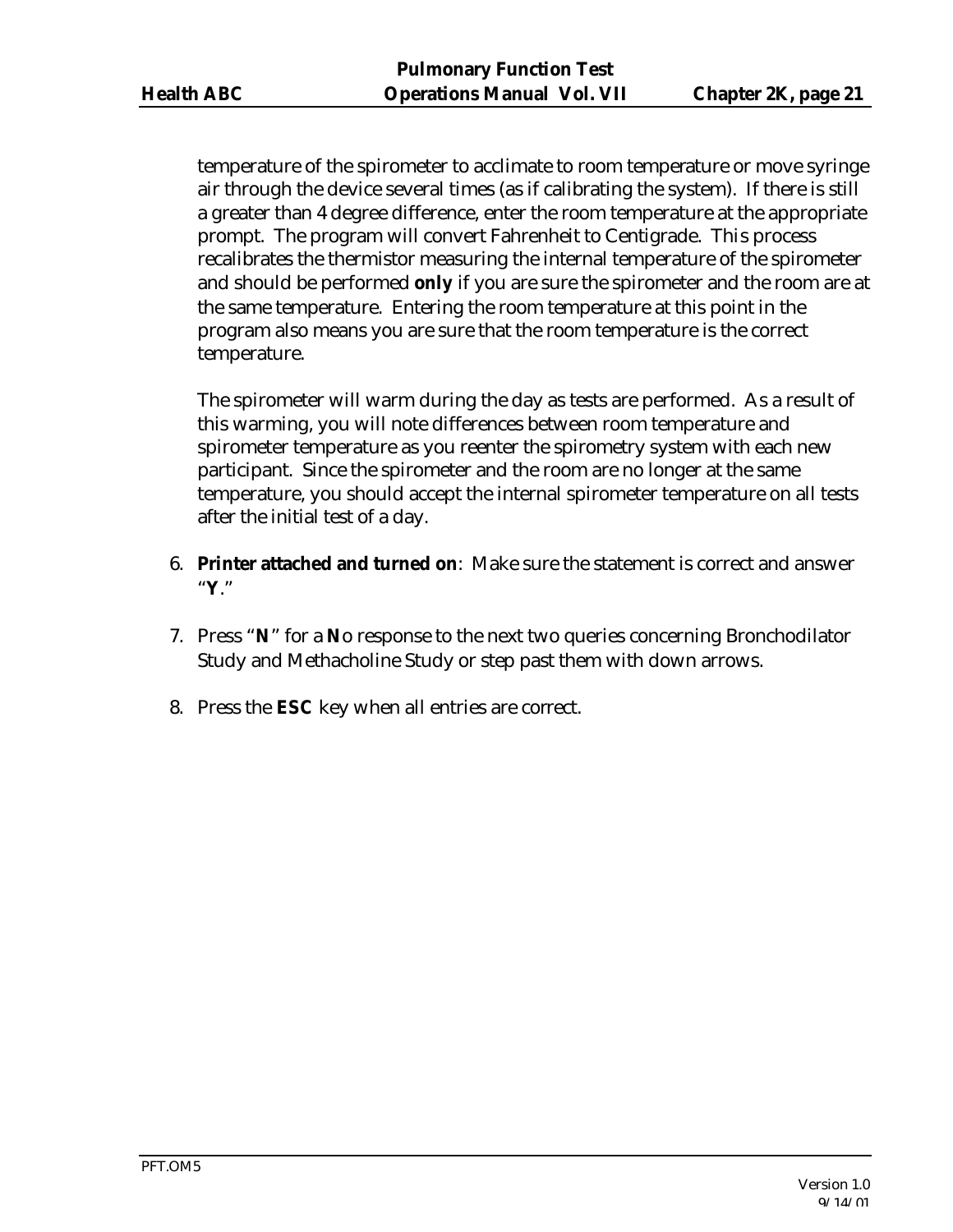temperature of the spirometer to acclimate to room temperature or move syringe air through the device several times (as if calibrating the system). If there is still a greater than 4 degree difference, enter the room temperature at the appropriate prompt. The program will convert Fahrenheit to Centigrade. This process recalibrates the thermistor measuring the internal temperature of the spirometer and should be performed **only** if you are sure the spirometer and the room are at the same temperature. Entering the room temperature at this point in the program also means you are sure that the room temperature is the correct temperature.

The spirometer will warm during the day as tests are performed. As a result of this warming, you will note differences between room temperature and spirometer temperature as you reenter the spirometry system with each new participant. Since the spirometer and the room are no longer at the same temperature, you should accept the internal spirometer temperature on all tests after the initial test of a day.

6. **Printer attached and turned on**: Make sure the statement is correct and answer "**Y**."

7. Press "**N**" for a **N**o response to the next two queries concerning Bronchodilator Study and Methacholine Study or step past them with down arrows.

8. Press the **ESC** key when all entries are correct.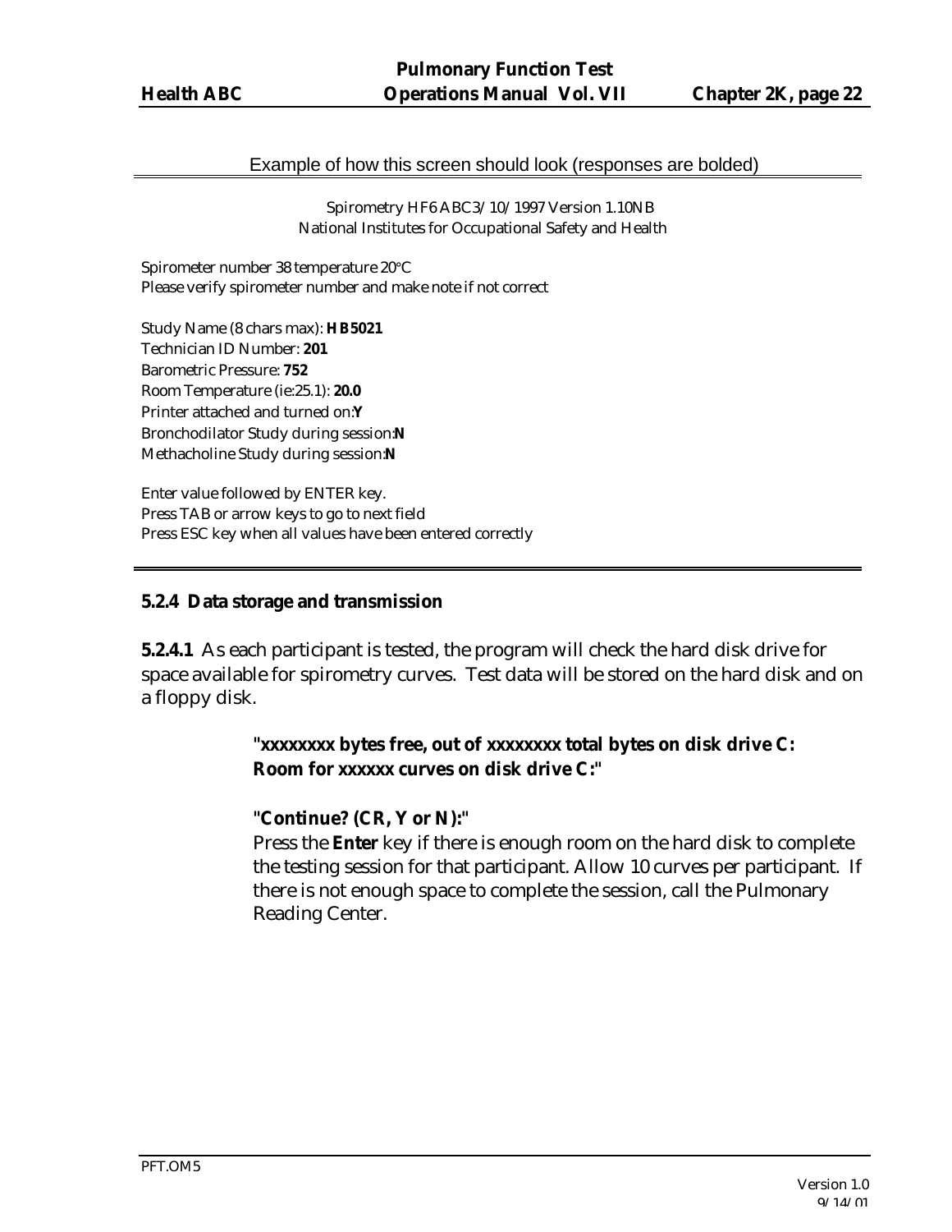Example of how this screen should look (responses are bolded)

---

Spirometry HF6 ABC3/10/1997 Version 1.10NB
National Institutes for Occupational Safety and Health

Spirometer number 38 temperature 20°C
Please verify spirometer number and make note if not correct

Study Name (8 chars max): **HB5021**
Technician ID Number: **201**
Barometric Pressure: **752**
Room Temperature (ie:25.1): **20.0**
Printer attached and turned on:**Y**
Bronchodilator Study during session:**N**
Methacholine Study during session:**N**

Enter value followed by ENTER key.
Press TAB or arrow keys to go to next field
Press ESC key when all values have been entered correctly

---

#### 5.2.4 Data storage and transmission

**5.2.4.1** As each participant is tested, the program will check the hard disk drive for space available for spirometry curves. Test data will be stored on the hard disk and on a floppy disk.

> **"xxxxxxxx bytes free, out of xxxxxxxx total bytes on disk drive C: Room for xxxxxx curves on disk drive C:"**
>
> **"Continue? (CR, Y or N):"**
> Press the **Enter** key if there is enough room on the hard disk to complete the testing session for that participant. Allow 10 curves per participant. If there is not enough space to complete the session, call the Pulmonary Reading Center.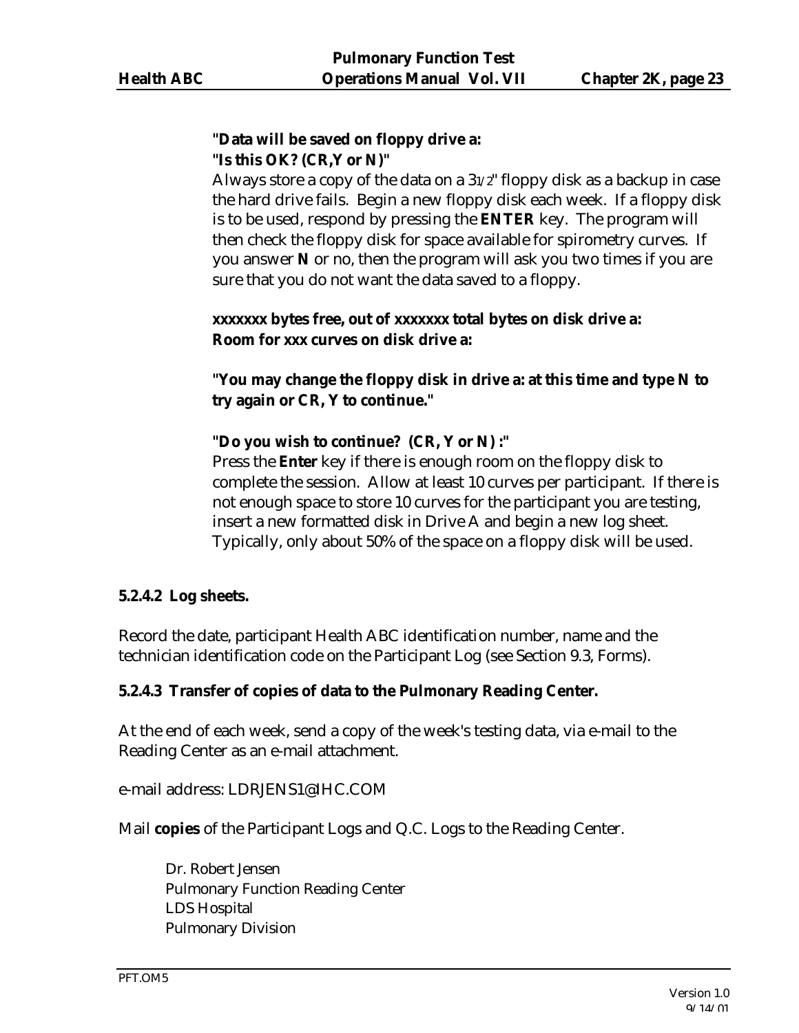**"Data will be saved on floppy drive a:**
**"Is this OK? (CR,Y or N)"**

Always store a copy of the data on a 3 1/2" floppy disk as a backup in case the hard drive fails. Begin a new floppy disk each week. If a floppy disk is to be used, respond by pressing the **ENTER** key. The program will then check the floppy disk for space available for spirometry curves. If you answer **N** or no, then the program will ask you two times if you are sure that you do not want the data saved to a floppy.

**xxxxxxx bytes free, out of xxxxxxx total bytes on disk drive a:**
**Room for xxx curves on disk drive a:**

**"You may change the floppy disk in drive a: at this time and type N to try again or CR, Y to continue."**

**"Do you wish to continue? (CR, Y or N) :"**

Press the **Enter** key if there is enough room on the floppy disk to complete the session. Allow at least 10 curves per participant. If there is not enough space to store 10 curves for the participant you are testing, insert a new formatted disk in Drive A and begin a new log sheet. Typically, only about 50% of the space on a floppy disk will be used.

### 5.2.4.2 Log sheets.

Record the date, participant Health ABC identification number, name and the technician identification code on the Participant Log (see Section 9.3, Forms).

### 5.2.4.3 Transfer of copies of data to the Pulmonary Reading Center.

At the end of each week, send a copy of the week's testing data, via e-mail to the Reading Center as an e-mail attachment.

e-mail address: LDRJENS1@IHC.COM

Mail **copies** of the Participant Logs and Q.C. Logs to the Reading Center.

Dr. Robert Jensen
Pulmonary Function Reading Center
LDS Hospital
Pulmonary Division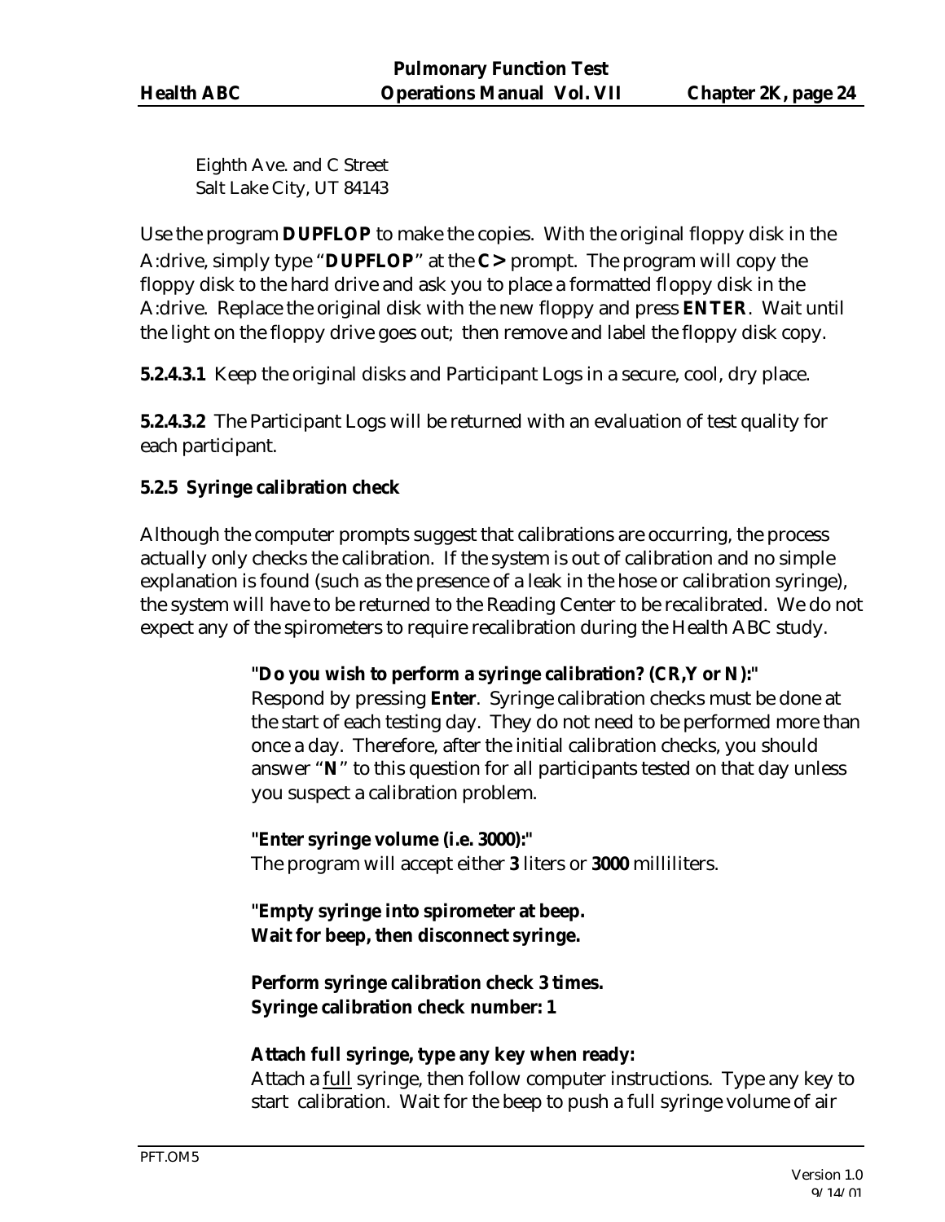Eighth Ave. and C Street
Salt Lake City, UT 84143

Use the program **DUPFLOP** to make the copies. With the original floppy disk in the A:drive, simply type "**DUPFLOP**" at the **C>** prompt. The program will copy the floppy disk to the hard drive and ask you to place a formatted floppy disk in the A:drive. Replace the original disk with the new floppy and press **ENTER**. Wait until the light on the floppy drive goes out; then remove and label the floppy disk copy.

**5.2.4.3.1** Keep the original disks and Participant Logs in a secure, cool, dry place.

**5.2.4.3.2** The Participant Logs will be returned with an evaluation of test quality for each participant.

**5.2.5 Syringe calibration check**

Although the computer prompts suggest that calibrations are occurring, the process actually only checks the calibration. If the system is out of calibration and no simple explanation is found (such as the presence of a leak in the hose or calibration syringe), the system will have to be returned to the Reading Center to be recalibrated. We do not expect any of the spirometers to require recalibration during the Health ABC study.

**"Do you wish to perform a syringe calibration? (CR,Y or N):"**
Respond by pressing **Enter**. Syringe calibration checks must be done at the start of each testing day. They do not need to be performed more than once a day. Therefore, after the initial calibration checks, you should answer "**N**" to this question for all participants tested on that day unless you suspect a calibration problem.

**"Enter syringe volume (i.e. 3000):"**
The program will accept either **3** liters or **3000** milliliters.

**"Empty syringe into spirometer at beep.
Wait for beep, then disconnect syringe.**

**Perform syringe calibration check 3 times.
Syringe calibration check number: 1**

**Attach full syringe, type any key when ready:**
Attach a full syringe, then follow computer instructions. Type any key to start calibration. Wait for the beep to push a full syringe volume of air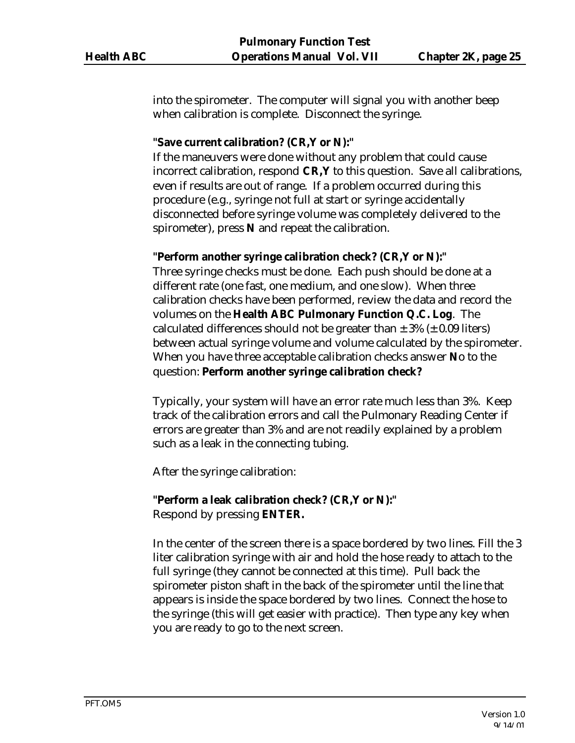into the spirometer. The computer will signal you with another beep when calibration is complete. Disconnect the syringe.

**"Save current calibration? (CR,Y or N):"**
If the maneuvers were done without any problem that could cause incorrect calibration, respond **CR,Y** to this question. Save all calibrations, even if results are out of range. If a problem occurred during this procedure (e.g., syringe not full at start or syringe accidentally disconnected before syringe volume was completely delivered to the spirometer), press **N** and repeat the calibration.

**"Perform another syringe calibration check? (CR,Y or N):"**
Three syringe checks must be done. Each push should be done at a different rate (one fast, one medium, and one slow). When three calibration checks have been performed, review the data and record the volumes on the **Health ABC Pulmonary Function Q.C. Log**. The calculated differences should not be greater than ± 3% (± 0.09 liters) between actual syringe volume and volume calculated by the spirometer. When you have three acceptable calibration checks answer **N**o to the question: **Perform another syringe calibration check?**

Typically, your system will have an error rate much less than 3%. Keep track of the calibration errors and call the Pulmonary Reading Center if errors are greater than 3% and are not readily explained by a problem such as a leak in the connecting tubing.

After the syringe calibration:

**"Perform a leak calibration check? (CR,Y or N):"**
Respond by pressing **ENTER.**

In the center of the screen there is a space bordered by two lines. Fill the 3 liter calibration syringe with air and hold the hose ready to attach to the full syringe (they cannot be connected at this time). Pull back the spirometer piston shaft in the back of the spirometer until the line that appears is inside the space bordered by two lines. Connect the hose to the syringe (this will get easier with practice). Then type any key when you are ready to go to the next screen.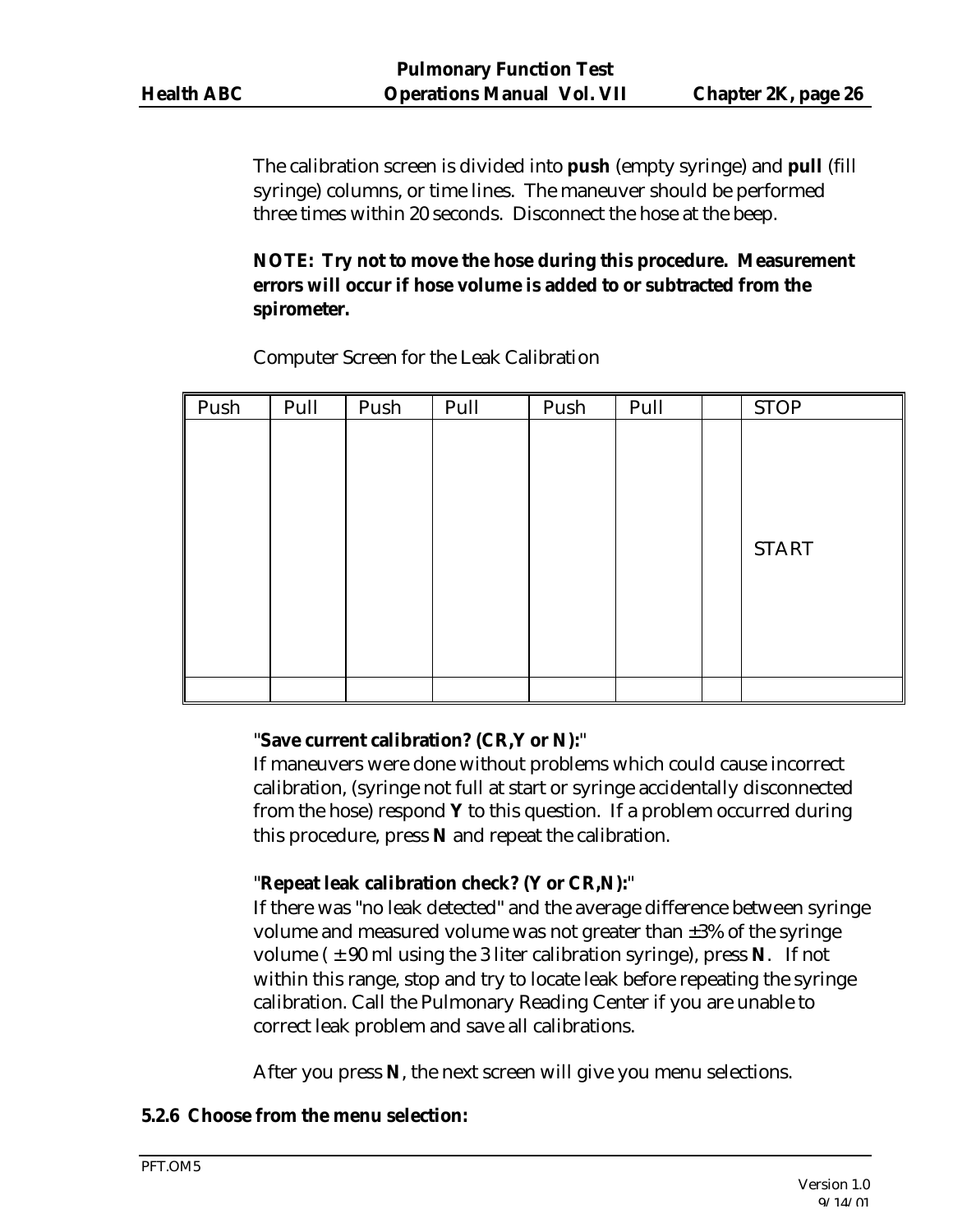The calibration screen is divided into **push** (empty syringe) and **pull** (fill syringe) columns, or time lines. The maneuver should be performed three times within 20 seconds. Disconnect the hose at the beep.

**NOTE: Try not to move the hose during this procedure. Measurement errors will occur if hose volume is added to or subtracted from the spirometer.**

Computer Screen for the Leak Calibration

| Push | Pull | Push | Pull | Push | Pull | | STOP |
|---|---|---|---|---|---|---|---|
| | | | | | | | START |
| | | | | | | | |

"**Save current calibration? (CR,Y or N):**"
If maneuvers were done without problems which could cause incorrect calibration, (syringe not full at start or syringe accidentally disconnected from the hose) respond **Y** to this question. If a problem occurred during this procedure, press **N** and repeat the calibration.

"**Repeat leak calibration check? (Y or CR,N):**"
If there was "no leak detected" and the average difference between syringe volume and measured volume was not greater than ±3% of the syringe volume ( ± 90 ml using the 3 liter calibration syringe), press **N**. If not within this range, stop and try to locate leak before repeating the syringe calibration. Call the Pulmonary Reading Center if you are unable to correct leak problem and save all calibrations.

After you press **N**, the next screen will give you menu selections.

**5.2.6 Choose from the menu selection:**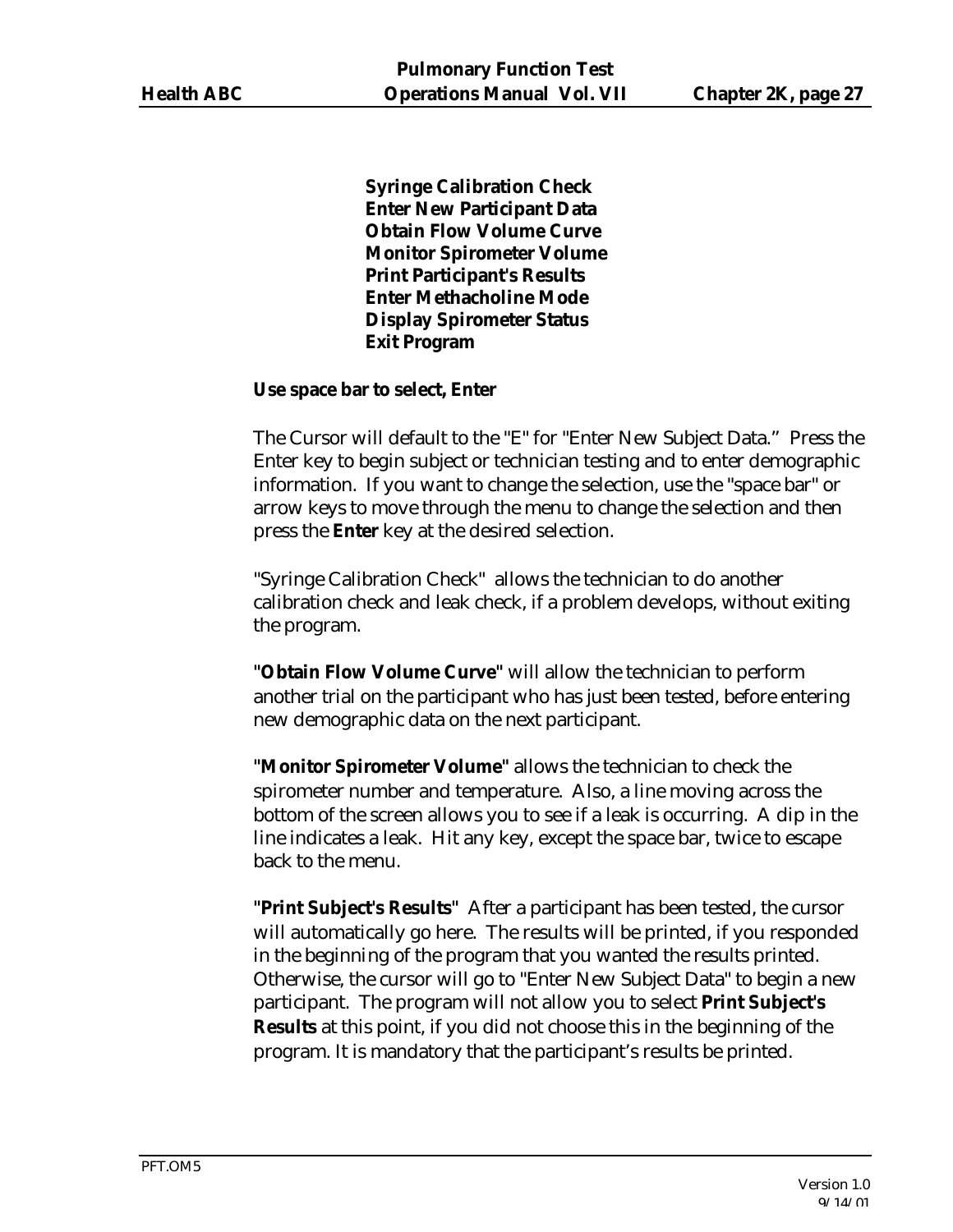**Syringe Calibration Check**
**Enter New Participant Data**
**Obtain Flow Volume Curve**
**Monitor Spirometer Volume**
**Print Participant's Results**
**Enter Methacholine Mode**
**Display Spirometer Status**
**Exit Program**

**Use space bar to select, Enter**

The Cursor will default to the "E" for "Enter New Subject Data." Press the Enter key to begin subject or technician testing and to enter demographic information. If you want to change the selection, use the "space bar" or arrow keys to move through the menu to change the selection and then press the **Enter** key at the desired selection.

"Syringe Calibration Check" allows the technician to do another calibration check and leak check, if a problem develops, without exiting the program.

**"Obtain Flow Volume Curve"** will allow the technician to perform another trial on the participant who has just been tested, before entering new demographic data on the next participant.

**"Monitor Spirometer Volume"** allows the technician to check the spirometer number and temperature. Also, a line moving across the bottom of the screen allows you to see if a leak is occurring. A dip in the line indicates a leak. Hit any key, except the space bar, twice to escape back to the menu.

**"Print Subject's Results"** After a participant has been tested, the cursor will automatically go here. The results will be printed, if you responded in the beginning of the program that you wanted the results printed. Otherwise, the cursor will go to "Enter New Subject Data" to begin a new participant. The program will not allow you to select **Print Subject's Results** at this point, if you did not choose this in the beginning of the program. It is mandatory that the participant's results be printed.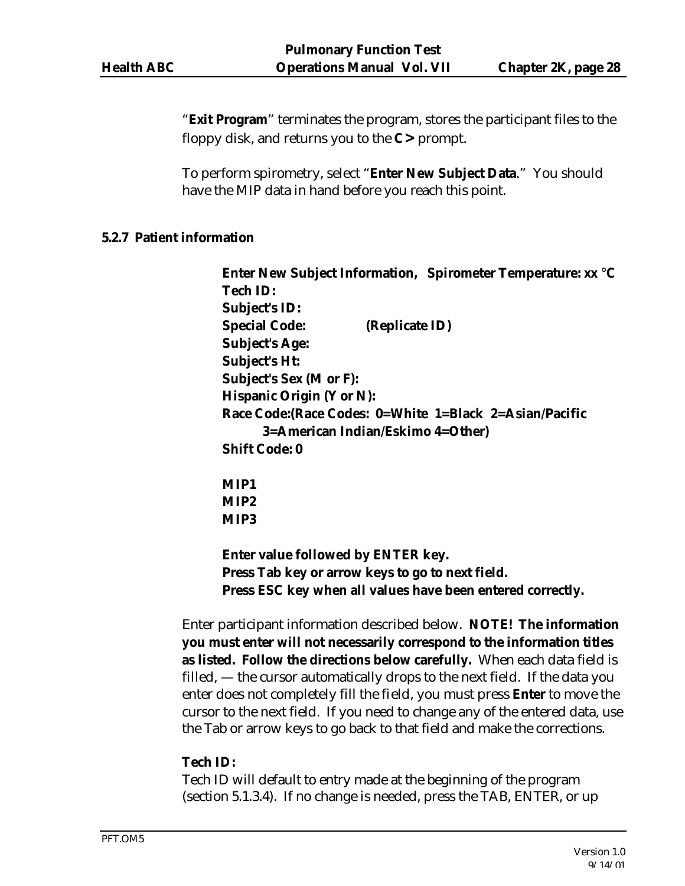"**Exit Program**" terminates the program, stores the participant files to the floppy disk, and returns you to the **C>** prompt.

To perform spirometry, select "**Enter New Subject Data**." You should have the MIP data in hand before you reach this point.

### 5.2.7 Patient information

**Enter New Subject Information, Spirometer Temperature: xx °C**
**Tech ID:**
**Subject's ID:**
**Special Code: (Replicate ID)**
**Subject's Age:**
**Subject's Ht:**
**Subject's Sex (M or F):**
**Hispanic Origin (Y or N):**
**Race Code:(Race Codes: 0=White 1=Black 2=Asian/Pacific 3=American Indian/Eskimo 4=Other)**
**Shift Code: 0**

**MIP1**
**MIP2**
**MIP3**

**Enter value followed by ENTER key.**
**Press Tab key or arrow keys to go to next field.**
**Press ESC key when all values have been entered correctly.**

Enter participant information described below. **NOTE! The information you must enter will not necessarily correspond to the information titles as listed. Follow the directions below carefully.** When each data field is filled, — the cursor automatically drops to the next field. If the data you enter does not completely fill the field, you must press **Enter** to move the cursor to the next field. If you need to change any of the entered data, use the Tab or arrow keys to go back to that field and make the corrections.

**Tech ID:**
Tech ID will default to entry made at the beginning of the program (section 5.1.3.4). If no change is needed, press the TAB, ENTER, or up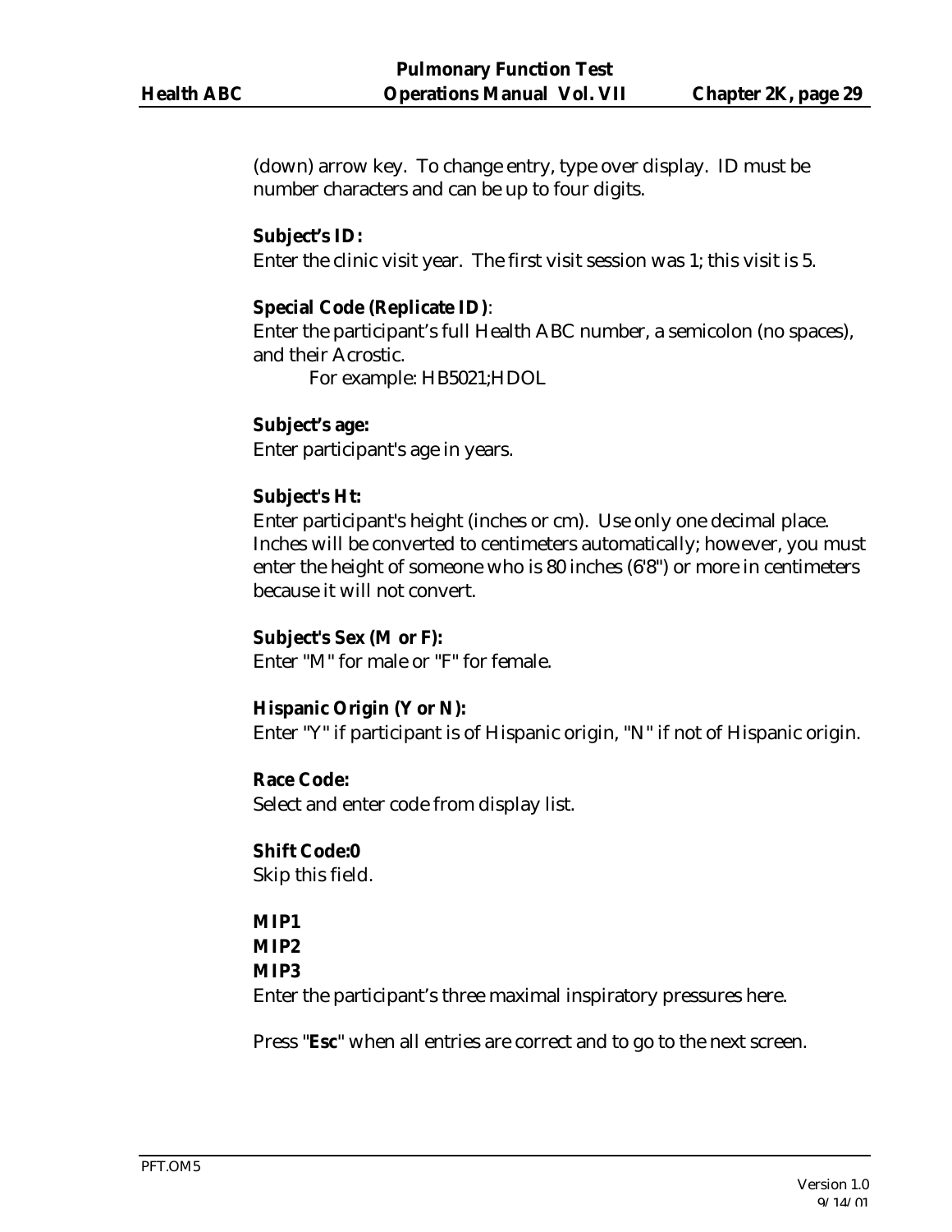(down) arrow key. To change entry, type over display. ID must be number characters and can be up to four digits.

**Subject's ID:**
Enter the clinic visit year. The first visit session was 1; this visit is 5.

**Special Code (Replicate ID)**:
Enter the participant's full Health ABC number, a semicolon (no spaces), and their Acrostic.

For example: HB5021;HDOL

**Subject's age:**
Enter participant's age in years.

**Subject's Ht:**
Enter participant's height (inches or cm). Use only one decimal place. Inches will be converted to centimeters automatically; however, you must enter the height of someone who is 80 inches (6'8") or more in centimeters because it will not convert.

**Subject's Sex (M or F):**
Enter "M" for male or "F" for female.

**Hispanic Origin (Y or N):**
Enter "Y" if participant is of Hispanic origin, "N" if not of Hispanic origin.

**Race Code:**
Select and enter code from display list.

**Shift Code:0**
Skip this field.

**MIP1**
**MIP2**
**MIP3**
Enter the participant's three maximal inspiratory pressures here.

Press "**Esc**" when all entries are correct and to go to the next screen.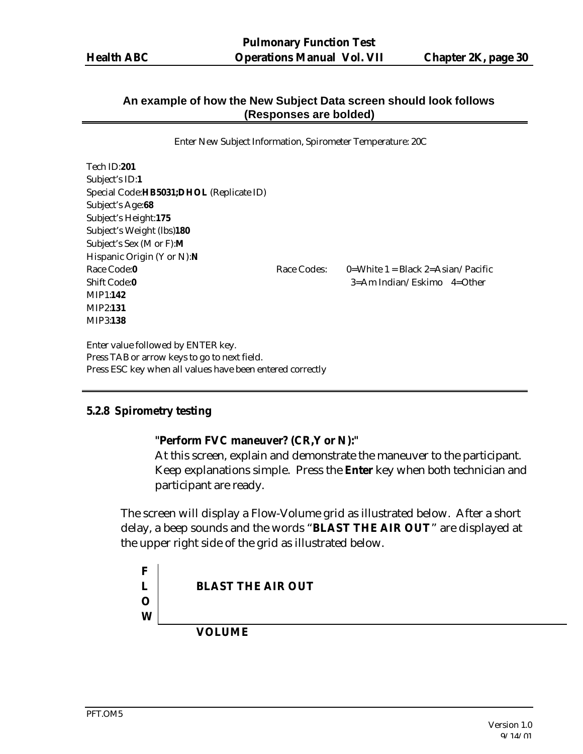**An example of how the New Subject Data screen should look follows (Responses are bolded)**

---

Enter New Subject Information, Spirometer Temperature: 20C

Tech ID:**201**
Subject's ID:**1**
Special Code:**HB5031;DHOL** (Replicate ID)
Subject's Age:**68**
Subject's Height:**175**
Subject's Weight (lbs)**180**
Subject's Sex (M or F):**M**
Hispanic Origin (Y or N):**N**
Race Code:**0** Race Codes: 0=White 1 = Black 2=Asian/Pacific
Shift Code:**0** 3=Am Indian/Eskimo 4=Other
MIP1:**142**
MIP2:**131**
MIP3:**138**

Enter value followed by ENTER key.
Press TAB or arrow keys to go to next field.
Press ESC key when all values have been entered correctly

---

### 5.2.8 Spirometry testing

**"Perform FVC maneuver? (CR,Y or N):"**
At this screen, explain and demonstrate the maneuver to the participant. Keep explanations simple. Press the **Enter** key when both technician and participant are ready.

The screen will display a Flow-Volume grid as illustrated below. After a short delay, a beep sounds and the words "**BLAST THE AIR OUT**" are displayed at the upper right side of the grid as illustrated below.

```
F |
L |     BLAST THE AIR OUT
O |
W |__________________________________
        VOLUME
```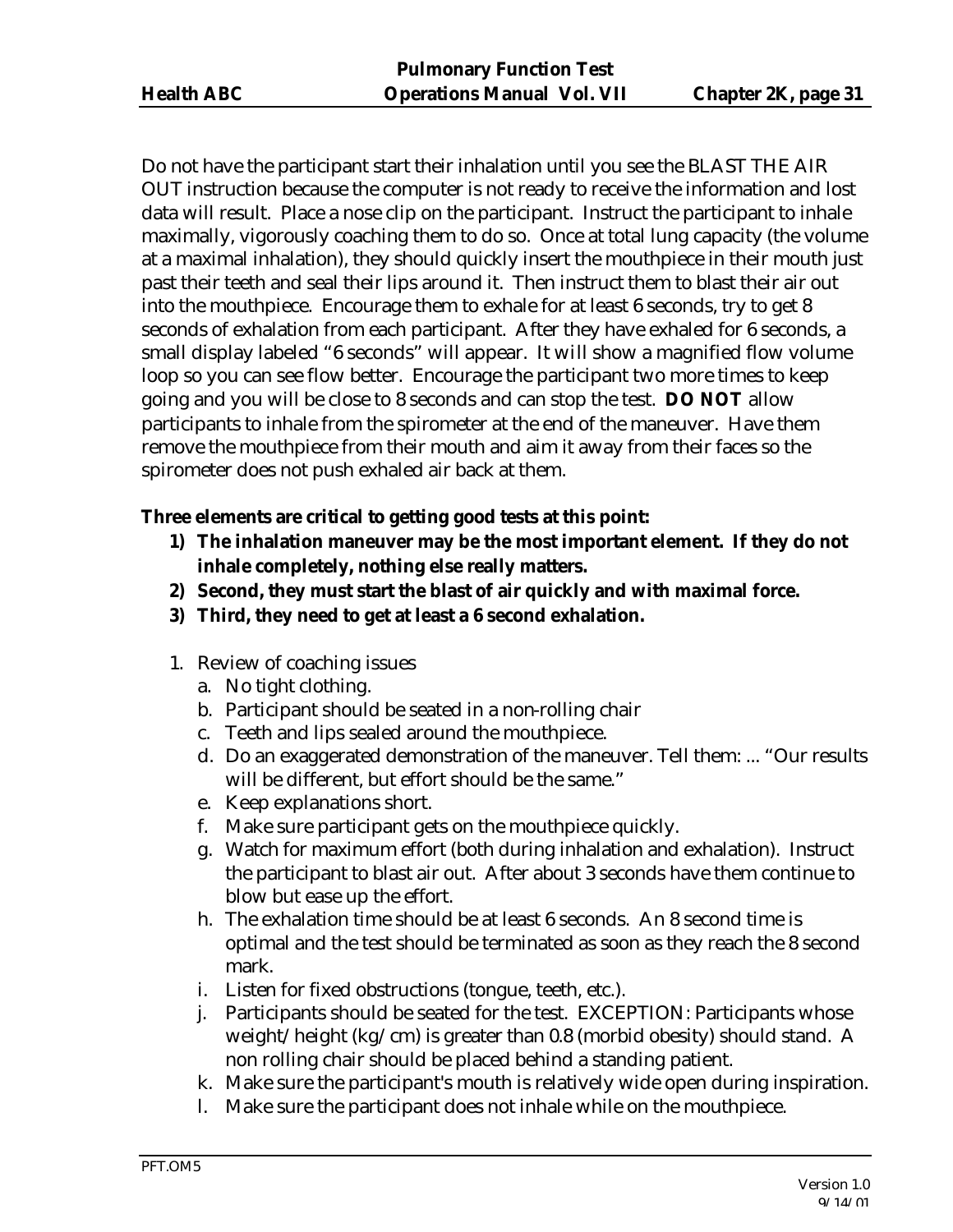Do not have the participant start their inhalation until you see the BLAST THE AIR OUT instruction because the computer is not ready to receive the information and lost data will result. Place a nose clip on the participant. Instruct the participant to inhale maximally, vigorously coaching them to do so. Once at total lung capacity (the volume at a maximal inhalation), they should quickly insert the mouthpiece in their mouth just past their teeth and seal their lips around it. Then instruct them to blast their air out into the mouthpiece. Encourage them to exhale for at least 6 seconds, try to get 8 seconds of exhalation from each participant. After they have exhaled for 6 seconds, a small display labeled "6 seconds" will appear. It will show a magnified flow volume loop so you can see flow better. Encourage the participant two more times to keep going and you will be close to 8 seconds and can stop the test. **DO NOT** allow participants to inhale from the spirometer at the end of the maneuver. Have them remove the mouthpiece from their mouth and aim it away from their faces so the spirometer does not push exhaled air back at them.

**Three elements are critical to getting good tests at this point:**

1) **The inhalation maneuver may be the most important element. If they do not inhale completely, nothing else really matters.**
2) **Second, they must start the blast of air quickly and with maximal force.**
3) **Third, they need to get at least a 6 second exhalation.**

1. Review of coaching issues
   a. No tight clothing.
   b. Participant should be seated in a non-rolling chair
   c. Teeth and lips sealed around the mouthpiece.
   d. Do an exaggerated demonstration of the maneuver. Tell them: ... "Our results will be different, but effort should be the same."
   e. Keep explanations short.
   f. Make sure participant gets on the mouthpiece quickly.
   g. Watch for maximum effort (both during inhalation and exhalation). Instruct the participant to blast air out. After about 3 seconds have them continue to blow but ease up the effort.
   h. The exhalation time should be at least 6 seconds. An 8 second time is optimal and the test should be terminated as soon as they reach the 8 second mark.
   i. Listen for fixed obstructions (tongue, teeth, etc.).
   j. Participants should be seated for the test. EXCEPTION: Participants whose weight/height (kg/cm) is greater than 0.8 (morbid obesity) should stand. A non rolling chair should be placed behind a standing patient.
   k. Make sure the participant's mouth is relatively wide open during inspiration.
   l. Make sure the participant does not inhale while on the mouthpiece.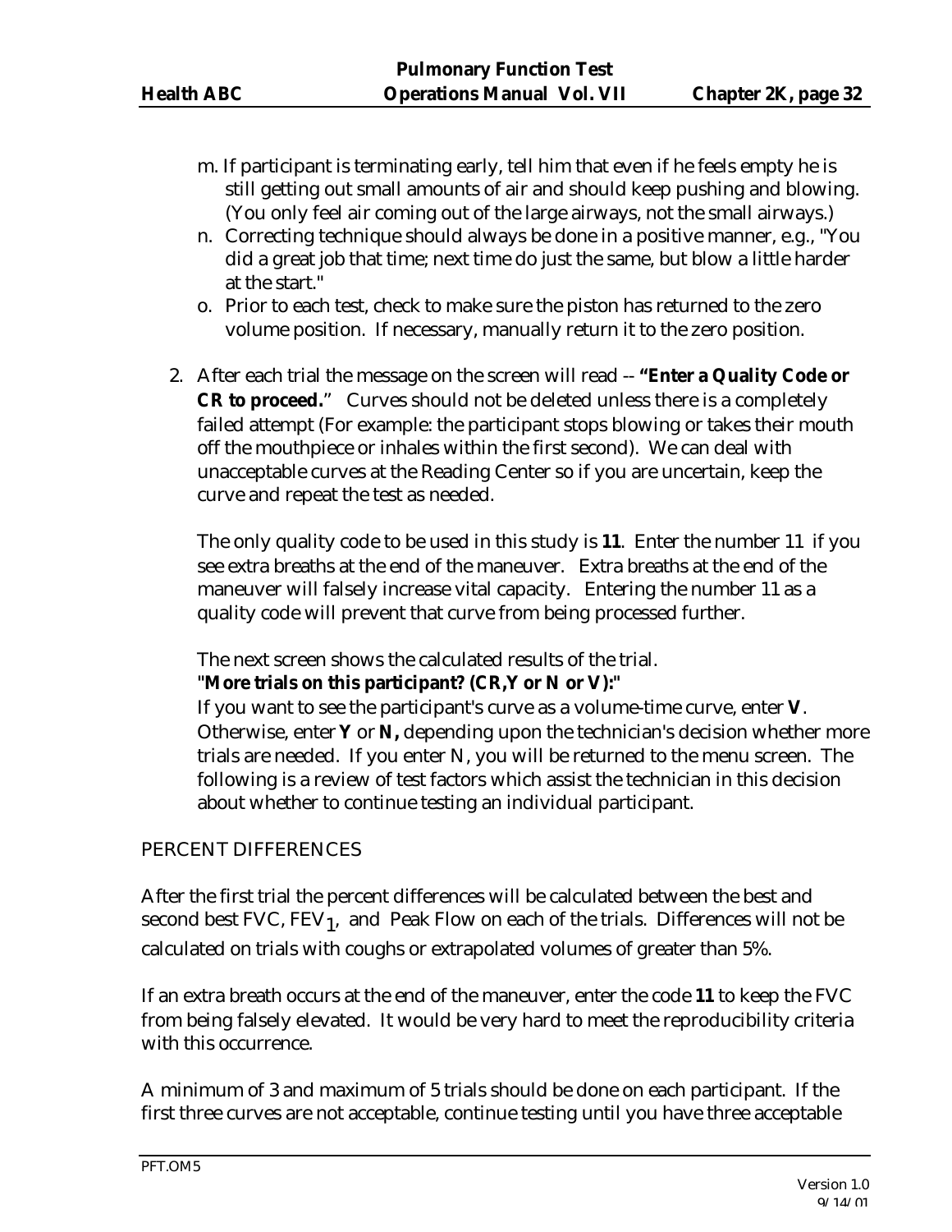m. If participant is terminating early, tell him that even if he feels empty he is still getting out small amounts of air and should keep pushing and blowing. (You only feel air coming out of the large airways, not the small airways.)

n. Correcting technique should always be done in a positive manner, e.g., "You did a great job that time; next time do just the same, but blow a little harder at the start."

o. Prior to each test, check to make sure the piston has returned to the zero volume position. If necessary, manually return it to the zero position.

2. After each trial the message on the screen will read -- **"Enter a Quality Code or CR to proceed.**" Curves should not be deleted unless there is a completely failed attempt (For example: the participant stops blowing or takes their mouth off the mouthpiece or inhales within the first second). We can deal with unacceptable curves at the Reading Center so if you are uncertain, keep the curve and repeat the test as needed.

   The only quality code to be used in this study is **11**. Enter the number 11 if you see extra breaths at the end of the maneuver. Extra breaths at the end of the maneuver will falsely increase vital capacity. Entering the number 11 as a quality code will prevent that curve from being processed further.

   The next screen shows the calculated results of the trial.
   **"More trials on this participant? (CR,Y or N or V):"**
   If you want to see the participant's curve as a volume-time curve, enter **V**. Otherwise, enter **Y** or **N,** depending upon the technician's decision whether more trials are needed. If you enter N, you will be returned to the menu screen. The following is a review of test factors which assist the technician in this decision about whether to continue testing an individual participant.

PERCENT DIFFERENCES

After the first trial the percent differences will be calculated between the best and second best FVC, $FEV_1$, and Peak Flow on each of the trials. Differences will not be calculated on trials with coughs or extrapolated volumes of greater than 5%.

If an extra breath occurs at the end of the maneuver, enter the code **11** to keep the FVC from being falsely elevated. It would be very hard to meet the reproducibility criteria with this occurrence.

A minimum of 3 and maximum of 5 trials should be done on each participant. If the first three curves are not acceptable, continue testing until you have three acceptable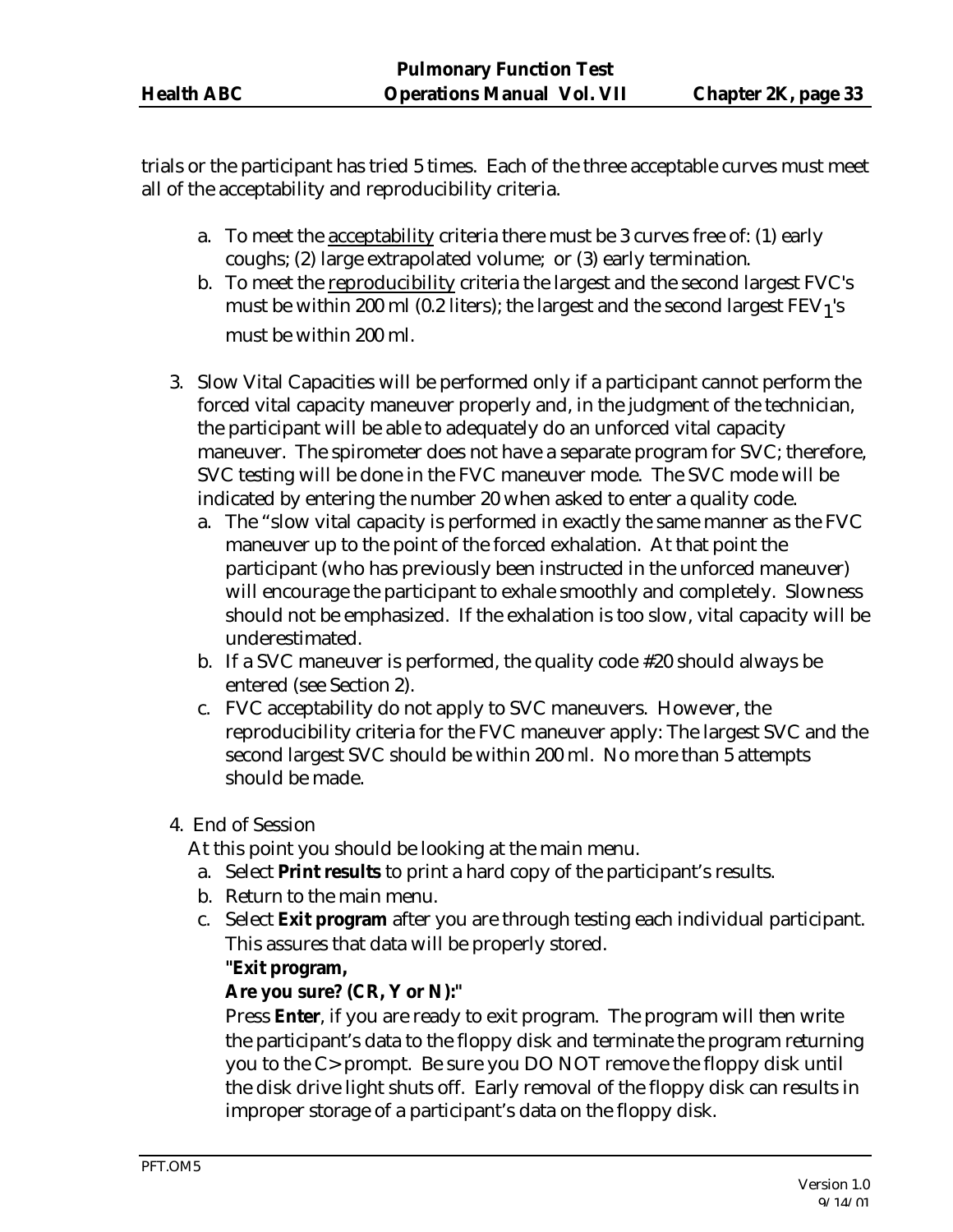trials or the participant has tried 5 times. Each of the three acceptable curves must meet all of the acceptability and reproducibility criteria.

a. To meet the acceptability criteria there must be 3 curves free of: (1) early coughs; (2) large extrapolated volume; or (3) early termination.
b. To meet the reproducibility criteria the largest and the second largest FVC's must be within 200 ml (0.2 liters); the largest and the second largest $FEV_1$'s must be within 200 ml.

3. Slow Vital Capacities will be performed only if a participant cannot perform the forced vital capacity maneuver properly and, in the judgment of the technician, the participant will be able to adequately do an unforced vital capacity maneuver. The spirometer does not have a separate program for SVC; therefore, SVC testing will be done in the FVC maneuver mode. The SVC mode will be indicated by entering the number 20 when asked to enter a quality code.
   a. The "slow vital capacity is performed in exactly the same manner as the FVC maneuver up to the point of the forced exhalation. At that point the participant (who has previously been instructed in the unforced maneuver) will encourage the participant to exhale smoothly and completely. Slowness should not be emphasized. If the exhalation is too slow, vital capacity will be underestimated.
   b. If a SVC maneuver is performed, the quality code #20 should always be entered (see Section 2).
   c. FVC acceptability do not apply to SVC maneuvers. However, the reproducibility criteria for the FVC maneuver apply: The largest SVC and the second largest SVC should be within 200 ml. No more than 5 attempts should be made.

4. End of Session
   At this point you should be looking at the main menu.
   a. Select **Print results** to print a hard copy of the participant's results.
   b. Return to the main menu.
   c. Select **Exit program** after you are through testing each individual participant. This assures that data will be properly stored.
   **"Exit program,**
   **Are you sure? (CR, Y or N):"**
   Press **Enter**, if you are ready to exit program. The program will then write the participant's data to the floppy disk and terminate the program returning you to the C> prompt. Be sure you DO NOT remove the floppy disk until the disk drive light shuts off. Early removal of the floppy disk can results in improper storage of a participant's data on the floppy disk.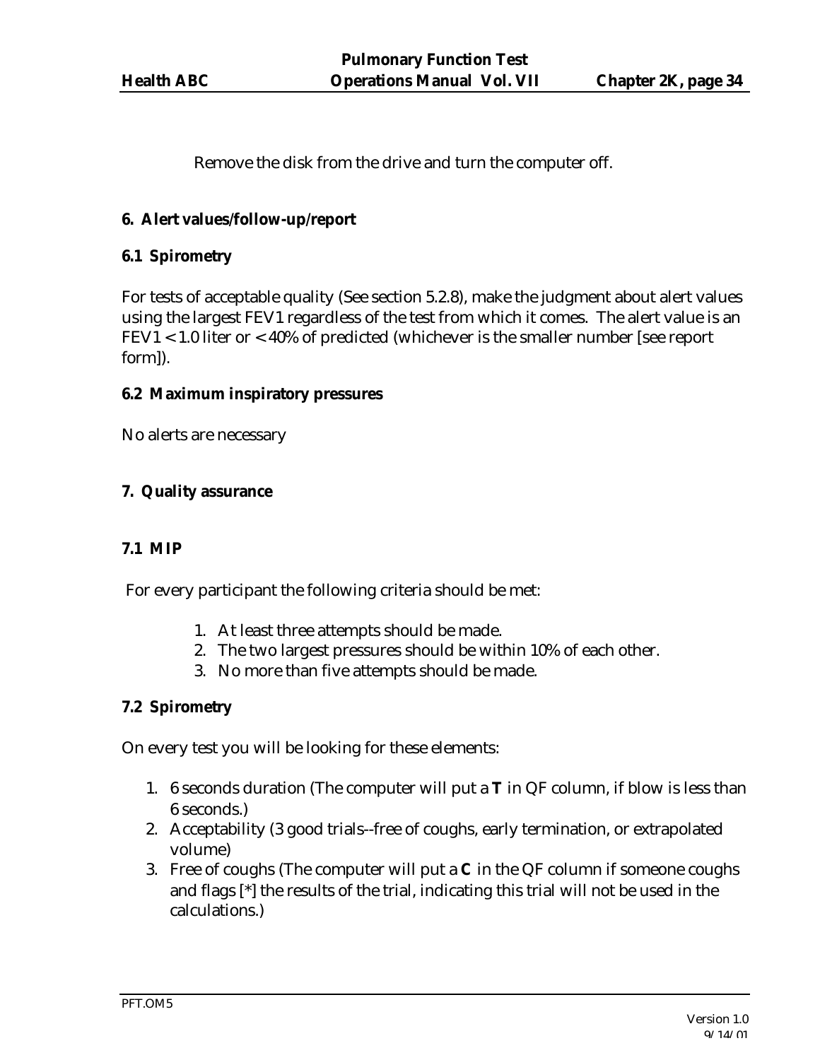Remove the disk from the drive and turn the computer off.

## 6. Alert values/follow-up/report

### 6.1 Spirometry

For tests of acceptable quality (See section 5.2.8), make the judgment about alert values using the largest FEV1 regardless of the test from which it comes. The alert value is an FEV1 < 1.0 liter or < 40% of predicted (whichever is the smaller number [see report form]).

### 6.2 Maximum inspiratory pressures

No alerts are necessary

## 7. Quality assurance

### 7.1 MIP

For every participant the following criteria should be met:

1. At least three attempts should be made.
2. The two largest pressures should be within 10% of each other.
3. No more than five attempts should be made.

### 7.2 Spirometry

On every test you will be looking for these elements:

1. 6 seconds duration (The computer will put a **T** in QF column, if blow is less than 6 seconds.)
2. Acceptability (3 good trials--free of coughs, early termination, or extrapolated volume)
3. Free of coughs (The computer will put a **C** in the QF column if someone coughs and flags [*] the results of the trial, indicating this trial will not be used in the calculations.)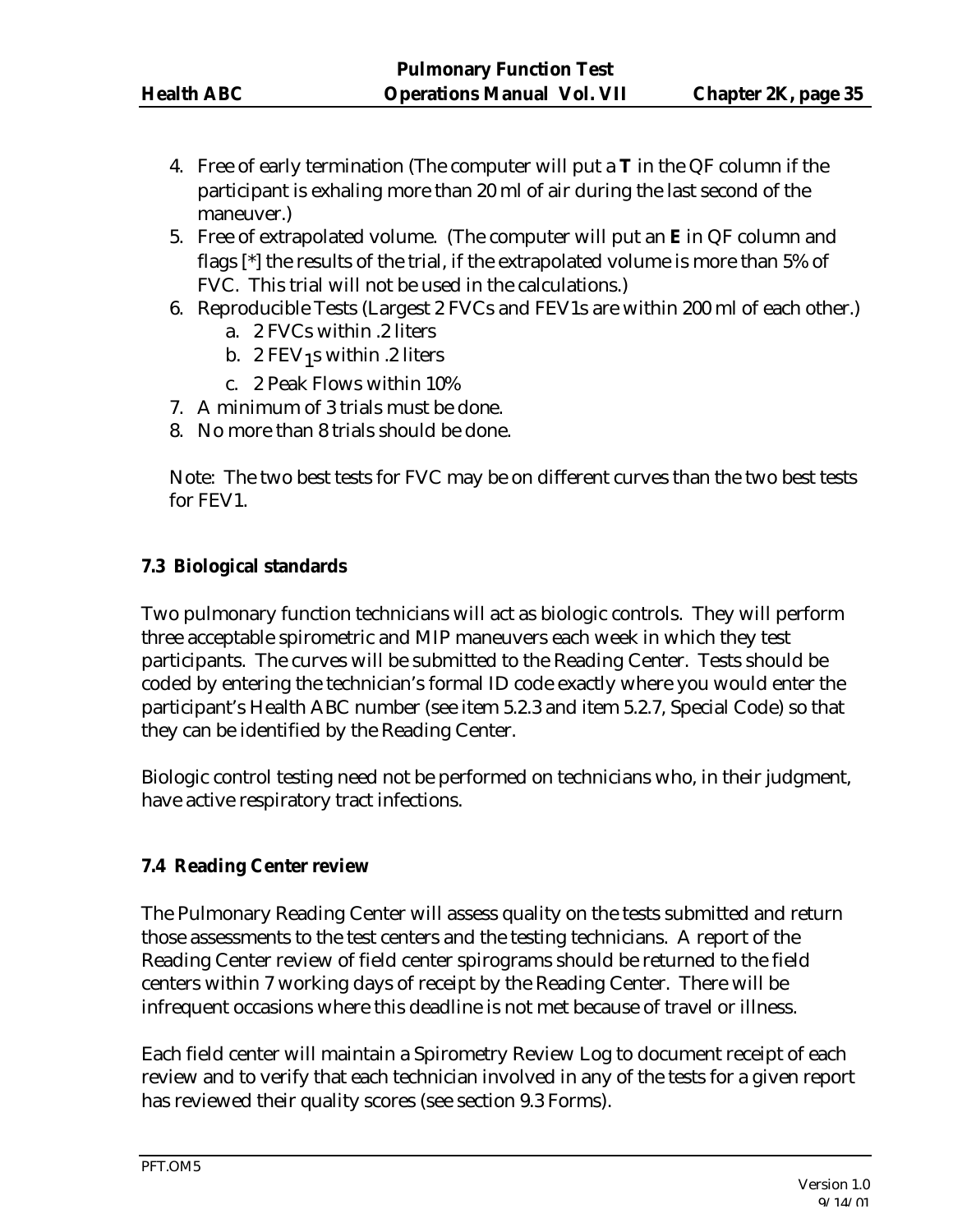4. Free of early termination (The computer will put a **T** in the QF column if the participant is exhaling more than 20 ml of air during the last second of the maneuver.)
5. Free of extrapolated volume. (The computer will put an **E** in QF column and flags [*] the results of the trial, if the extrapolated volume is more than 5% of FVC. This trial will not be used in the calculations.)
6. Reproducible Tests (Largest 2 FVCs and FEV1s are within 200 ml of each other.)
   a. 2 FVCs within .2 liters
   b. 2 $FEV_1$s within .2 liters
   c. 2 Peak Flows within 10%
7. A minimum of 3 trials must be done.
8. No more than 8 trials should be done.

Note: The two best tests for FVC may be on different curves than the two best tests for FEV1.

### 7.3 Biological standards

Two pulmonary function technicians will act as biologic controls. They will perform three acceptable spirometric and MIP maneuvers each week in which they test participants. The curves will be submitted to the Reading Center. Tests should be coded by entering the technician's formal ID code exactly where you would enter the participant's Health ABC number (see item 5.2.3 and item 5.2.7, Special Code) so that they can be identified by the Reading Center.

Biologic control testing need not be performed on technicians who, in their judgment, have active respiratory tract infections.

### 7.4 Reading Center review

The Pulmonary Reading Center will assess quality on the tests submitted and return those assessments to the test centers and the testing technicians. A report of the Reading Center review of field center spirograms should be returned to the field centers within 7 working days of receipt by the Reading Center. There will be infrequent occasions where this deadline is not met because of travel or illness.

Each field center will maintain a Spirometry Review Log to document receipt of each review and to verify that each technician involved in any of the tests for a given report has reviewed their quality scores (see section 9.3 Forms).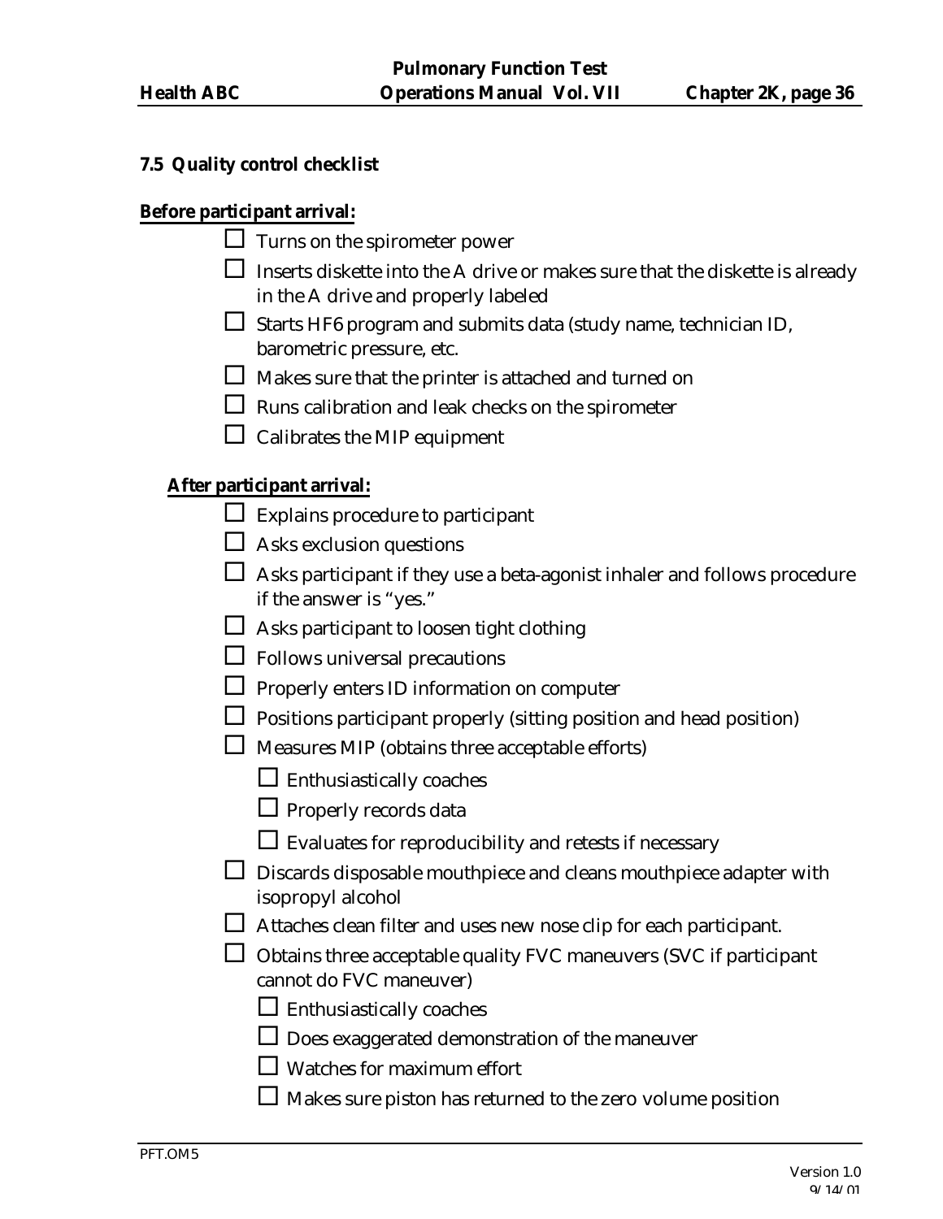### 7.5 Quality control checklist

**Before participant arrival:**

- ☐ Turns on the spirometer power
- ☐ Inserts diskette into the A drive or makes sure that the diskette is already in the A drive and properly labeled
- ☐ Starts HF6 program and submits data (study name, technician ID, barometric pressure, etc.
- ☐ Makes sure that the printer is attached and turned on
- ☐ Runs calibration and leak checks on the spirometer
- ☐ Calibrates the MIP equipment

**After participant arrival:**

- ☐ Explains procedure to participant
- ☐ Asks exclusion questions
- ☐ Asks participant if they use a beta-agonist inhaler and follows procedure if the answer is "yes."
- ☐ Asks participant to loosen tight clothing
- ☐ Follows universal precautions
- ☐ Properly enters ID information on computer
- ☐ Positions participant properly (sitting position and head position)
- ☐ Measures MIP (obtains three acceptable efforts)
  - ☐ Enthusiastically coaches
  - ☐ Properly records data
  - ☐ Evaluates for reproducibility and retests if necessary
- ☐ Discards disposable mouthpiece and cleans mouthpiece adapter with isopropyl alcohol
- ☐ Attaches clean filter and uses new nose clip for each participant.
- ☐ Obtains three acceptable quality FVC maneuvers (SVC if participant cannot do FVC maneuver)
  - ☐ Enthusiastically coaches
  - ☐ Does exaggerated demonstration of the maneuver
  - ☐ Watches for maximum effort
  - ☐ Makes sure piston has returned to the zero volume position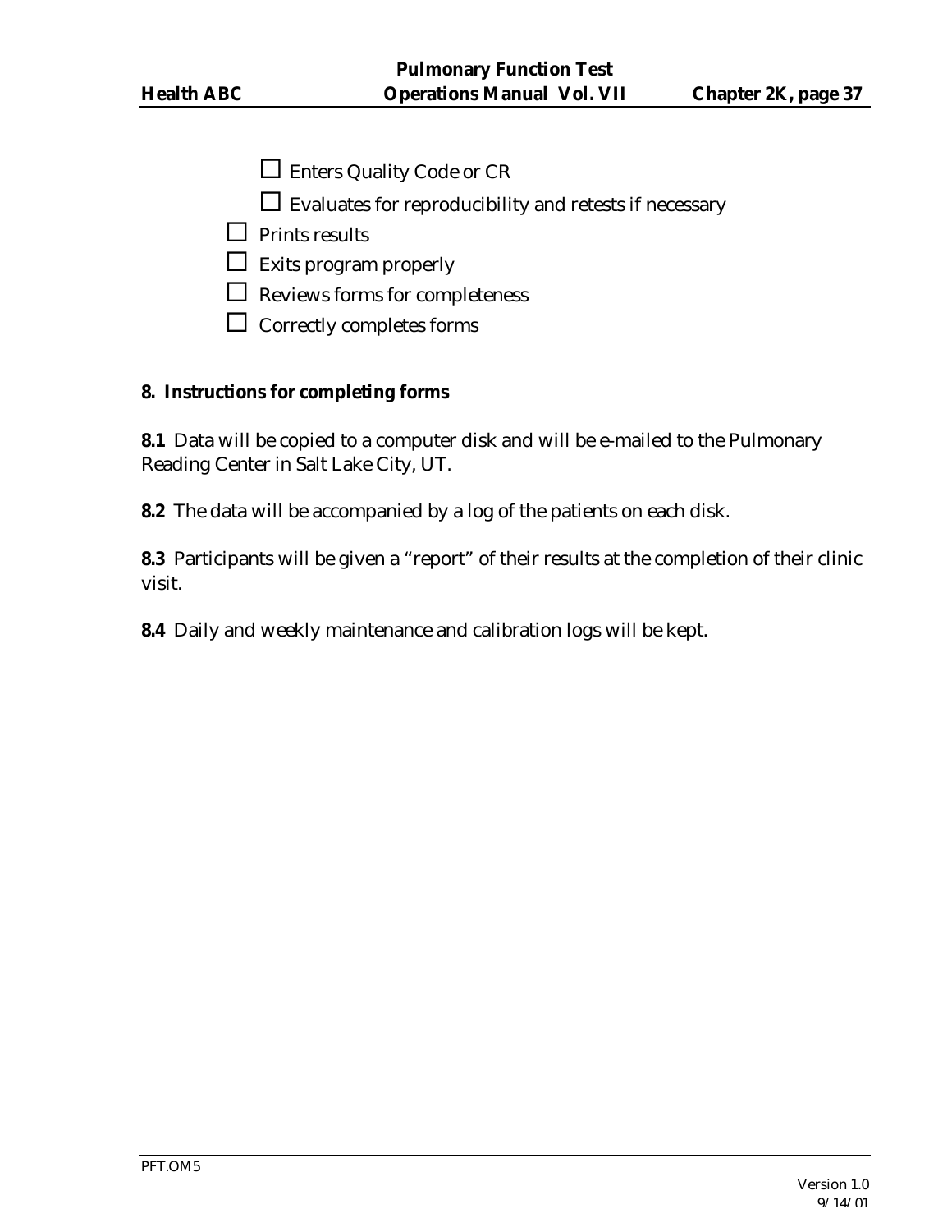- ☐ Enters Quality Code or CR
    - ☐ Evaluates for reproducibility and retests if necessary
- ☐ Prints results
- ☐ Exits program properly
- ☐ Reviews forms for completeness
- ☐ Correctly completes forms

**8. Instructions for completing forms**

**8.1** Data will be copied to a computer disk and will be e-mailed to the Pulmonary Reading Center in Salt Lake City, UT.

**8.2** The data will be accompanied by a log of the patients on each disk.

**8.3** Participants will be given a "report" of their results at the completion of their clinic visit.

**8.4** Daily and weekly maintenance and calibration logs will be kept.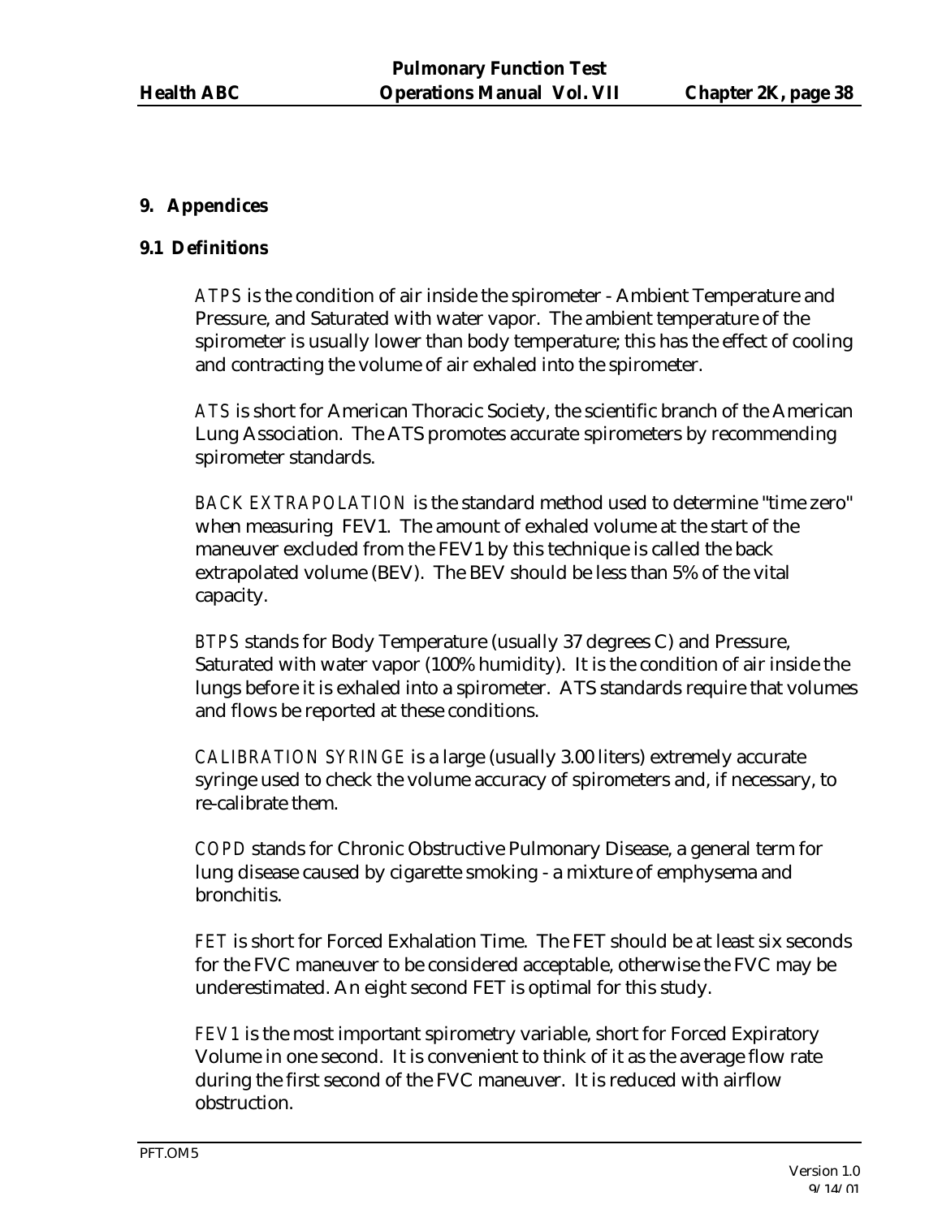## 9. Appendices

### 9.1 Definitions

*ATPS* is the condition of air inside the spirometer - Ambient Temperature and Pressure, and Saturated with water vapor. The ambient temperature of the spirometer is usually lower than body temperature; this has the effect of cooling and contracting the volume of air exhaled into the spirometer.

*ATS* is short for American Thoracic Society, the scientific branch of the American Lung Association. The ATS promotes accurate spirometers by recommending spirometer standards.

*BACK EXTRAPOLATION* is the standard method used to determine "time zero" when measuring FEV1. The amount of exhaled volume at the start of the maneuver excluded from the FEV1 by this technique is called the back extrapolated volume (BEV). The BEV should be less than 5% of the vital capacity.

*BTPS* stands for Body Temperature (usually 37 degrees C) and Pressure, Saturated with water vapor (100% humidity). It is the condition of air inside the lungs before it is exhaled into a spirometer. ATS standards require that volumes and flows be reported at these conditions.

*CALIBRATION SYRINGE* is a large (usually 3.00 liters) extremely accurate syringe used to check the volume accuracy of spirometers and, if necessary, to re-calibrate them.

*COPD* stands for Chronic Obstructive Pulmonary Disease, a general term for lung disease caused by cigarette smoking - a mixture of emphysema and bronchitis.

*FET* is short for Forced Exhalation Time. The FET should be at least six seconds for the FVC maneuver to be considered acceptable, otherwise the FVC may be underestimated. An eight second FET is optimal for this study.

*FEV1* is the most important spirometry variable, short for Forced Expiratory Volume in one second. It is convenient to think of it as the average flow rate during the first second of the FVC maneuver. It is reduced with airflow obstruction.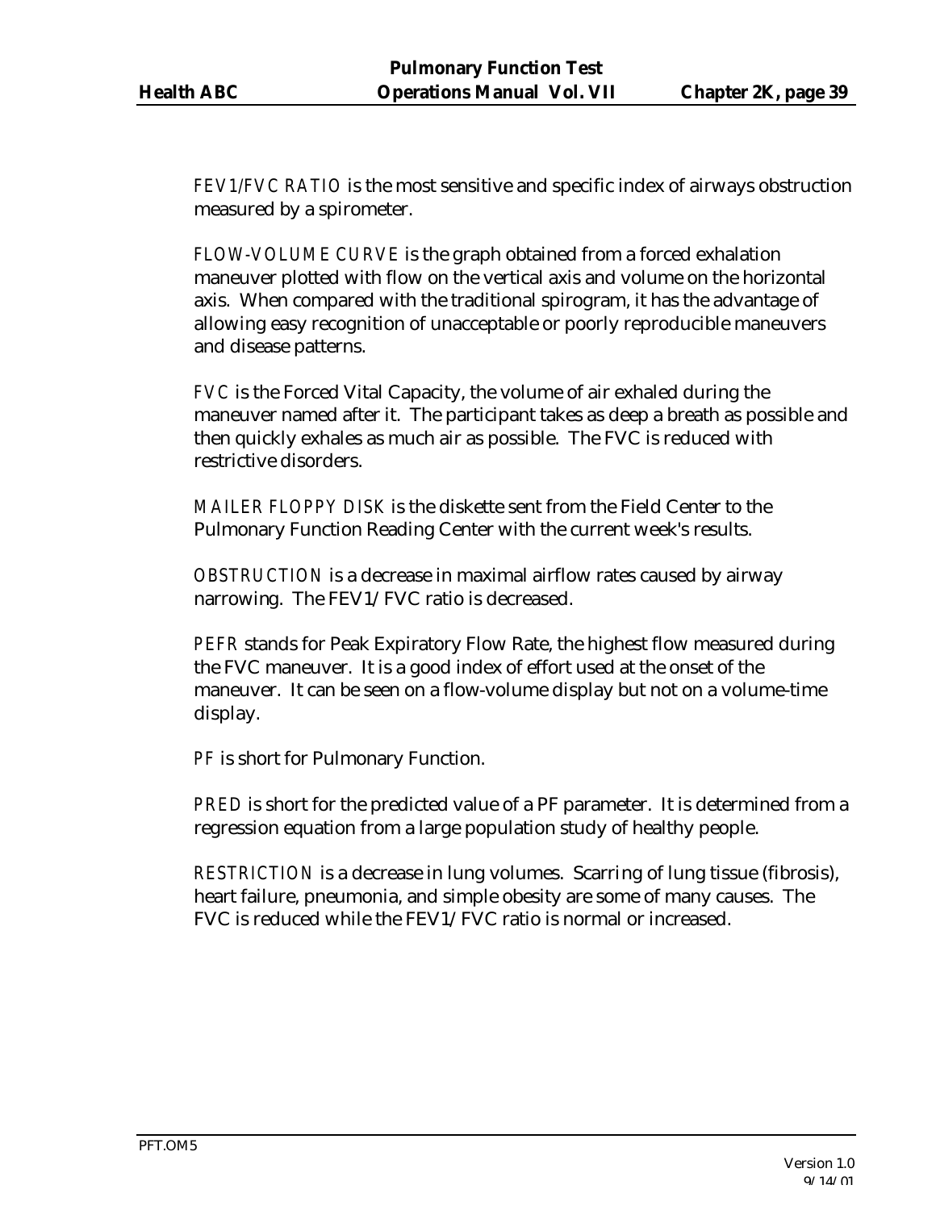*FEV1/FVC RATIO* is the most sensitive and specific index of airways obstruction measured by a spirometer.

*FLOW-VOLUME CURVE* is the graph obtained from a forced exhalation maneuver plotted with flow on the vertical axis and volume on the horizontal axis. When compared with the traditional spirogram, it has the advantage of allowing easy recognition of unacceptable or poorly reproducible maneuvers and disease patterns.

*FVC* is the Forced Vital Capacity, the volume of air exhaled during the maneuver named after it. The participant takes as deep a breath as possible and then quickly exhales as much air as possible. The FVC is reduced with restrictive disorders.

*MAILER FLOPPY DISK* is the diskette sent from the Field Center to the Pulmonary Function Reading Center with the current week's results.

*OBSTRUCTION* is a decrease in maximal airflow rates caused by airway narrowing. The FEV1/FVC ratio is decreased.

*PEFR* stands for Peak Expiratory Flow Rate, the highest flow measured during the FVC maneuver. It is a good index of effort used at the onset of the maneuver. It can be seen on a flow-volume display but not on a volume-time display.

*PF* is short for Pulmonary Function.

*PRED* is short for the predicted value of a PF parameter. It is determined from a regression equation from a large population study of healthy people.

*RESTRICTION* is a decrease in lung volumes. Scarring of lung tissue (fibrosis), heart failure, pneumonia, and simple obesity are some of many causes. The FVC is reduced while the FEV1/FVC ratio is normal or increased.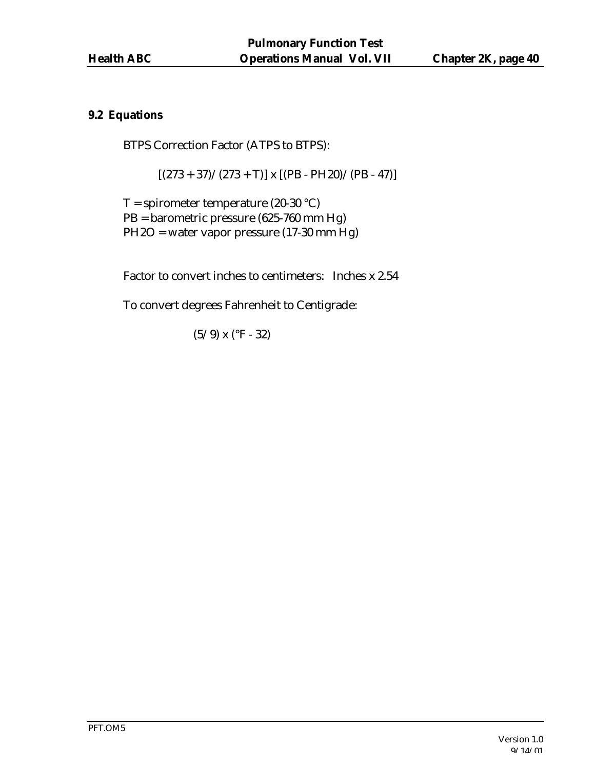## 9.2 Equations

BTPS Correction Factor (ATPS to BTPS):

$$[(273 + 37)/(273 + T)] \times [(PB - PH20)/(PB - 47)]$$

T = spirometer temperature (20-30 °C)
PB = barometric pressure (625-760 mm Hg)
PH2O = water vapor pressure (17-30 mm Hg)

Factor to convert inches to centimeters: Inches x 2.54

To convert degrees Fahrenheit to Centigrade:

$$(5/9) \times (°F - 32)$$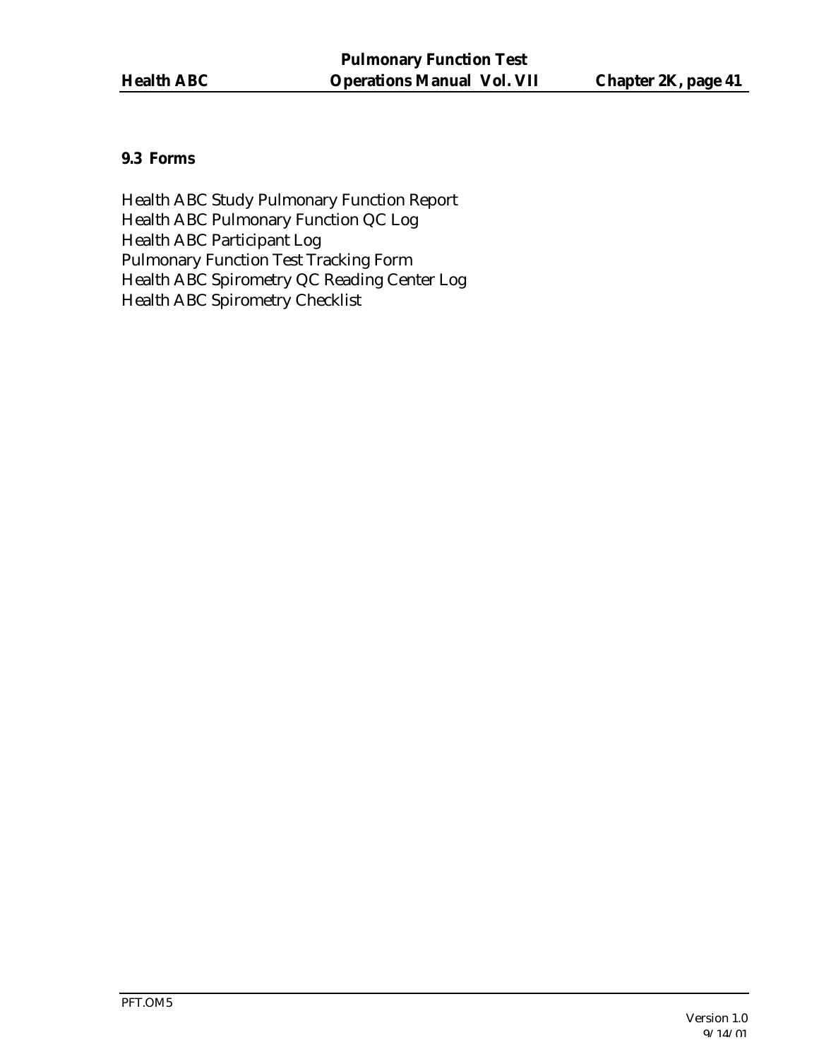### 9.3 Forms

Health ABC Study Pulmonary Function Report
Health ABC Pulmonary Function QC Log
Health ABC Participant Log
Pulmonary Function Test Tracking Form
Health ABC Spirometry QC Reading Center Log
Health ABC Spirometry Checklist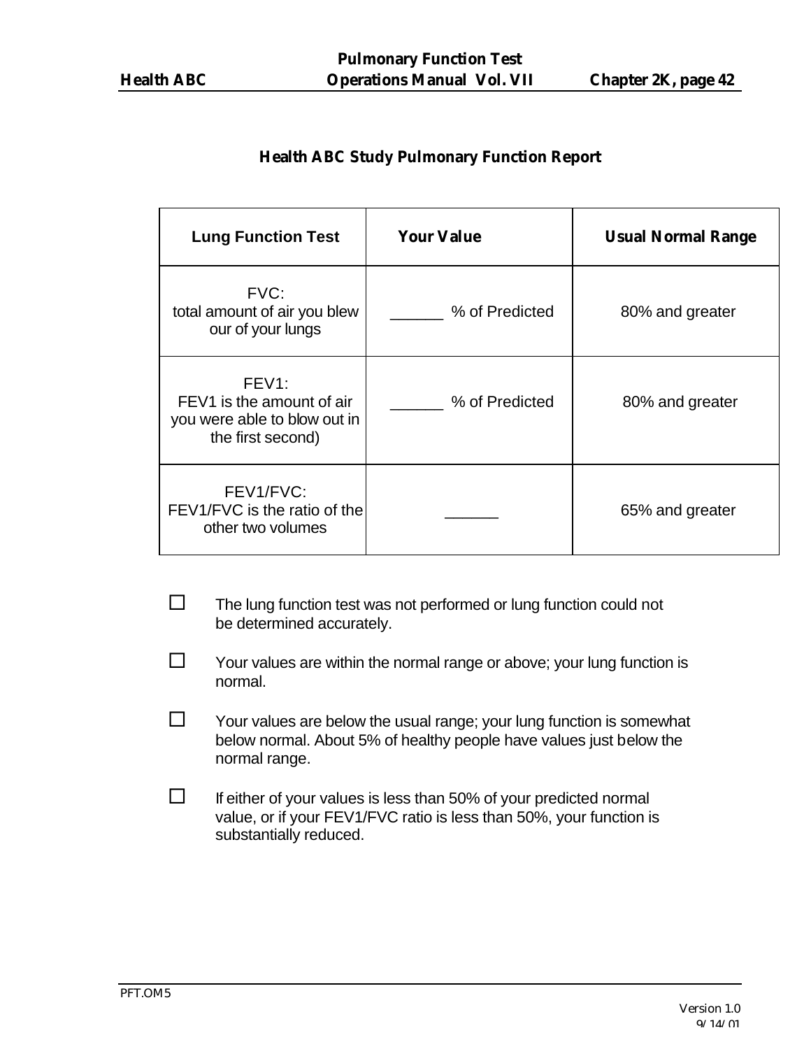## Health ABC Study Pulmonary Function Report

| Lung Function Test | Your Value | Usual Normal Range |
|---|---|---|
| FVC: total amount of air you blew our of your lungs | ______ % of Predicted | 80% and greater |
| FEV1: FEV1 is the amount of air you were able to blow out in the first second) | ______ % of Predicted | 80% and greater |
| FEV1/FVC: FEV1/FVC is the ratio of the other two volumes | ______ | 65% and greater |

☐ The lung function test was not performed or lung function could not be determined accurately.

☐ Your values are within the normal range or above; your lung function is normal.

☐ Your values are below the usual range; your lung function is somewhat below normal. About 5% of healthy people have values just below the normal range.

☐ If either of your values is less than 50% of your predicted normal value, or if your FEV1/FVC ratio is less than 50%, your function is substantially reduced.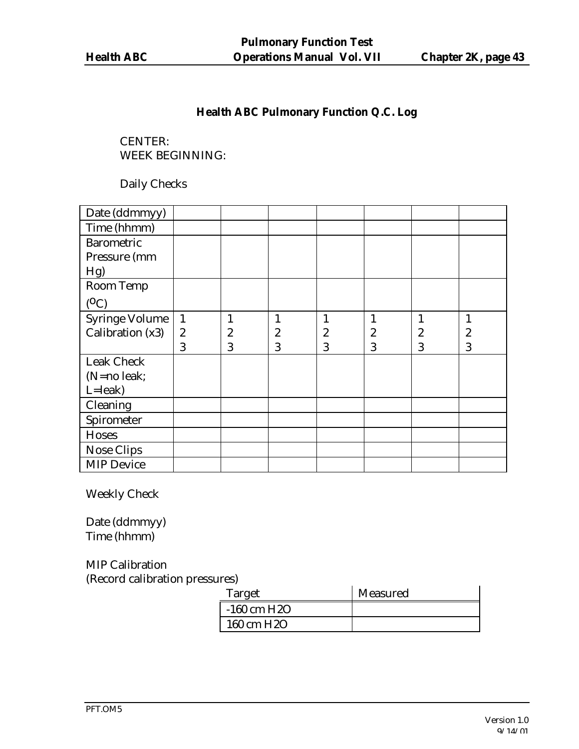## Health ABC Pulmonary Function Q.C. Log

CENTER:
WEEK BEGINNING:

Daily Checks

| Date (ddmmyy) | | | | | | | |
|---|---|---|---|---|---|---|---|
| Time (hhmm) | | | | | | | |
| Barometric Pressure (mm Hg) | | | | | | | |
| Room Temp (°C) | | | | | | | |
| Syringe Volume Calibration (x3) | 1<br>2<br>3 | 1<br>2<br>3 | 1<br>2<br>3 | 1<br>2<br>3 | 1<br>2<br>3 | 1<br>2<br>3 | 1<br>2<br>3 |
| Leak Check (N=no leak; L=leak) | | | | | | | |
| Cleaning | | | | | | | |
| Spirometer | | | | | | | |
| Hoses | | | | | | | |
| Nose Clips | | | | | | | |
| MIP Device | | | | | | | |

Weekly Check

Date (ddmmyy)
Time (hhmm)

MIP Calibration
(Record calibration pressures)

| Target | Measured |
|---|---|
| -160 cm H2O | |
| 160 cm H2O | |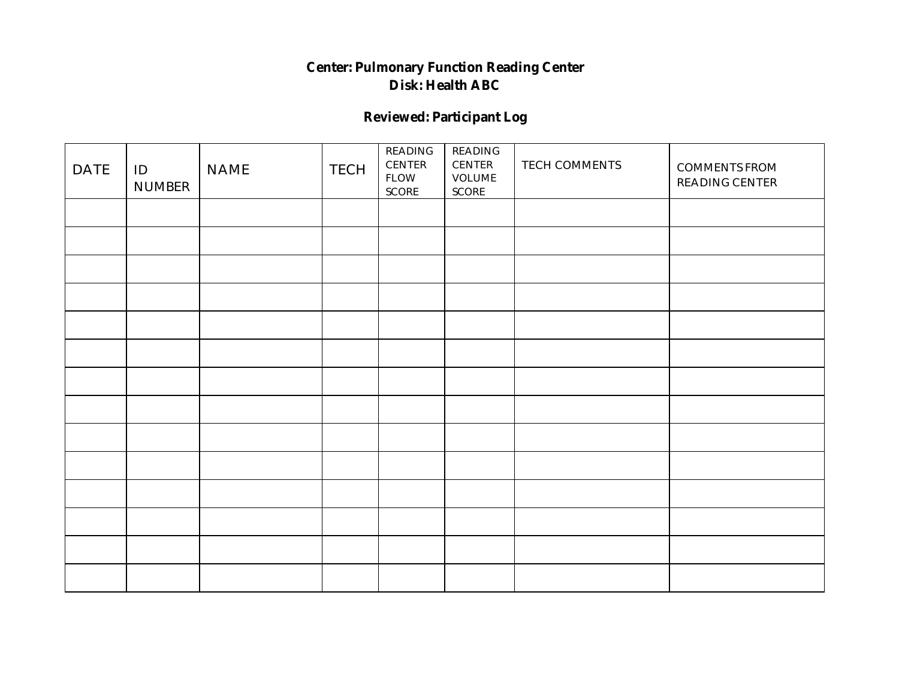**Center: Pulmonary Function Reading Center**
**Disk: Health ABC**

**Reviewed: Participant Log**

| DATE | ID NUMBER | NAME | TECH | READING CENTER FLOW SCORE | READING CENTER VOLUME SCORE | TECH COMMENTS | COMMENTS FROM READING CENTER |
|---|---|---|---|---|---|---|---|
| | | | | | | | |
| | | | | | | | |
| | | | | | | | |
| | | | | | | | |
| | | | | | | | |
| | | | | | | | |
| | | | | | | | |
| | | | | | | | |
| | | | | | | | |
| | | | | | | | |
| | | | | | | | |
| | | | | | | | |
| | | | | | | | |
| | | | | | | | |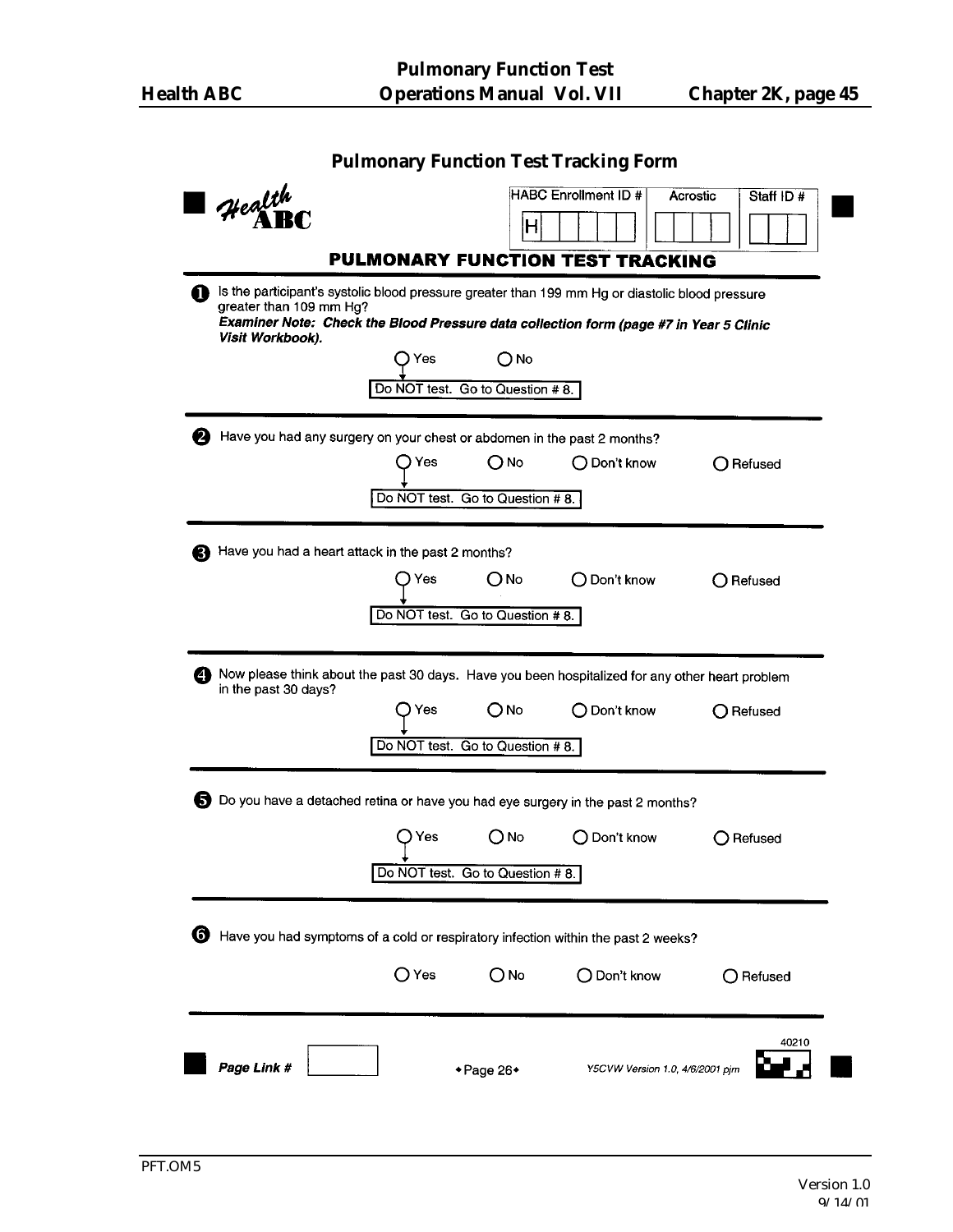## Pulmonary Function Test Tracking Form

**Health ABC**

| HABC Enrollment ID # | Acrostic | Staff ID # |
|---|---|---|
| H | | |

### PULMONARY FUNCTION TEST TRACKING

**1** Is the participant's systolic blood pressure greater than 199 mm Hg or diastolic blood pressure greater than 109 mm Hg?
***Examiner Note: Check the Blood Pressure data collection form (page #7 in Year 5 Clinic Visit Workbook).***

○ Yes ○ No

Yes → Do NOT test. Go to Question # 8.

**2** Have you had any surgery on your chest or abdomen in the past 2 months?

○ Yes ○ No ○ Don't know ○ Refused

Yes → Do NOT test. Go to Question # 8.

**3** Have you had a heart attack in the past 2 months?

○ Yes ○ No ○ Don't know ○ Refused

Yes → Do NOT test. Go to Question # 8.

**4** Now please think about the past 30 days. Have you been hospitalized for any other heart problem in the past 30 days?

○ Yes ○ No ○ Don't know ○ Refused

Yes → Do NOT test. Go to Question # 8.

**5** Do you have a detached retina or have you had eye surgery in the past 2 months?

○ Yes ○ No ○ Don't know ○ Refused

Yes → Do NOT test. Go to Question # 8.

**6** Have you had symptoms of a cold or respiratory infection within the past 2 weeks?

○ Yes ○ No ○ Don't know ○ Refused

***Page Link #*** ☐

•Page 26•

*Y5CVW Version 1.0, 4/6/2001 pjm*

40210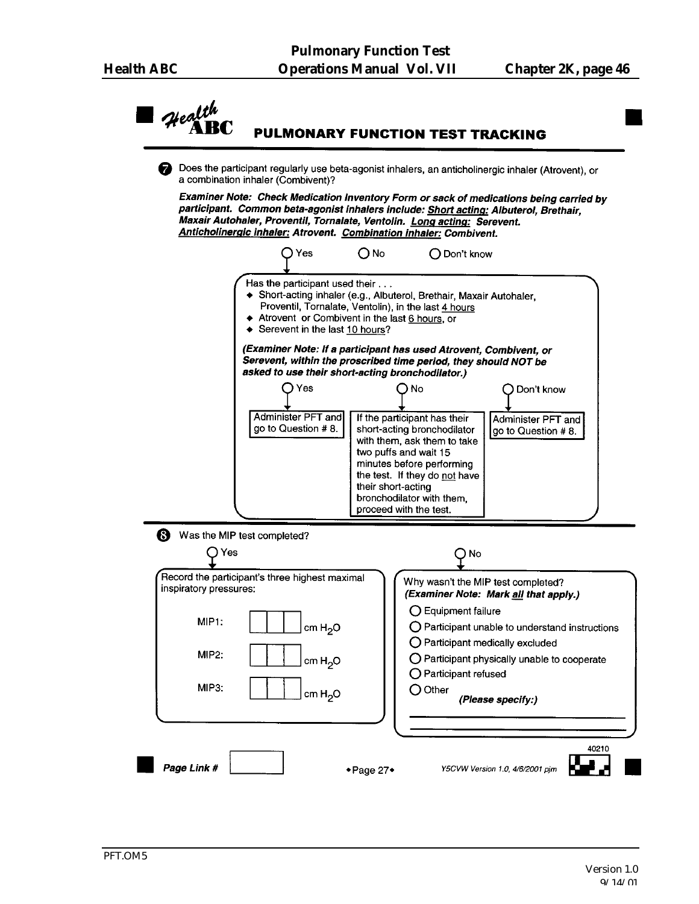# Health ABC PULMONARY FUNCTION TEST TRACKING

**7** Does the participant regularly use beta-agonist inhalers, an anticholinergic inhaler (Atrovent), or a combination inhaler (Combivent)?

***Examiner Note: Check Medication Inventory Form or sack of medications being carried by participant. Common beta-agonist inhalers include: Short acting: Albuterol, Brethair, Maxair Autohaler, Proventil, Tornalate, Ventolin. Long acting: Serevent. Anticholinergic inhaler: Atrovent. Combination inhaler: Combivent.***

○ Yes ○ No ○ Don't know

If Yes:

Has the participant used their . . .

- Short-acting inhaler (e.g., Albuterol, Brethair, Maxair Autohaler, Proventil, Tornalate, Ventolin), in the last 4 hours
- Atrovent or Combivent in the last 6 hours, or
- Serevent in the last 10 hours?

***(Examiner Note: If a participant has used Atrovent, Combivent, or Serevent, within the proscribed time period, they should NOT be asked to use their short-acting bronchodilator.)***

○ Yes → Administer PFT and go to Question # 8.

○ No → If the participant has their short-acting bronchodilator with them, ask them to take two puffs and wait 15 minutes before performing the test. If they do not have their short-acting bronchodilator with them, proceed with the test.

○ Don't know → Administer PFT and go to Question # 8.

**8** Was the MIP test completed?

○ Yes → Record the participant's three highest maximal inspiratory pressures:

MIP1: ☐☐☐ cm $H_2O$

MIP2: ☐☐☐ cm $H_2O$

MIP3: ☐☐☐ cm $H_2O$

○ No → Why wasn't the MIP test completed? ***(Examiner Note: Mark all that apply.)***

○ Equipment failure

○ Participant unable to understand instructions

○ Participant medically excluded

○ Participant physically unable to cooperate

○ Participant refused

○ Other ***(Please specify:)***

______________________________

______________________________

40210

***Page Link #*** ☐

Y5CVW Version 1.0, 4/6/2001 pjm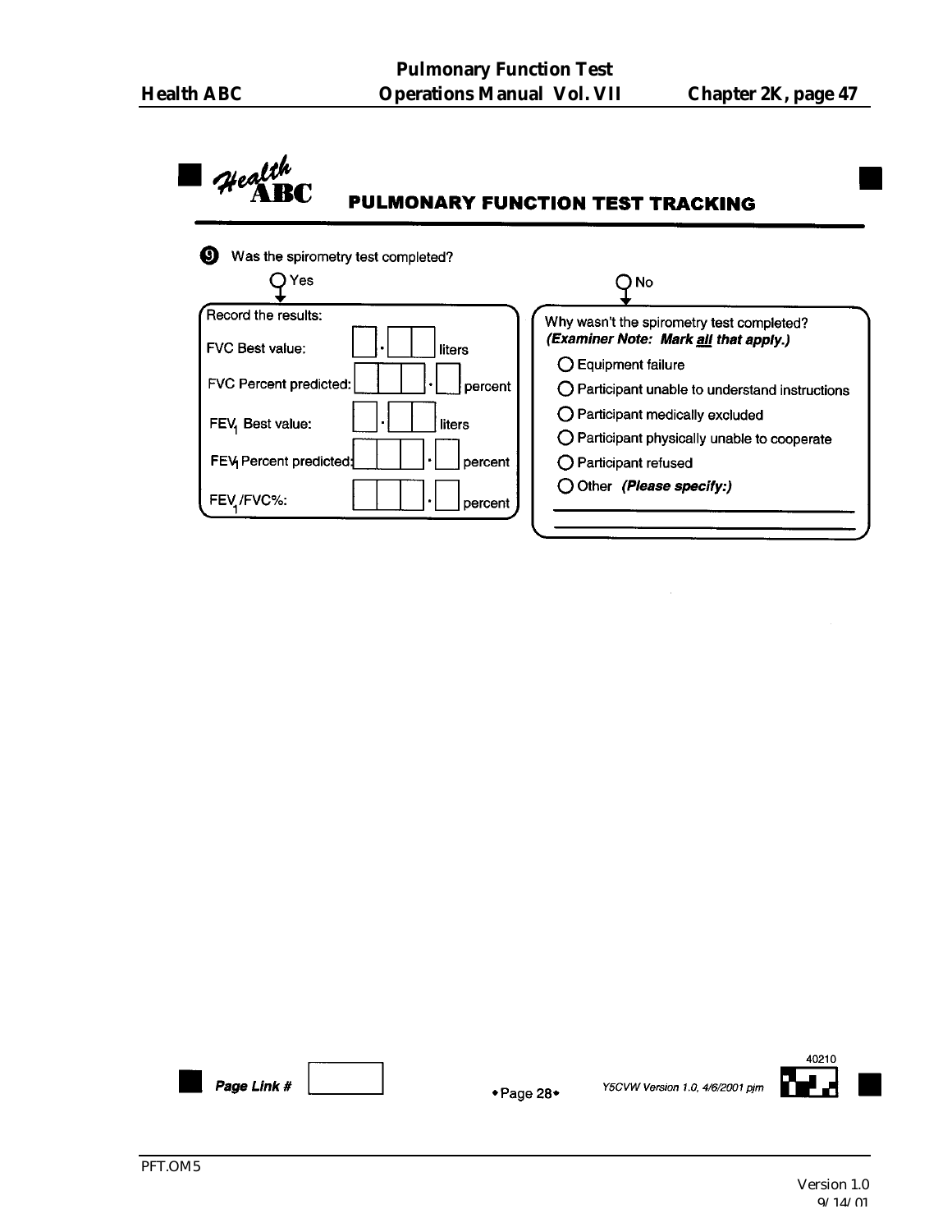## Health ABC — PULMONARY FUNCTION TEST TRACKING

**9** Was the spirometry test completed?

○ Yes

Record the results:

FVC Best value: ☐ . ☐☐ liters

FVC Percent predicted: ☐☐☐ . ☐ percent

$FEV_1$ Best value: ☐ . ☐☐ liters

$FEV_1$ Percent predicted: ☐☐☐ . ☐ percent

$FEV_1$/FVC%: ☐☐☐ . ☐ percent

○ No

Why wasn't the spirometry test completed?
***(Examiner Note: Mark all that apply.)***

- ○ Equipment failure
- ○ Participant unable to understand instructions
- ○ Participant medically excluded
- ○ Participant physically unable to cooperate
- ○ Participant refused
- ○ Other ***(Please specify:)***

______________________________

______________________________

***Page Link #*** ☐

• Page 28 •

*Y5CVW Version 1.0, 4/6/2001 pjm*

40210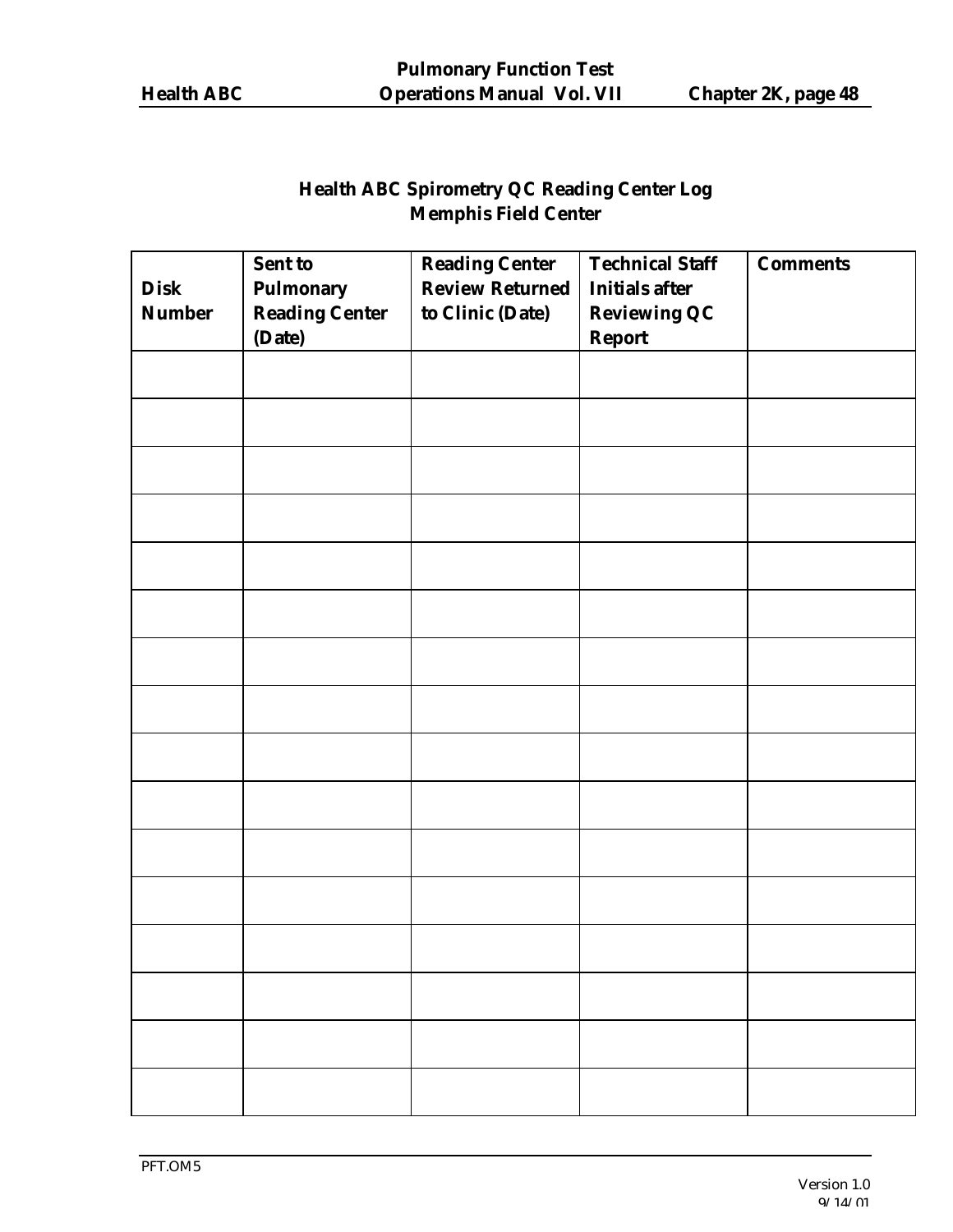## Health ABC Spirometry QC Reading Center Log
## Memphis Field Center

| Disk Number | Sent to Pulmonary Reading Center (Date) | Reading Center Review Returned to Clinic (Date) | Technical Staff Initials after Reviewing QC Report | Comments |
|---|---|---|---|---|
| | | | | |
| | | | | |
| | | | | |
| | | | | |
| | | | | |
| | | | | |
| | | | | |
| | | | | |
| | | | | |
| | | | | |
| | | | | |
| | | | | |
| | | | | |
| | | | | |
| | | | | |
| | | | | |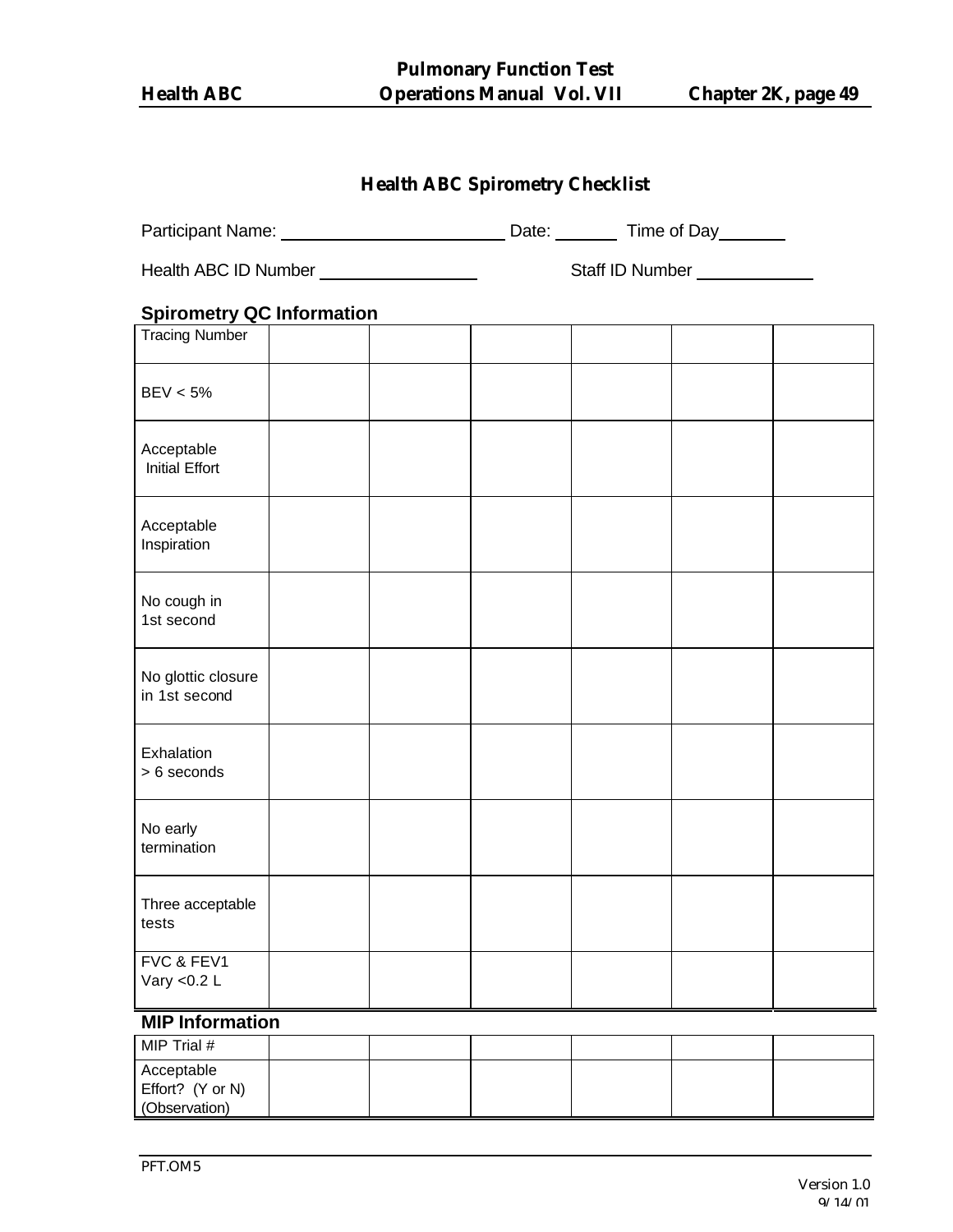## Health ABC Spirometry Checklist

Participant Name: ______________________ Date: ______ Time of Day______

Health ABC ID Number ________________ Staff ID Number ____________

### Spirometry QC Information

| Tracing Number | | | | | | |
|---|---|---|---|---|---|---|
| BEV < 5% | | | | | | |
| Acceptable Initial Effort | | | | | | |
| Acceptable Inspiration | | | | | | |
| No cough in 1st second | | | | | | |
| No glottic closure in 1st second | | | | | | |
| Exhalation > 6 seconds | | | | | | |
| No early termination | | | | | | |
| Three acceptable tests | | | | | | |
| FVC & FEV1 Vary <0.2 L | | | | | | |

### MIP Information

| MIP Trial # | | | | | | |
|---|---|---|---|---|---|---|
| Acceptable Effort? (Y or N) (Observation) | | | | | | |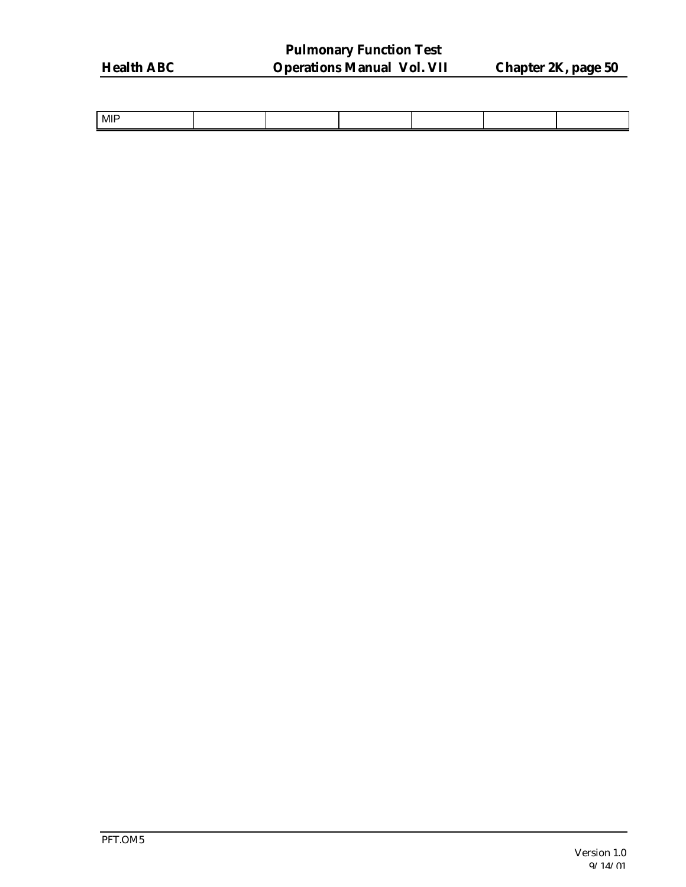| | | | | | | |
|---|---|---|---|---|---|---|
| MIP | | | | | | |